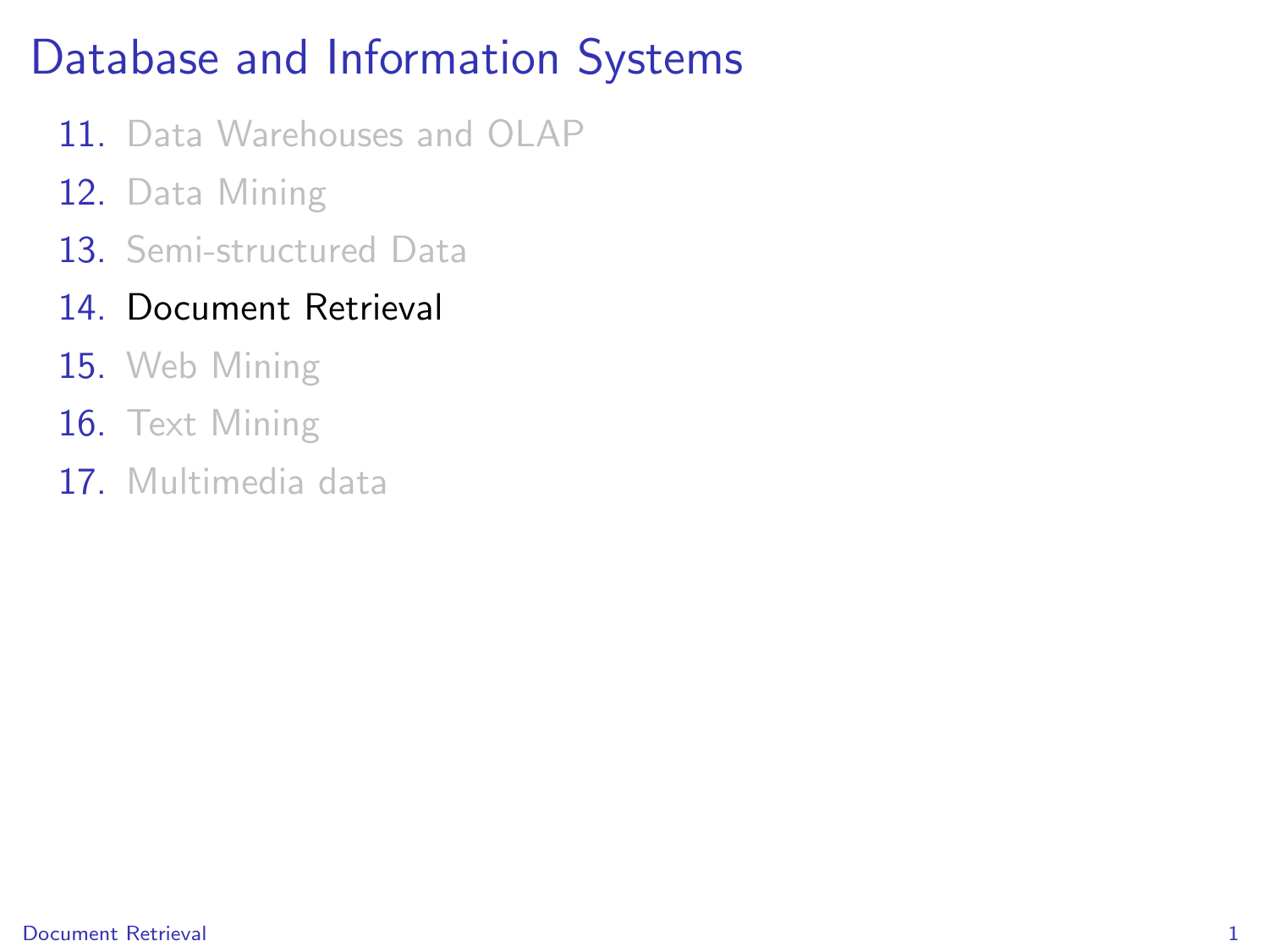# Database and Information Systems

11. Data Warehouses and OLAP
12. Data Mining
13. Semi-structured Data
14. Document Retrieval
15. Web Mining
16. Text Mining
17. Multimedia data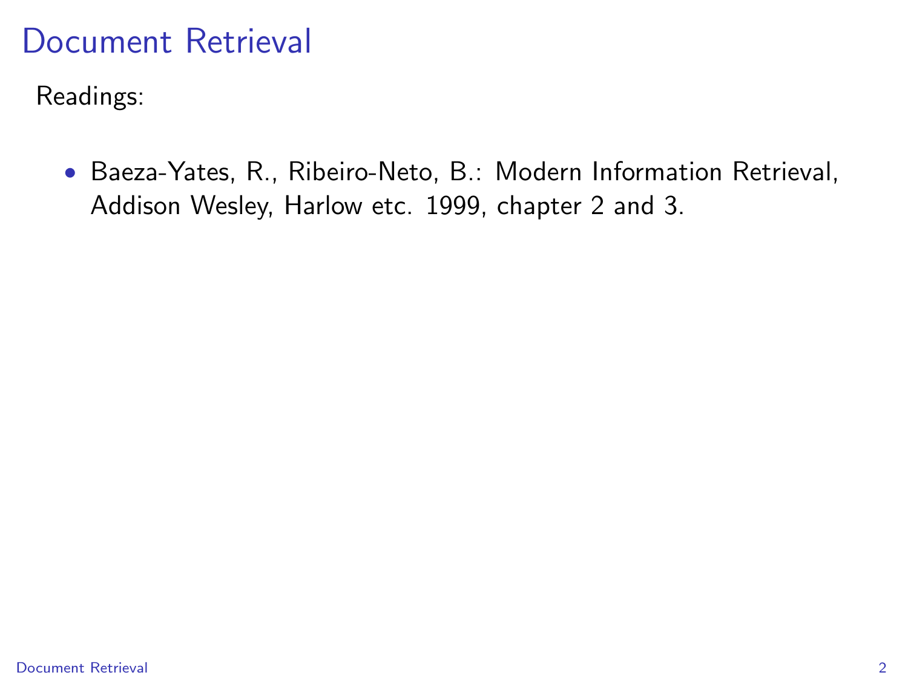# Document Retrieval

Readings:

- Baeza-Yates, R., Ribeiro-Neto, B.: Modern Information Retrieval, Addison Wesley, Harlow etc. 1999, chapter 2 and 3.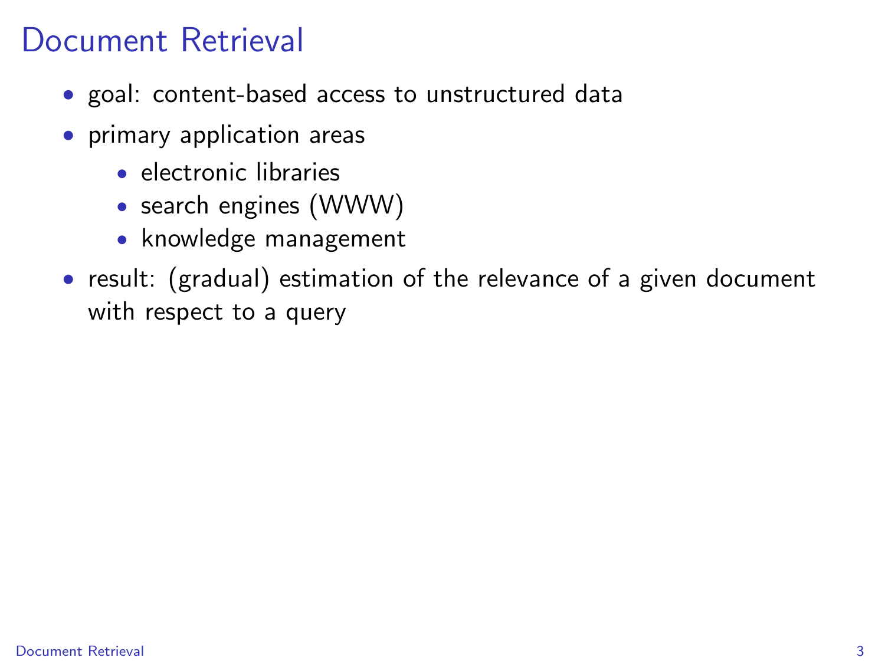# Document Retrieval

- goal: content-based access to unstructured data
- primary application areas
  - electronic libraries
  - search engines (WWW)
  - knowledge management
- result: (gradual) estimation of the relevance of a given document with respect to a query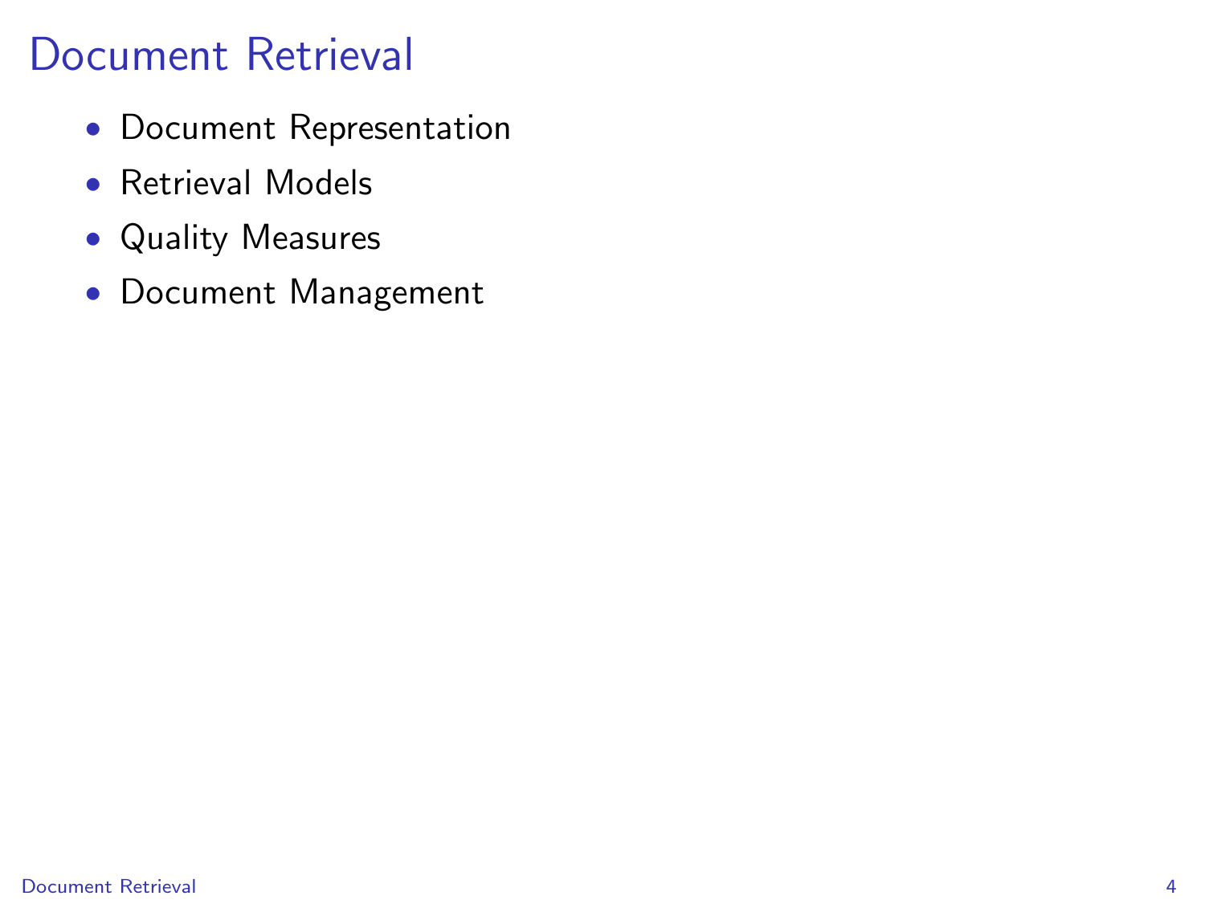# Document Retrieval

- Document Representation
- Retrieval Models
- Quality Measures
- Document Management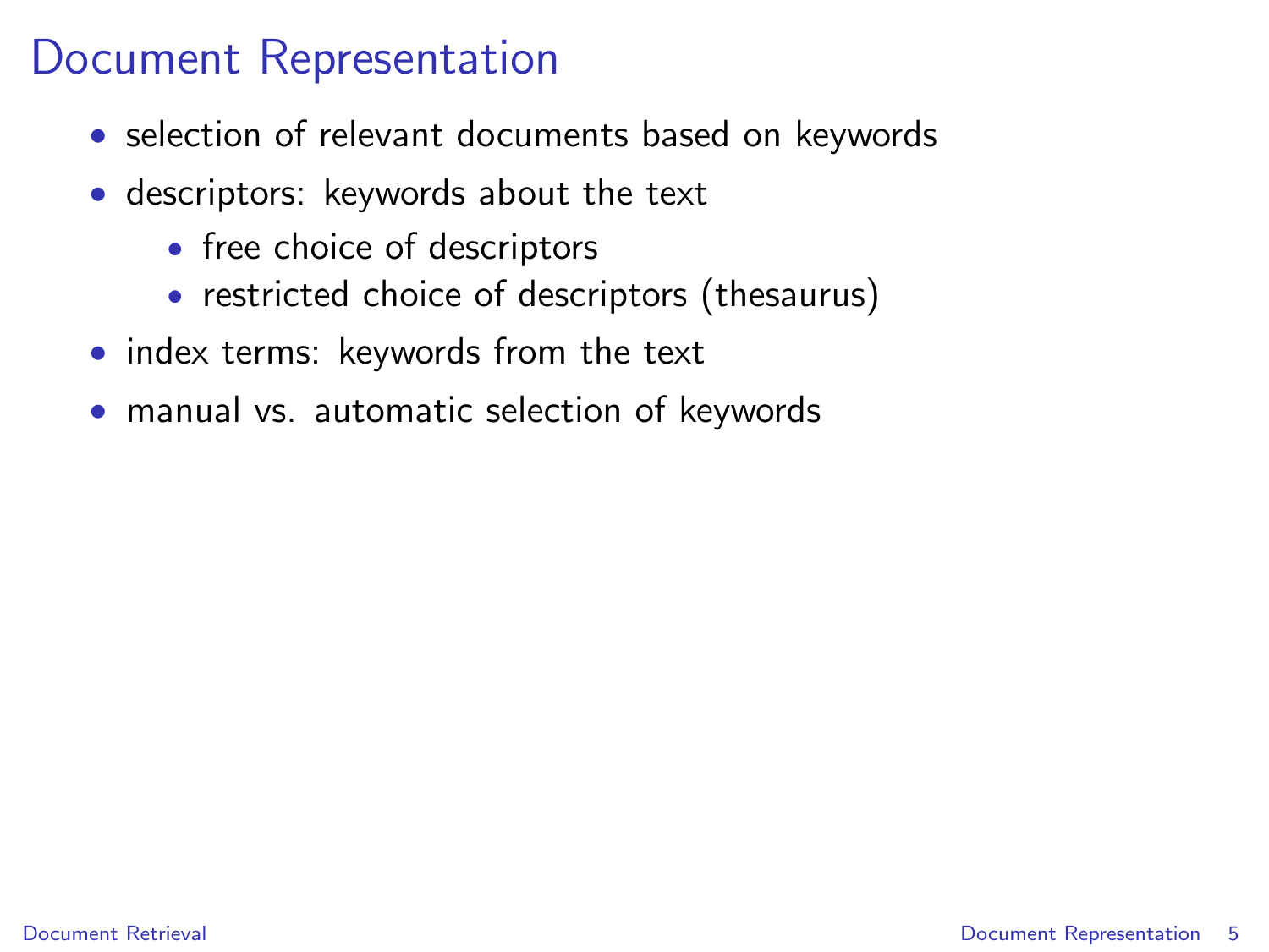# Document Representation

- selection of relevant documents based on keywords
- descriptors: keywords about the text
  - free choice of descriptors
  - restricted choice of descriptors (thesaurus)
- index terms: keywords from the text
- manual vs. automatic selection of keywords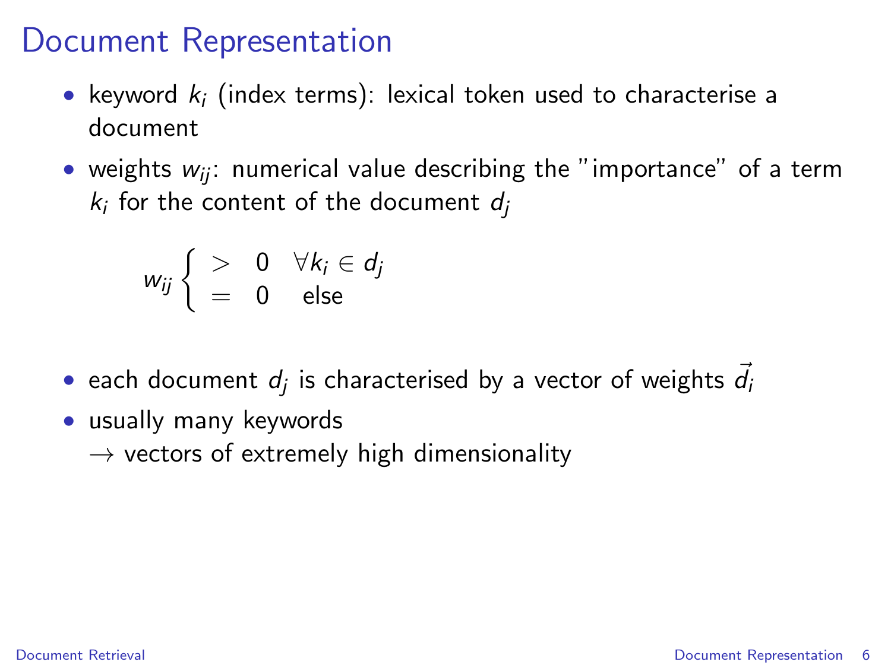# Document Representation

- keyword $k_i$ (index terms): lexical token used to characterise a document
- weights $w_{ij}$: numerical value describing the "importance" of a term $k_i$ for the content of the document $d_j$

$$w_{ij} \begin{cases} > & 0 \quad \forall k_i \in d_j \\ = & 0 \quad \text{else} \end{cases}$$

- each document $d_j$ is characterised by a vector of weights $\vec{d_i}$
- usually many keywords
  $\rightarrow$ vectors of extremely high dimensionality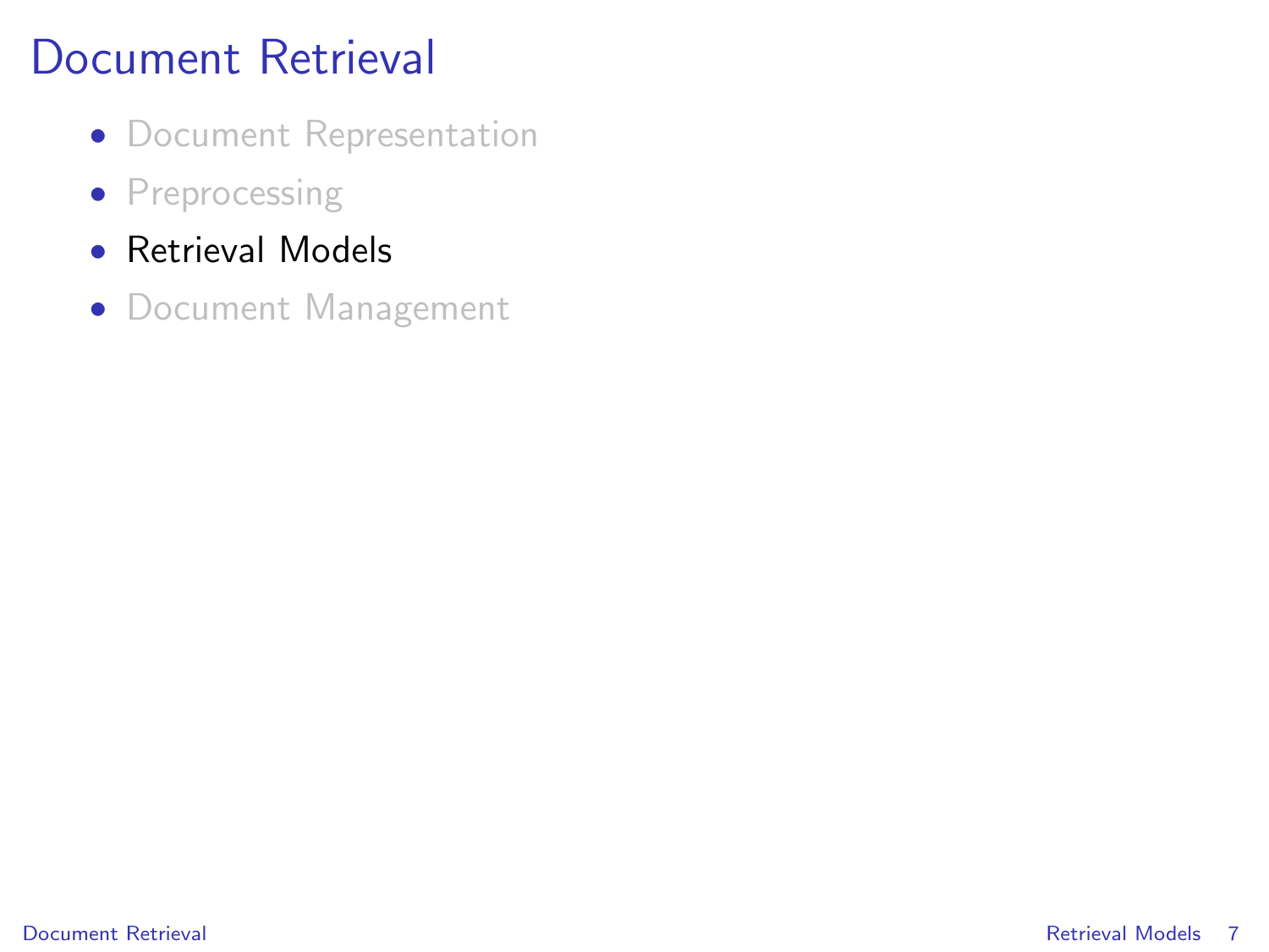# Document Retrieval

- Document Representation
- Preprocessing
- Retrieval Models
- Document Management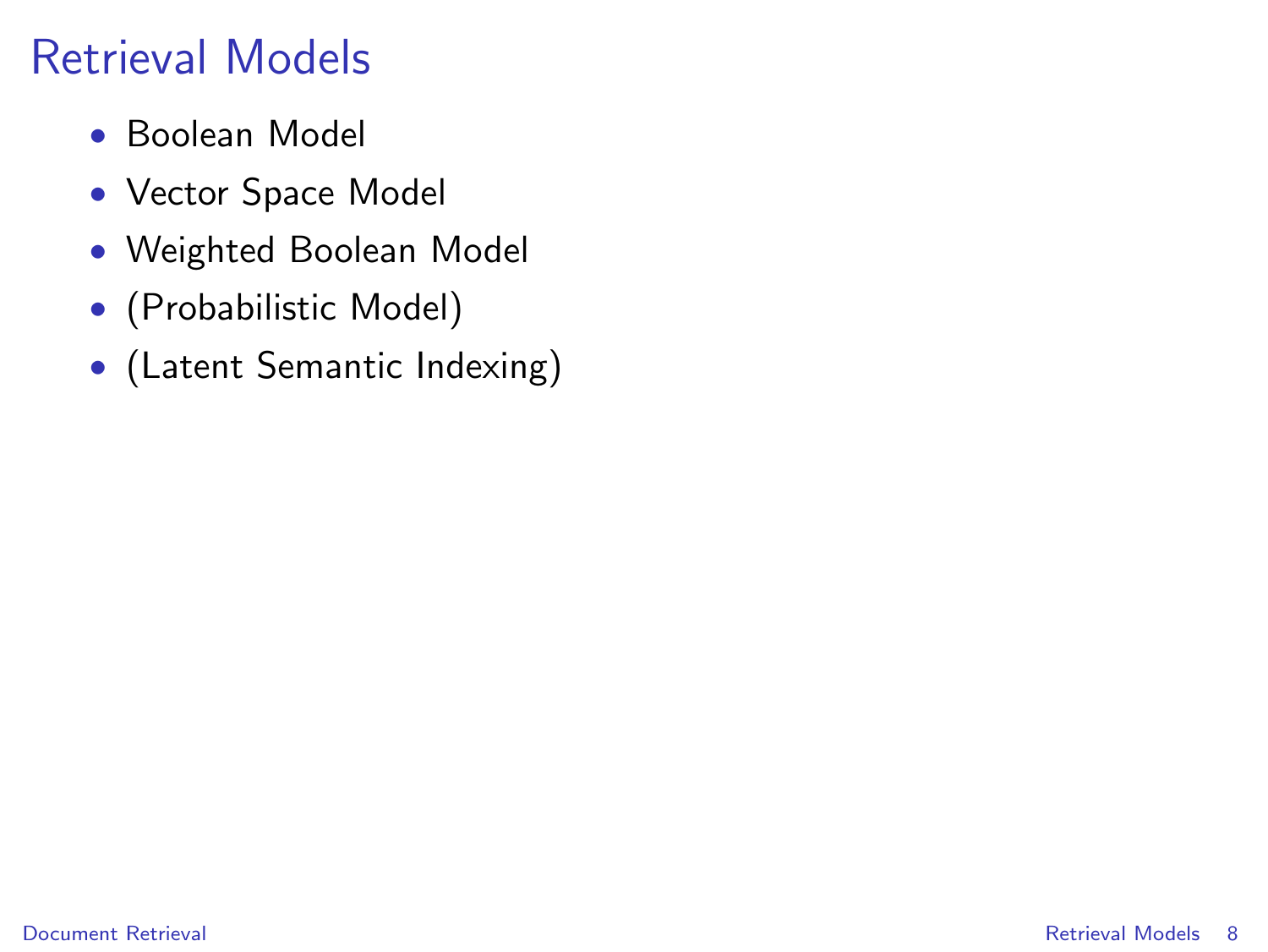# Retrieval Models

- Boolean Model
- Vector Space Model
- Weighted Boolean Model
- (Probabilistic Model)
- (Latent Semantic Indexing)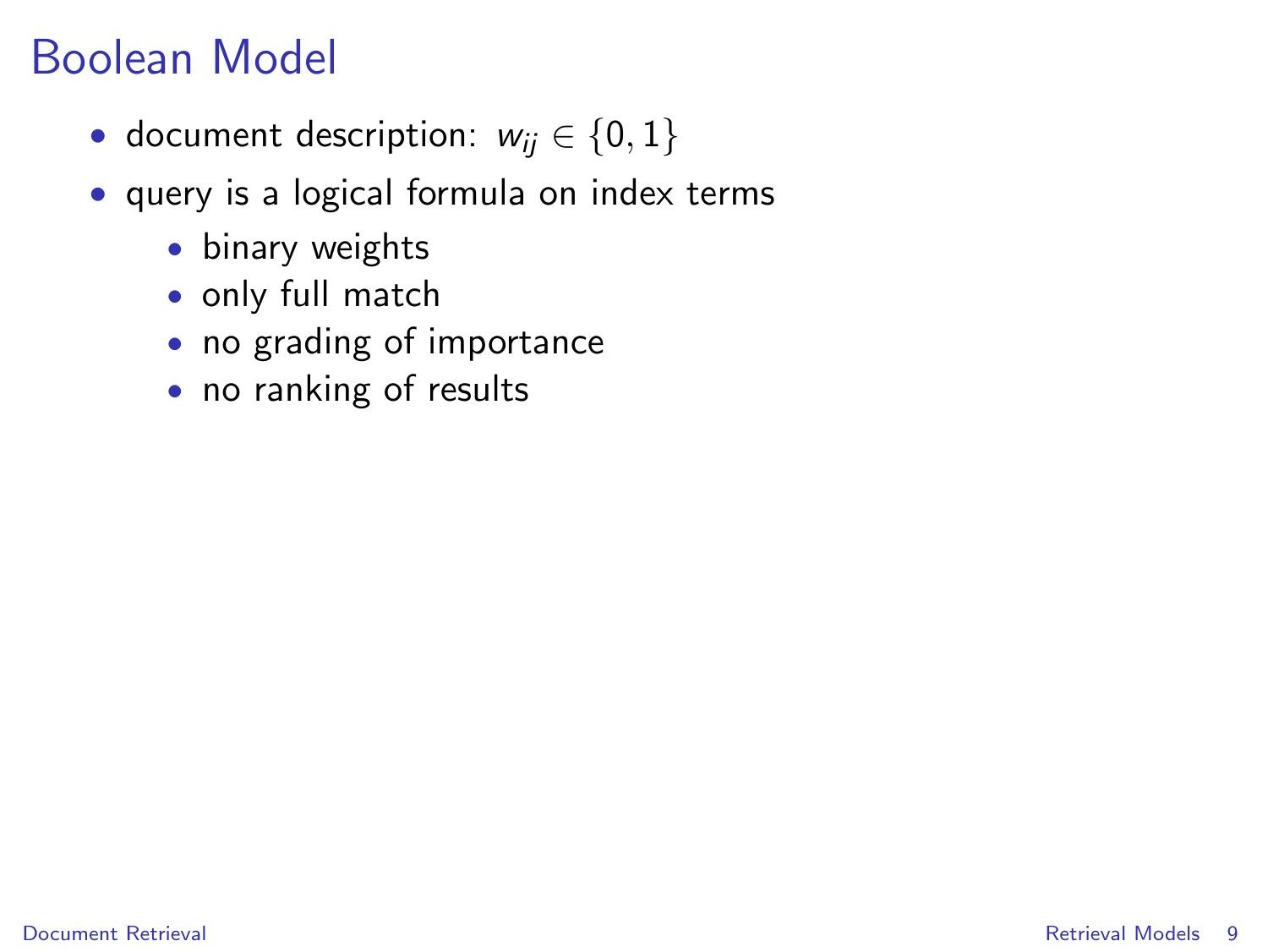# Boolean Model

- document description: $w_{ij} \in \{0, 1\}$
- query is a logical formula on index terms
  - binary weights
  - only full match
  - no grading of importance
  - no ranking of results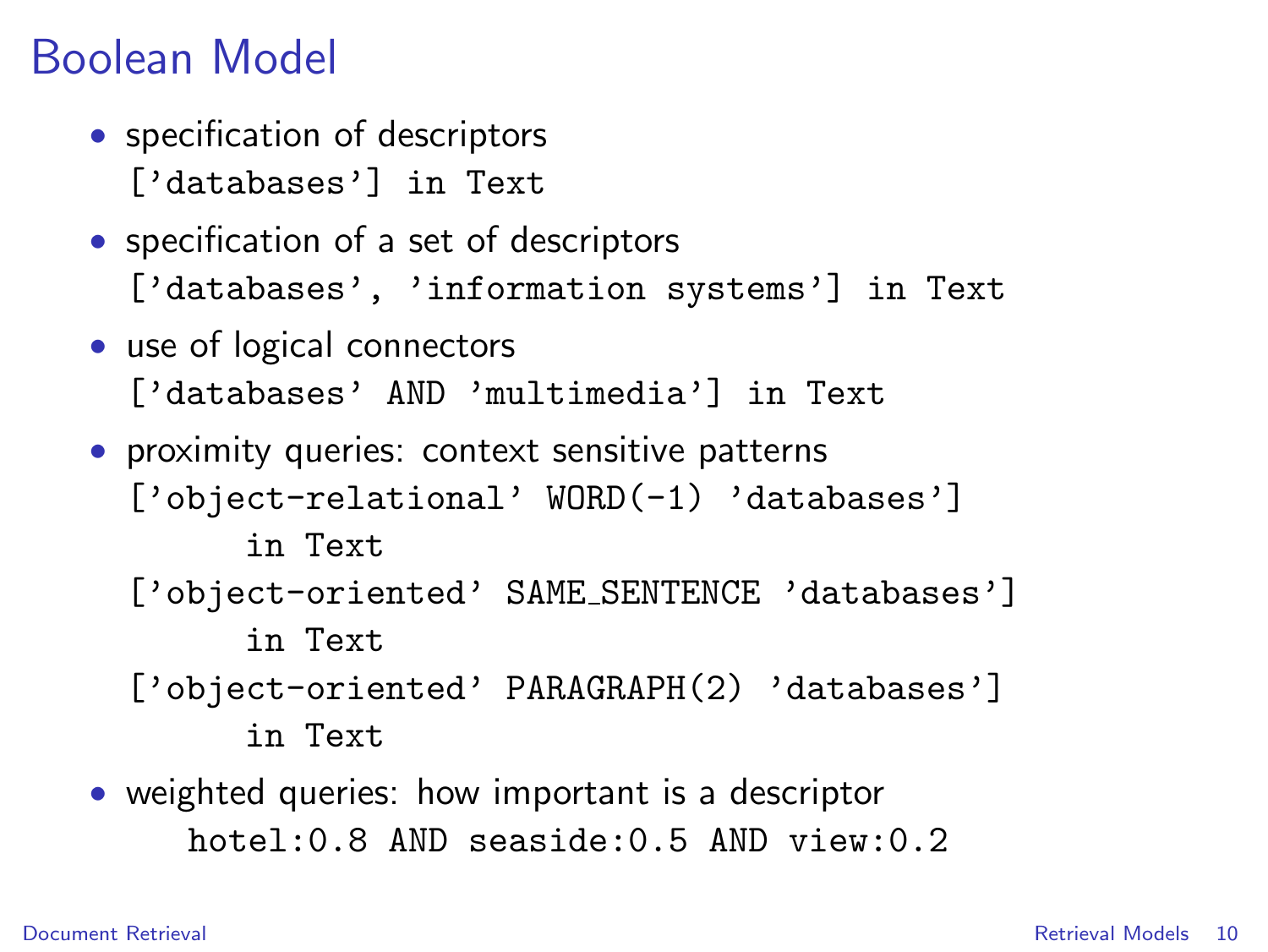# Boolean Model

- specification of descriptors
  ```
  ['databases'] in Text
  ```
- specification of a set of descriptors
  ```
  ['databases', 'information systems'] in Text
  ```
- use of logical connectors
  ```
  ['databases' AND 'multimedia'] in Text
  ```
- proximity queries: context sensitive patterns
  ```
  ['object-relational' WORD(-1) 'databases']
        in Text
  ['object-oriented' SAME_SENTENCE 'databases']
        in Text
  ['object-oriented' PARAGRAPH(2) 'databases']
        in Text
  ```
- weighted queries: how important is a descriptor
  ```
  hotel:0.8 AND seaside:0.5 AND view:0.2
  ```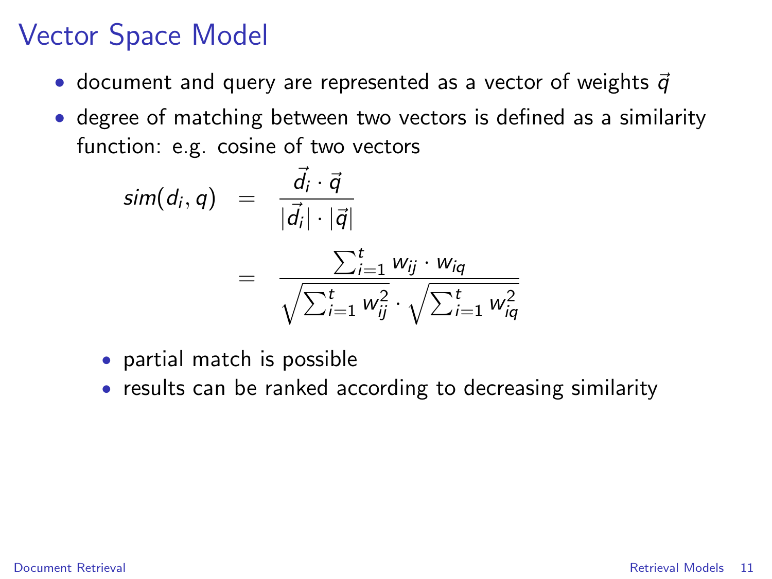# Vector Space Model

- document and query are represented as a vector of weights $\vec{q}$
- degree of matching between two vectors is defined as a similarity function: e.g. cosine of two vectors

$$
\begin{aligned}
sim(d_i, q) &= \frac{\vec{d_i} \cdot \vec{q}}{|\vec{d_i}| \cdot |\vec{q}|} \\
&= \frac{\sum_{i=1}^{t} w_{ij} \cdot w_{iq}}{\sqrt{\sum_{i=1}^{t} w_{ij}^2} \cdot \sqrt{\sum_{i=1}^{t} w_{iq}^2}}
\end{aligned}
$$

  - partial match is possible
  - results can be ranked according to decreasing similarity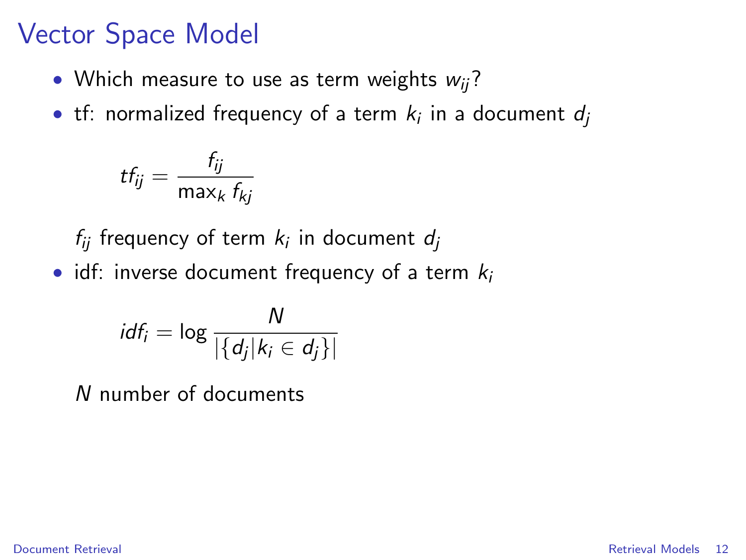# Vector Space Model

- Which measure to use as term weights $w_{ij}$?
- tf: normalized frequency of a term $k_i$ in a document $d_j$

$$tf_{ij} = \frac{f_{ij}}{\max_k f_{kj}}$$

  $f_{ij}$ frequency of term $k_i$ in document $d_j$

- idf: inverse document frequency of a term $k_i$

$$idf_i = \log \frac{N}{|\{d_j | k_i \in d_j\}|}$$

  $N$ number of documents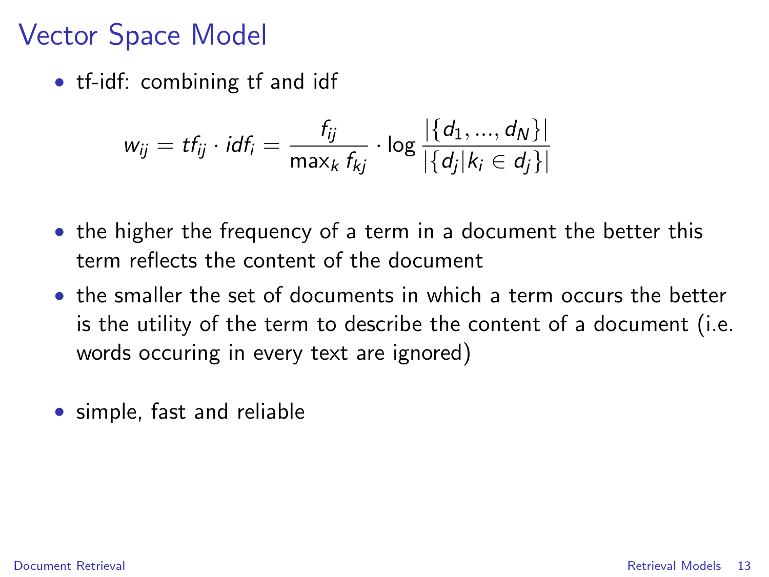# Vector Space Model

- tf-idf: combining tf and idf

$$w_{ij} = tf_{ij} \cdot idf_i = \frac{f_{ij}}{\max_k f_{kj}} \cdot \log \frac{|\{d_1, ..., d_N\}|}{|\{d_j | k_i \in d_j\}|}$$

- the higher the frequency of a term in a document the better this term reflects the content of the document
- the smaller the set of documents in which a term occurs the better is the utility of the term to describe the content of a document (i.e. words occuring in every text are ignored)

- simple, fast and reliable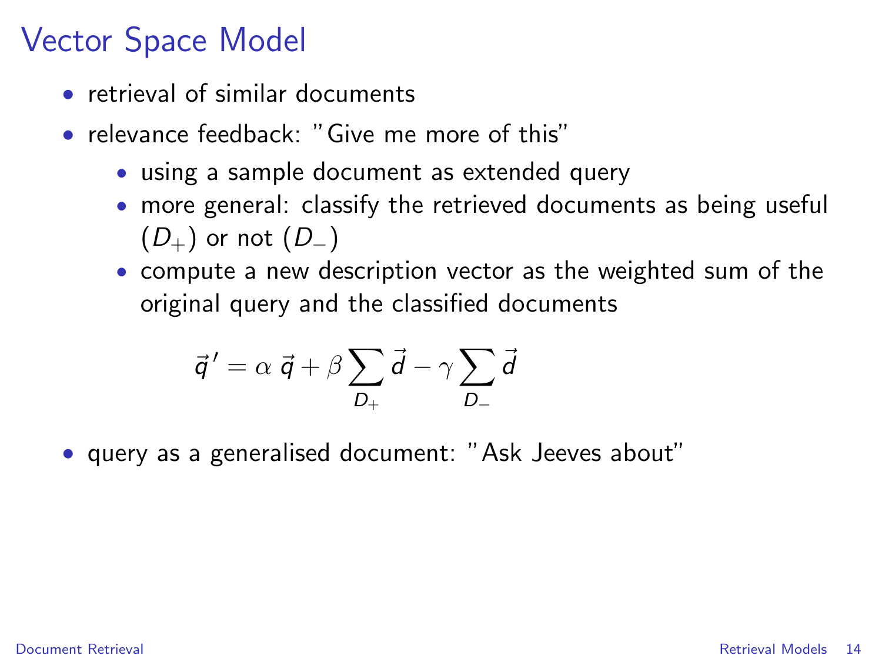# Vector Space Model

- retrieval of similar documents
- relevance feedback: "Give me more of this"
  - using a sample document as extended query
  - more general: classify the retrieved documents as being useful ($D_+$) or not ($D_-$)
  - compute a new description vector as the weighted sum of the original query and the classified documents

$$\vec{q}\,' = \alpha\ \vec{q} + \beta \sum_{D_+} \vec{d} - \gamma \sum_{D_-} \vec{d}$$

- query as a generalised document: "Ask Jeeves about"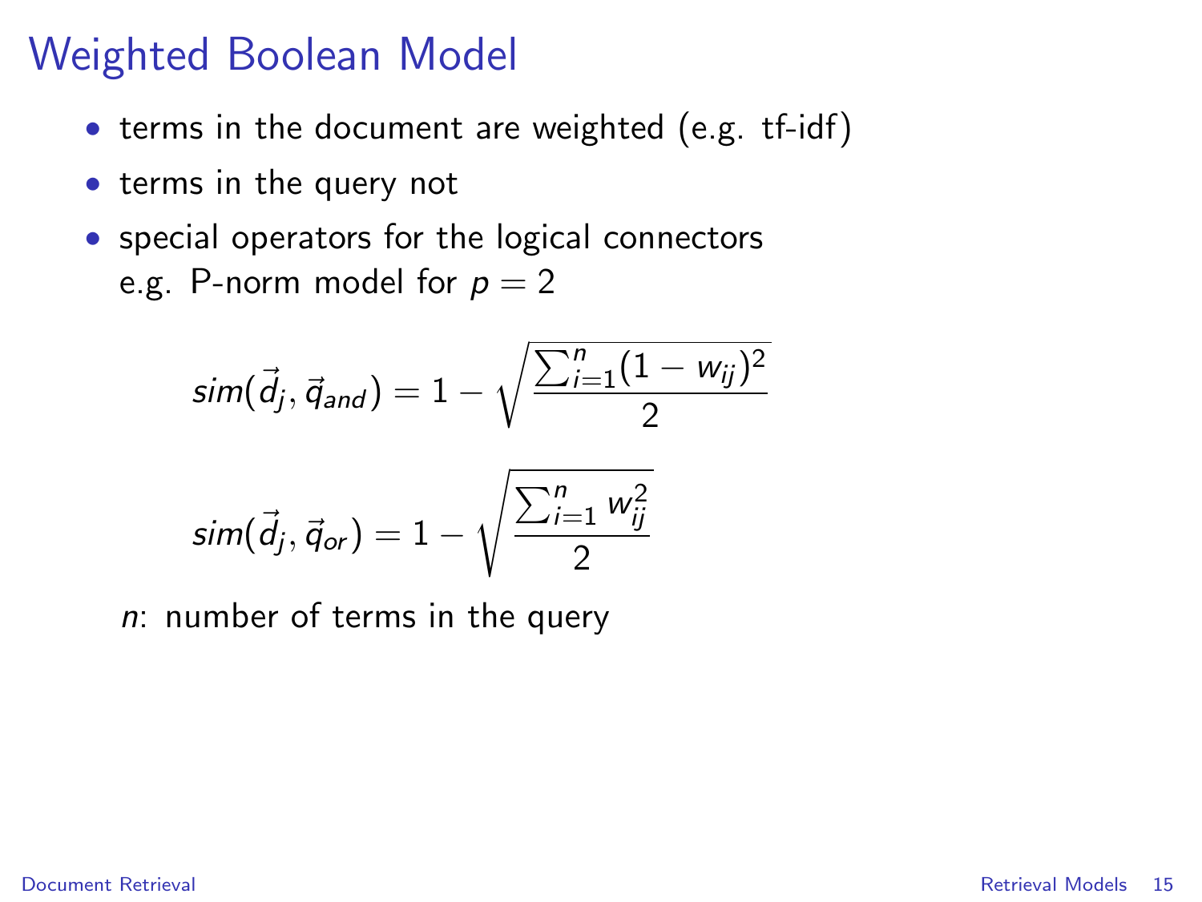# Weighted Boolean Model

- terms in the document are weighted (e.g. tf-idf)
- terms in the query not
- special operators for the logical connectors
  e.g. P-norm model for $p = 2$

$$sim(\vec{d}_j, \vec{q}_{and}) = 1 - \sqrt{\frac{\sum_{i=1}^{n}(1 - w_{ij})^2}{2}}$$

$$sim(\vec{d}_j, \vec{q}_{or}) = 1 - \sqrt{\frac{\sum_{i=1}^{n} w_{ij}^2}{2}}$$

$n$: number of terms in the query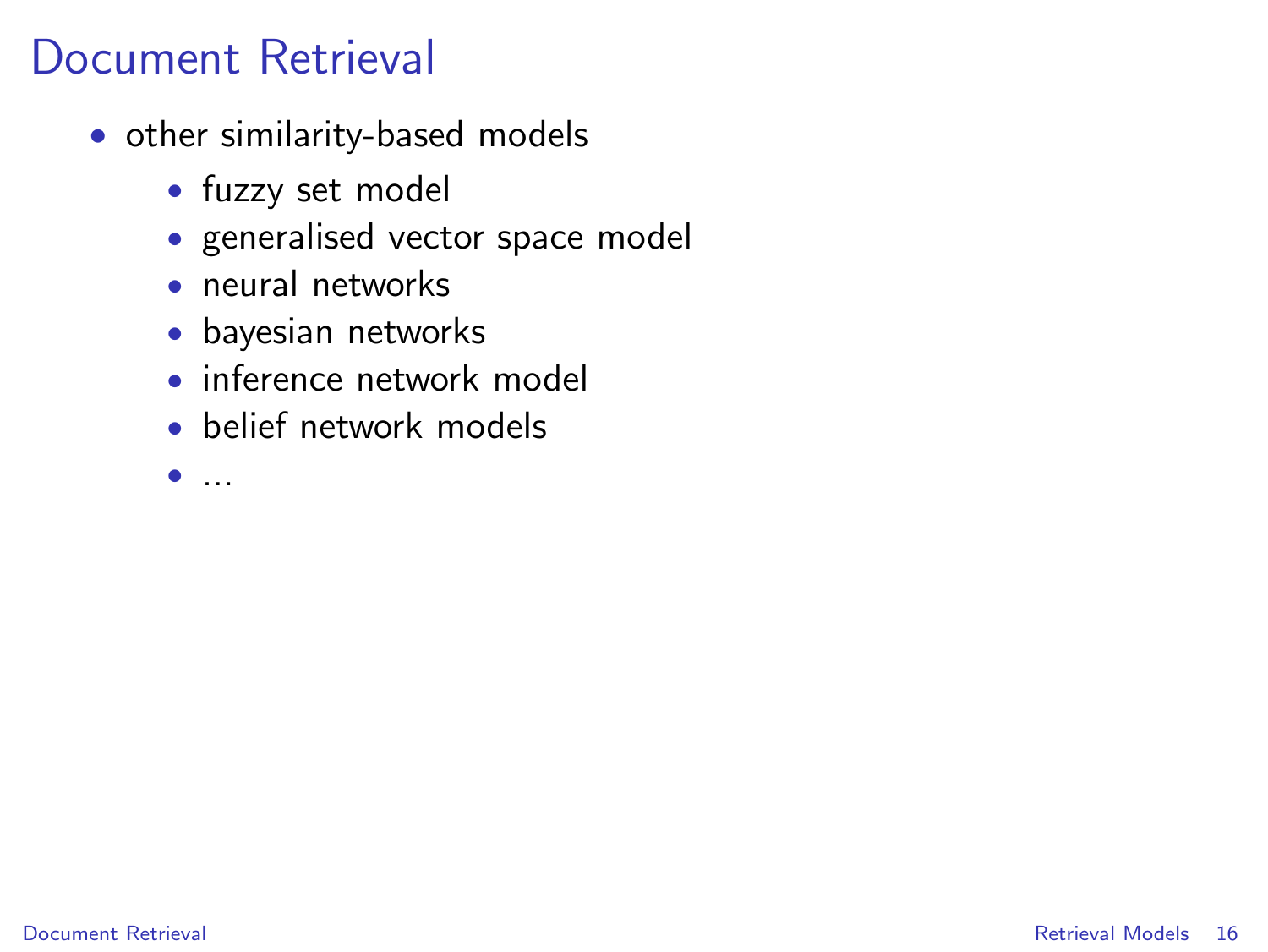# Document Retrieval

- other similarity-based models
  - fuzzy set model
  - generalised vector space model
  - neural networks
  - bayesian networks
  - inference network model
  - belief network models
  - ...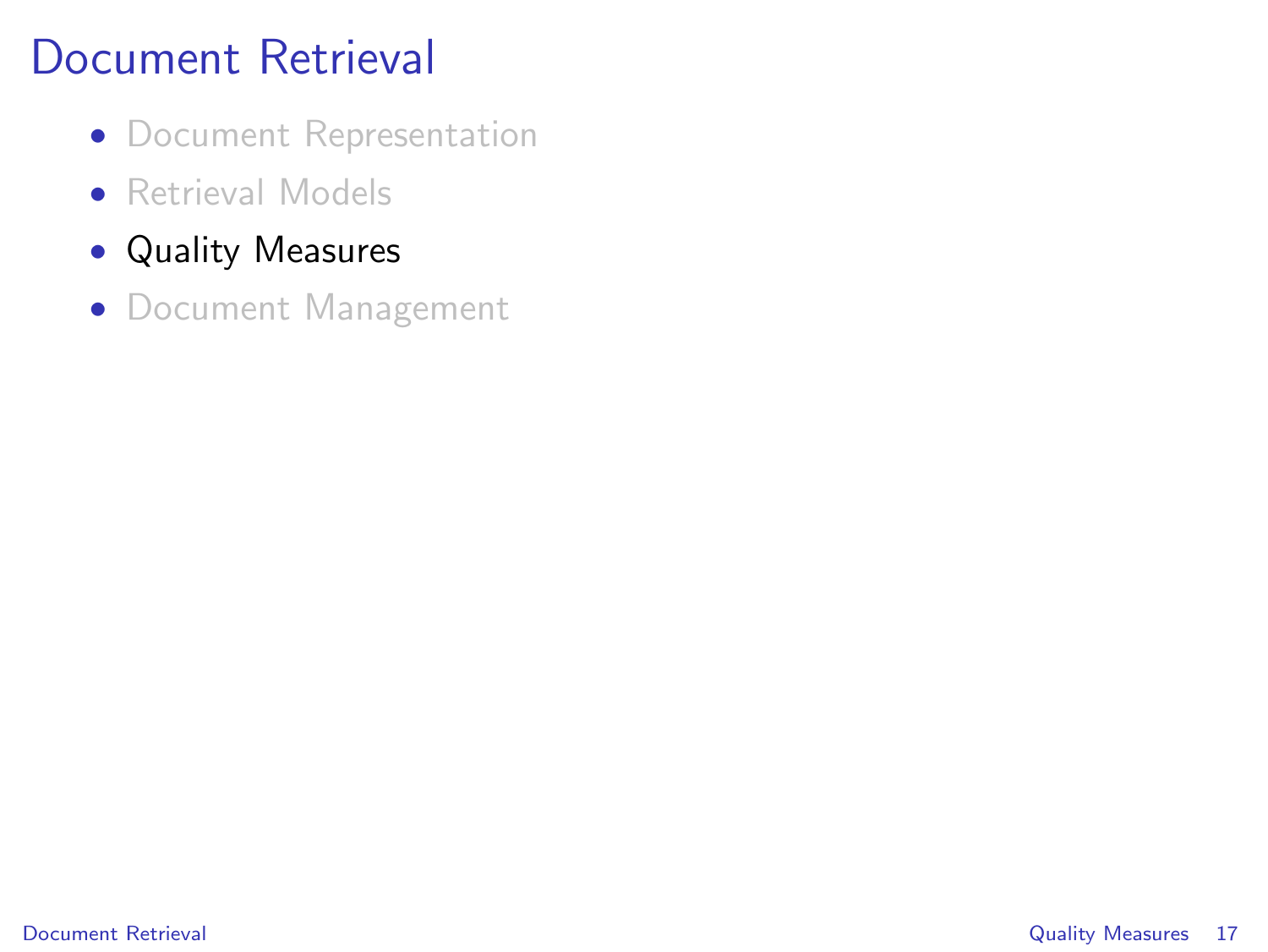# Document Retrieval

- Document Representation
- Retrieval Models
- Quality Measures
- Document Management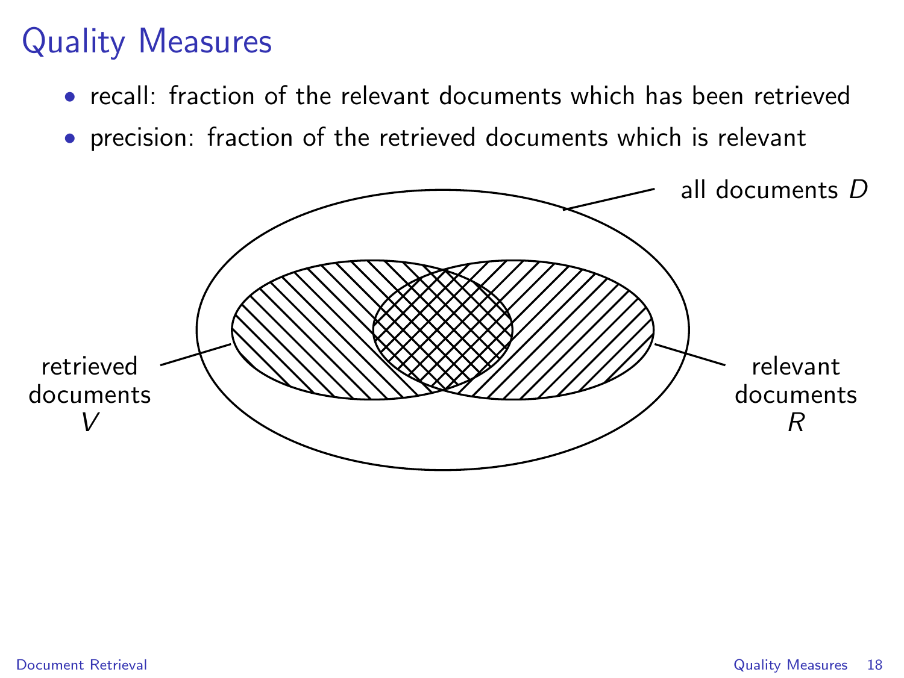# Quality Measures

- recall: fraction of the relevant documents which has been retrieved
- precision: fraction of the retrieved documents which is relevant

all documents $D$

retrieved documents $V$

relevant documents $R$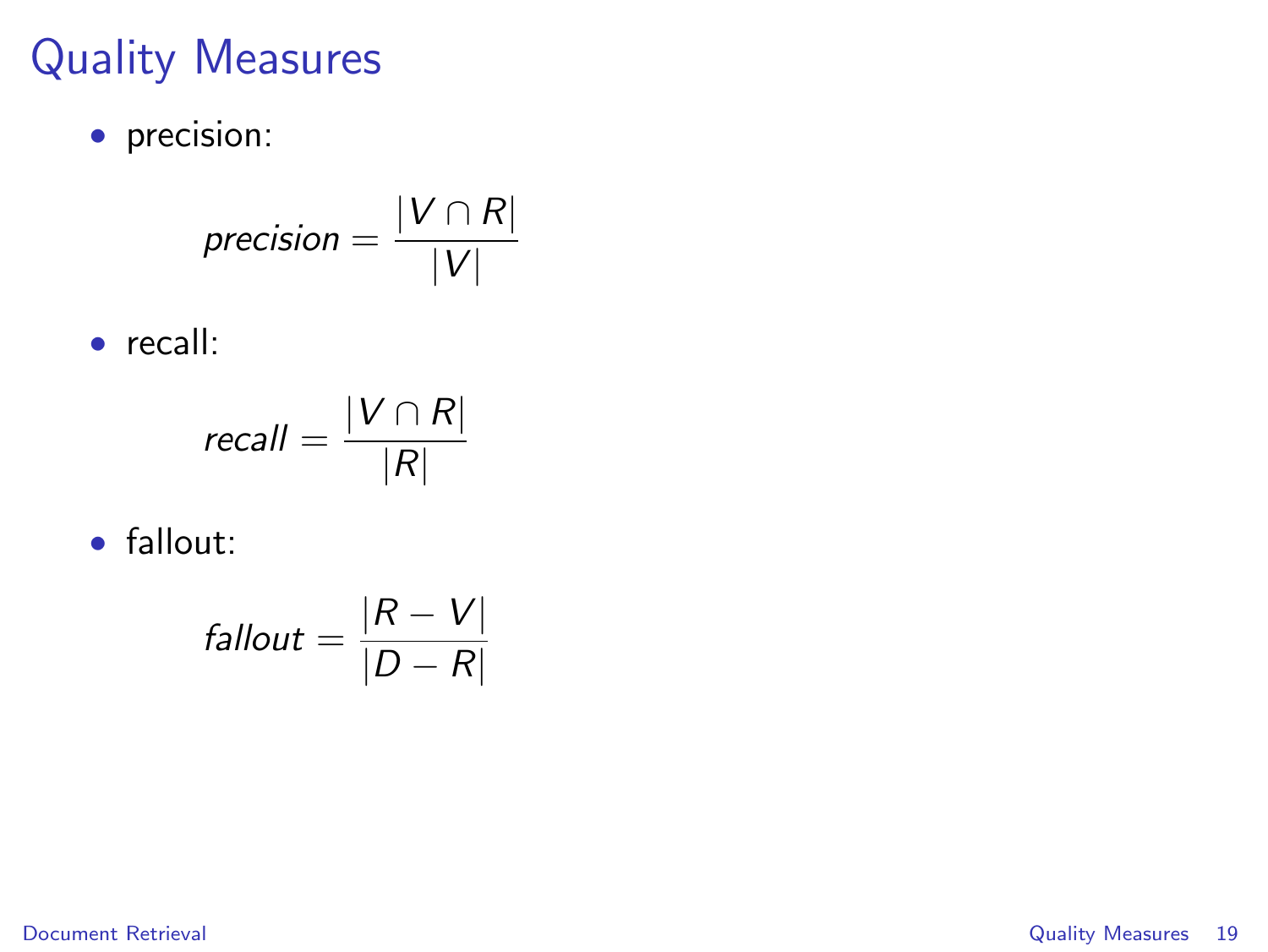# Quality Measures

- precision:

$$precision = \frac{|V \cap R|}{|V|}$$

- recall:

$$recall = \frac{|V \cap R|}{|R|}$$

- fallout:

$$fallout = \frac{|R - V|}{|D - R|}$$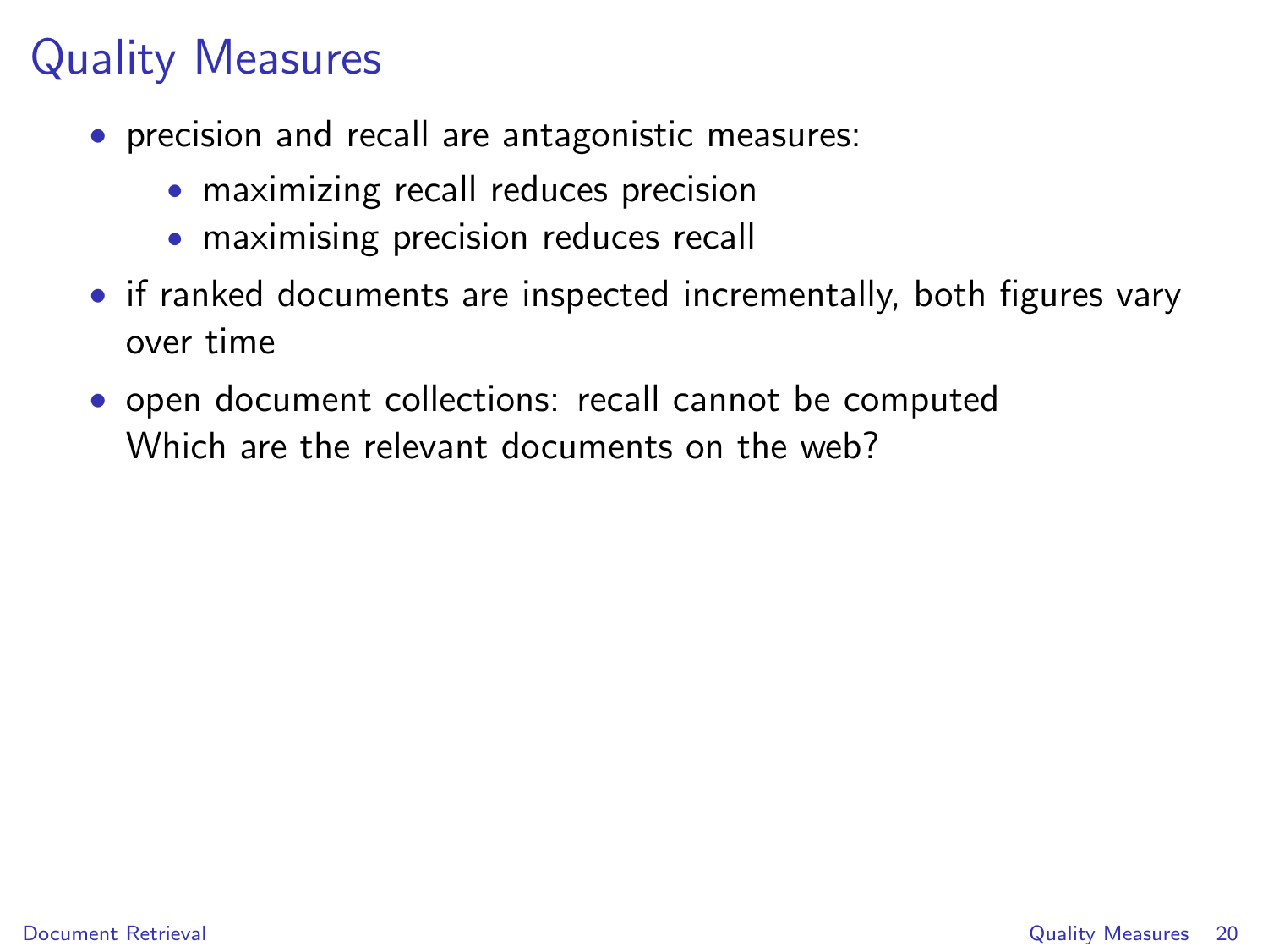# Quality Measures

- precision and recall are antagonistic measures:
  - maximizing recall reduces precision
  - maximising precision reduces recall
- if ranked documents are inspected incrementally, both figures vary over time
- open document collections: recall cannot be computed
  Which are the relevant documents on the web?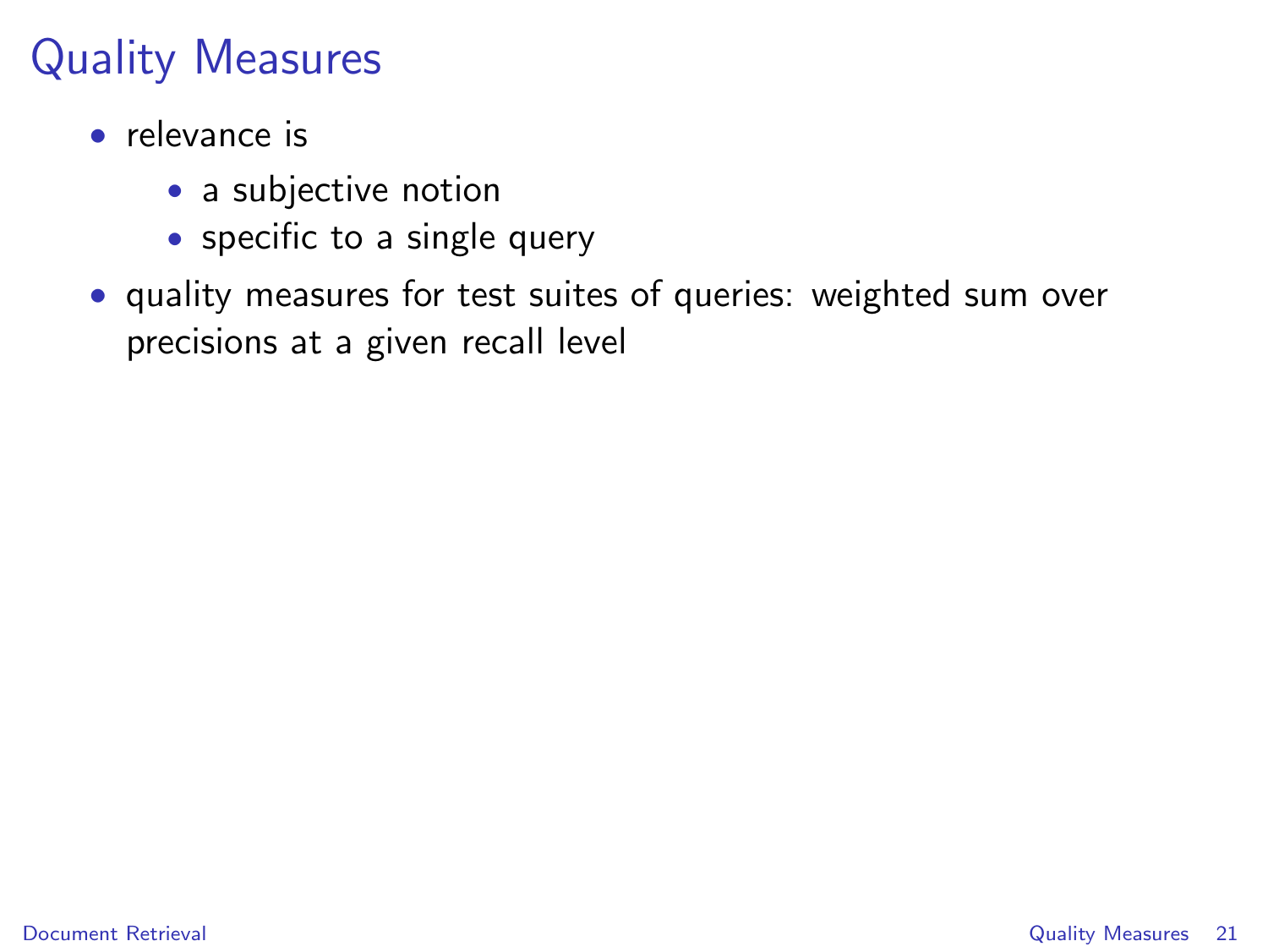# Quality Measures

- relevance is
  - a subjective notion
  - specific to a single query
- quality measures for test suites of queries: weighted sum over precisions at a given recall level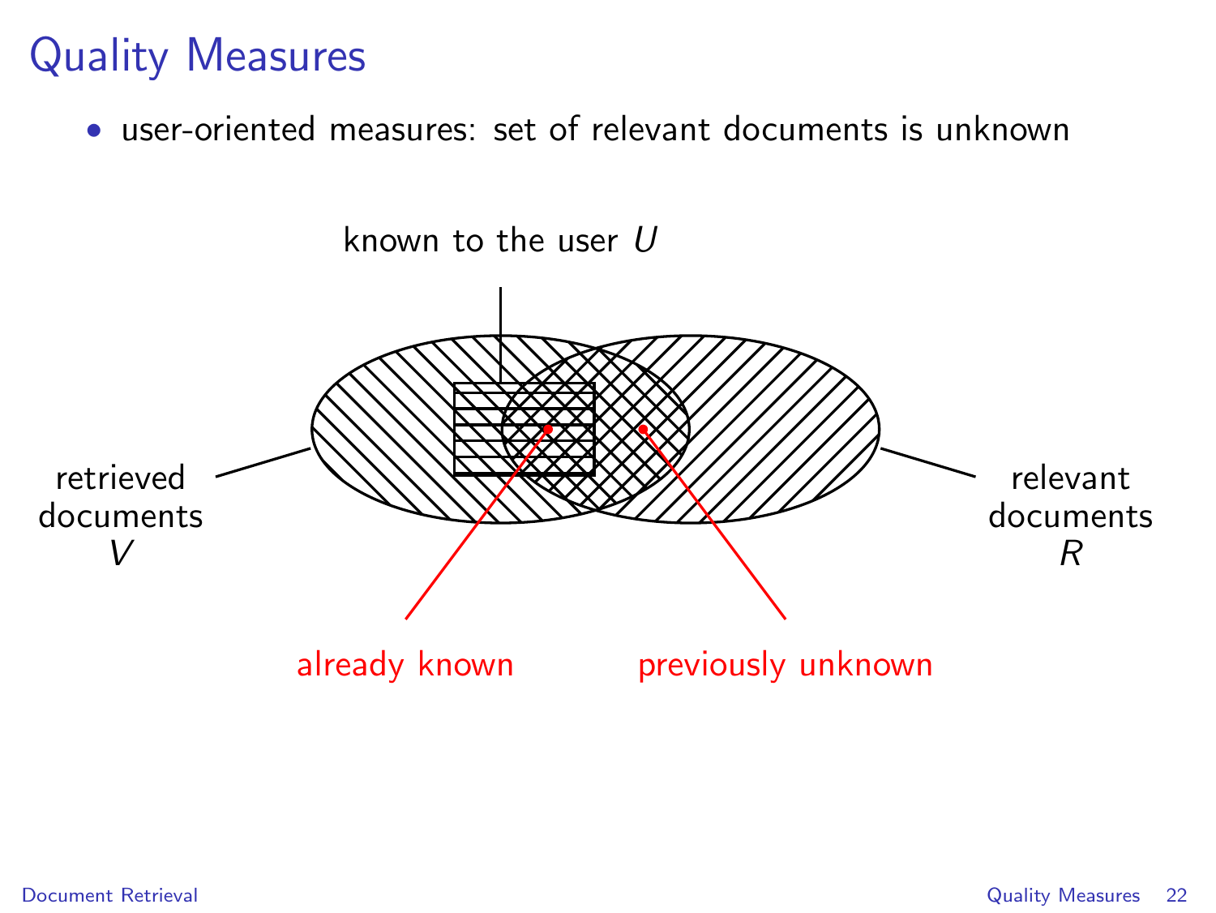# Quality Measures

- user-oriented measures: set of relevant documents is unknown

known to the user $U$

retrieved documents $V$

relevant documents $R$

already known

previously unknown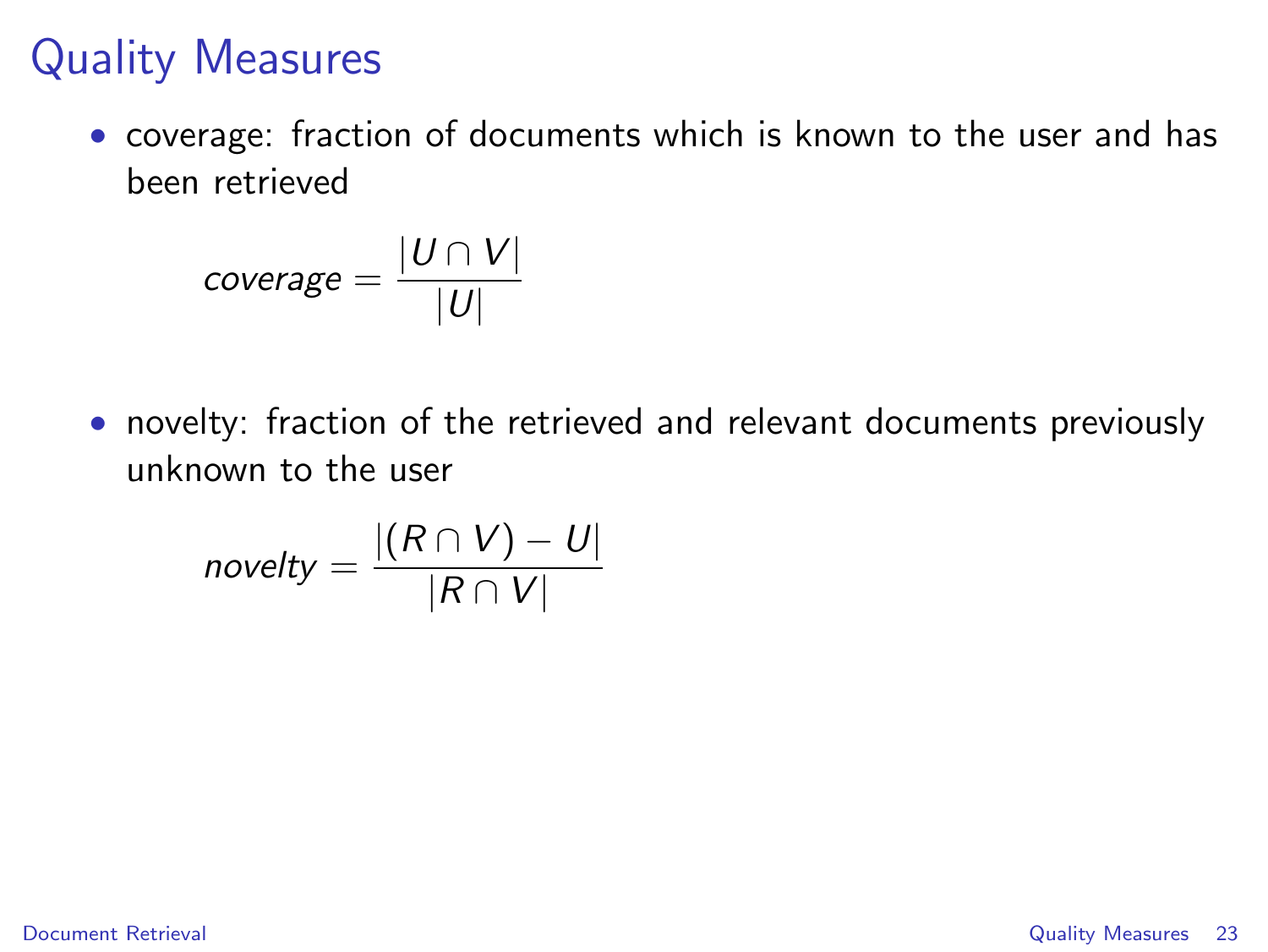# Quality Measures

- coverage: fraction of documents which is known to the user and has been retrieved

$$coverage = \frac{|U \cap V|}{|U|}$$

- novelty: fraction of the retrieved and relevant documents previously unknown to the user

$$novelty = \frac{|(R \cap V) - U|}{|R \cap V|}$$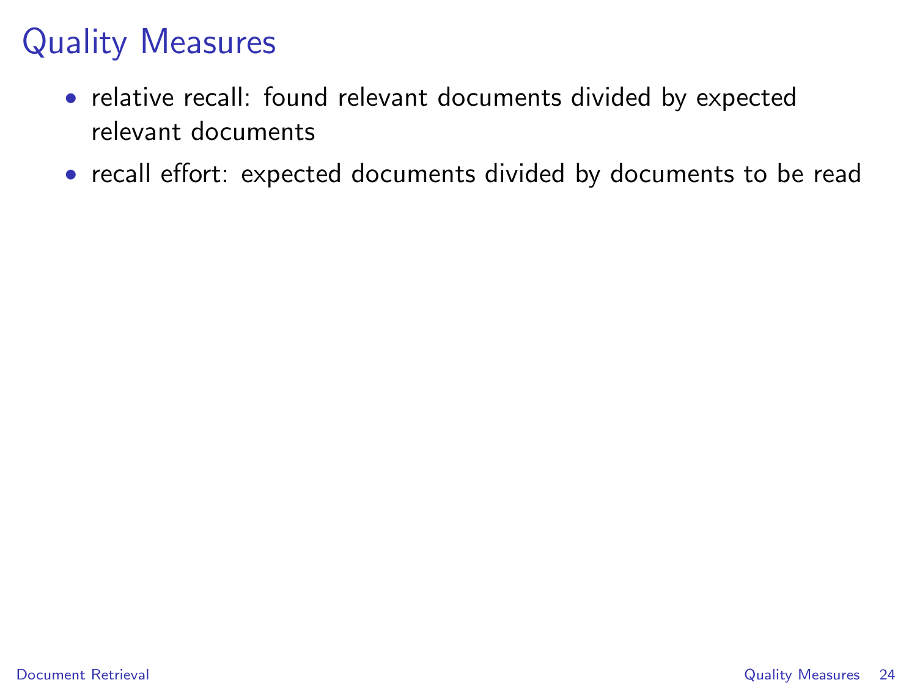# Quality Measures

- relative recall: found relevant documents divided by expected relevant documents
- recall effort: expected documents divided by documents to be read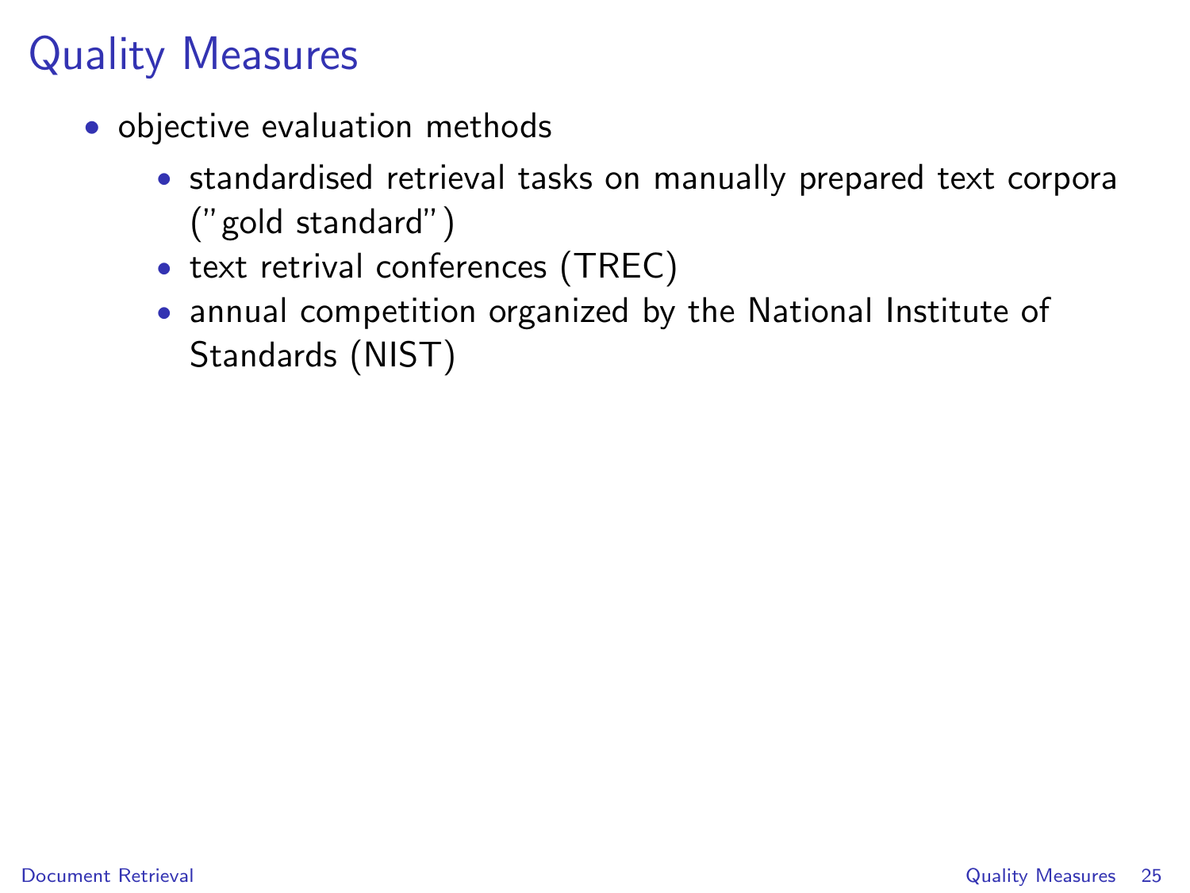# Quality Measures

- objective evaluation methods
  - standardised retrieval tasks on manually prepared text corpora ("gold standard")
  - text retrival conferences (TREC)
  - annual competition organized by the National Institute of Standards (NIST)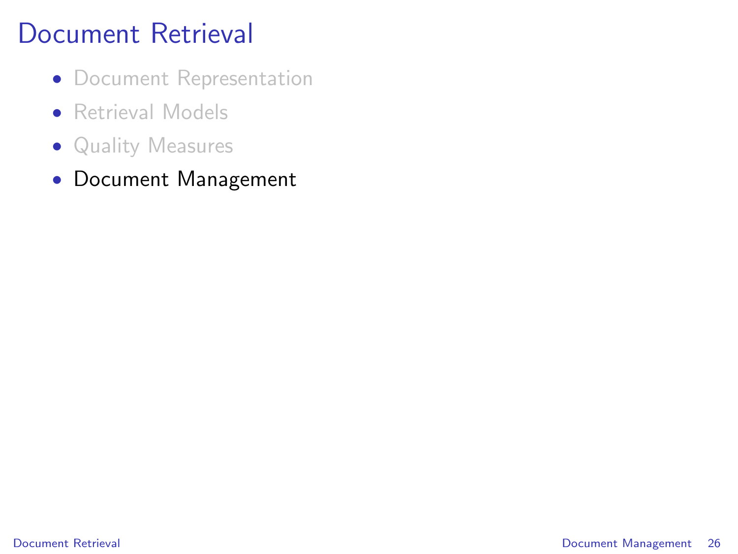# Document Retrieval

- Document Representation
- Retrieval Models
- Quality Measures
- Document Management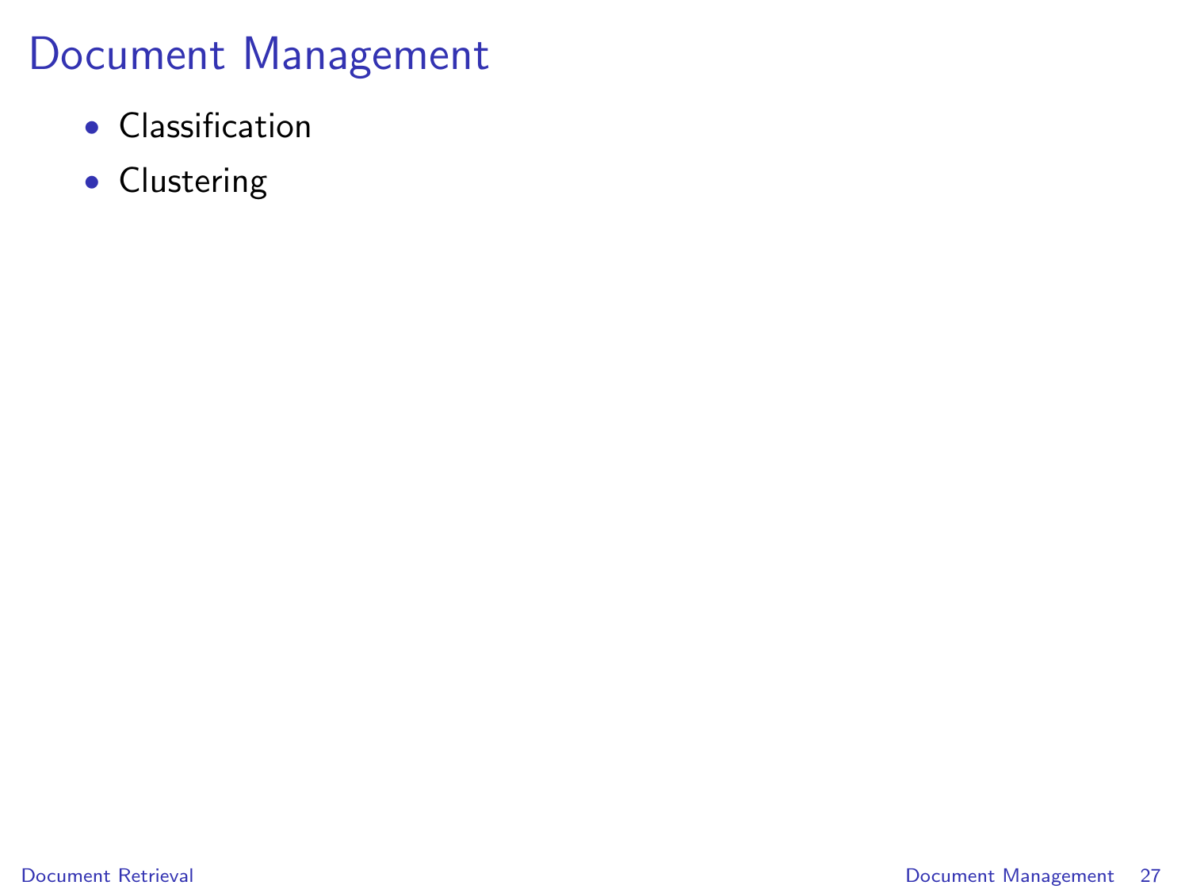# Document Management

- Classification
- Clustering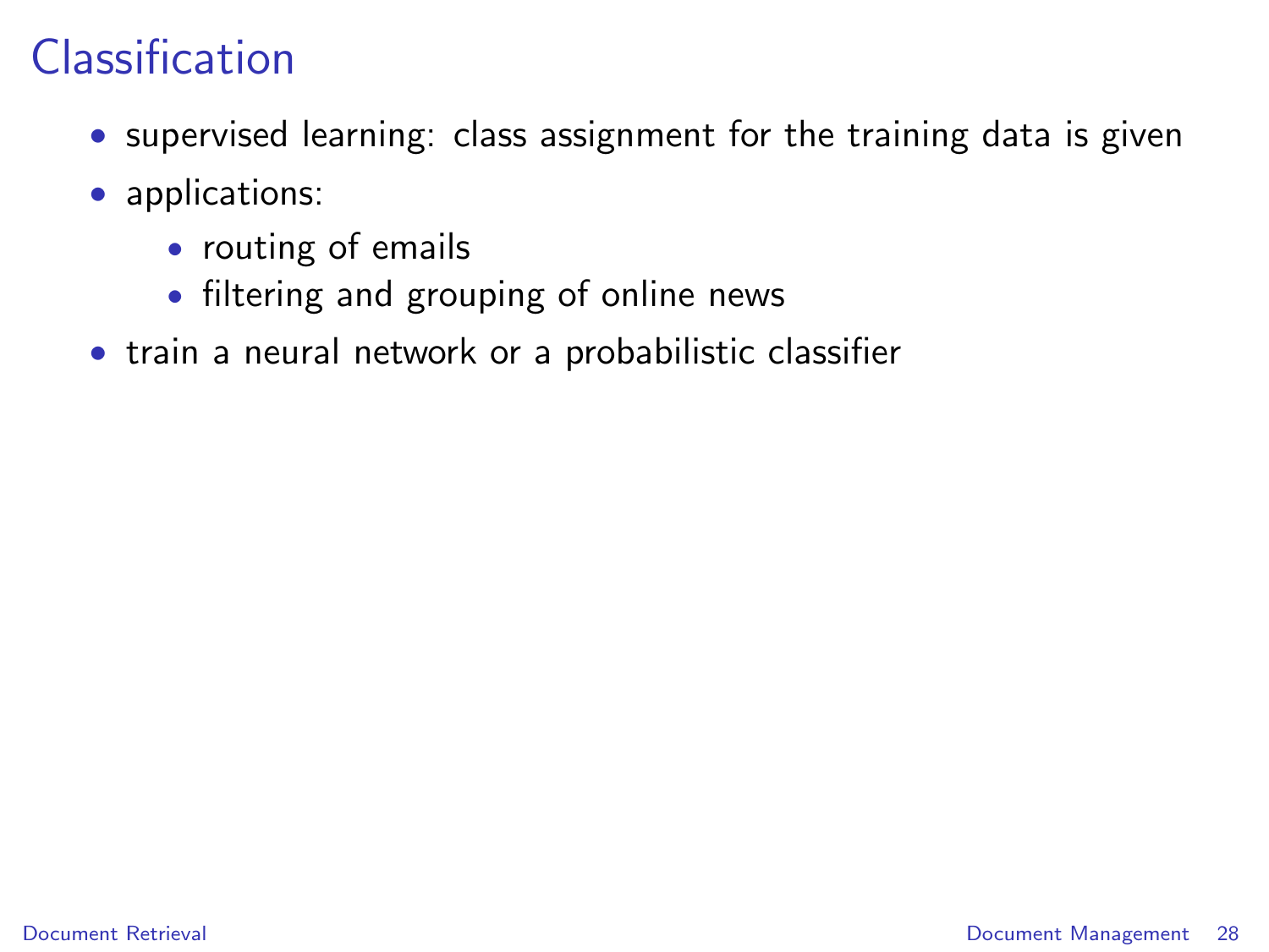# Classification

- supervised learning: class assignment for the training data is given
- applications:
  - routing of emails
  - filtering and grouping of online news
- train a neural network or a probabilistic classifier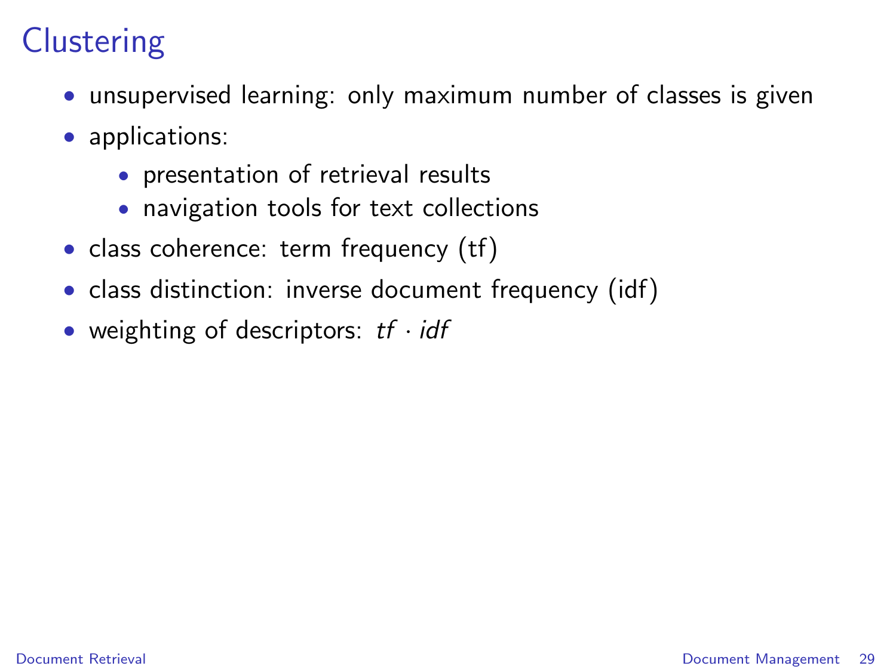# Clustering

- unsupervised learning: only maximum number of classes is given
- applications:
  - presentation of retrieval results
  - navigation tools for text collections
- class coherence: term frequency (tf)
- class distinction: inverse document frequency (idf)
- weighting of descriptors: $tf \cdot idf$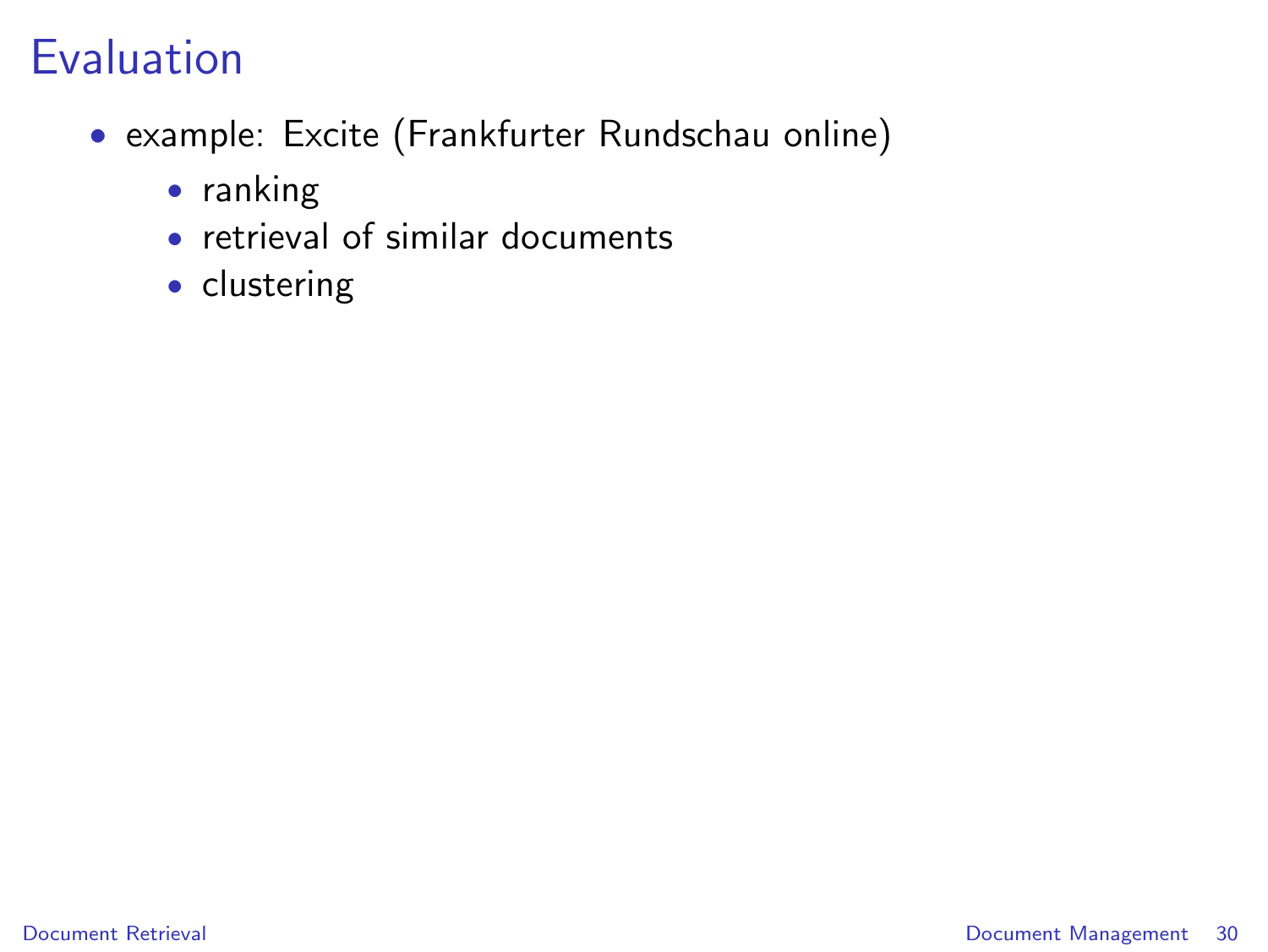# Evaluation

- example: Excite (Frankfurter Rundschau online)
  - ranking
  - retrieval of similar documents
  - clustering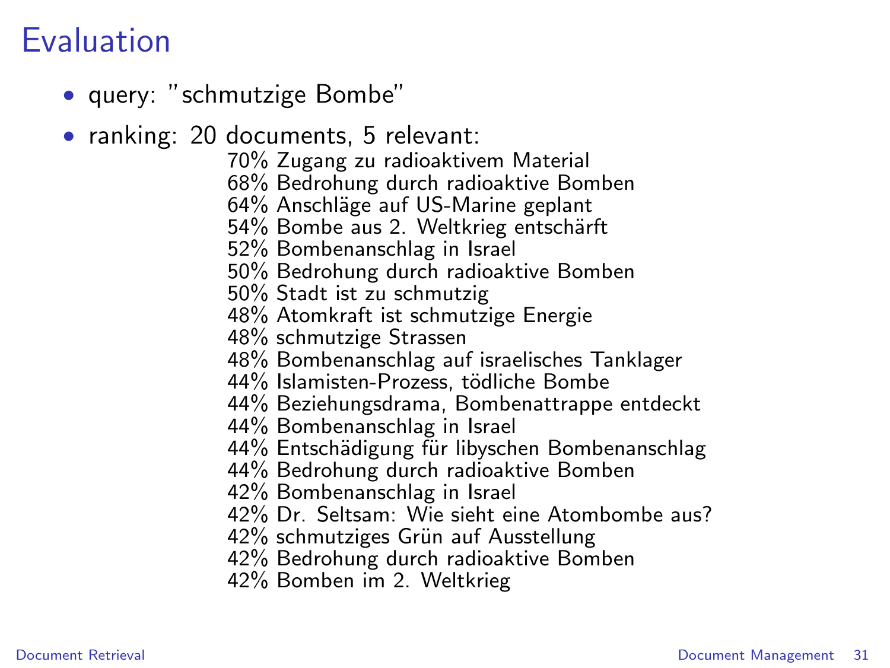# Evaluation

- query: "schmutzige Bombe"
- ranking: 20 documents, 5 relevant:

  70% Zugang zu radioaktivem Material
  68% Bedrohung durch radioaktive Bomben
  64% Anschläge auf US-Marine geplant
  54% Bombe aus 2. Weltkrieg entschärft
  52% Bombenanschlag in Israel
  50% Bedrohung durch radioaktive Bomben
  50% Stadt ist zu schmutzig
  48% Atomkraft ist schmutzige Energie
  48% schmutzige Strassen
  48% Bombenanschlag auf israelisches Tanklager
  44% Islamisten-Prozess, tödliche Bombe
  44% Beziehungsdrama, Bombenattrappe entdeckt
  44% Bombenanschlag in Israel
  44% Entschädigung für libyschen Bombenanschlag
  44% Bedrohung durch radioaktive Bomben
  42% Bombenanschlag in Israel
  42% Dr. Seltsam: Wie sieht eine Atombombe aus?
  42% schmutziges Grün auf Ausstellung
  42% Bedrohung durch radioaktive Bomben
  42% Bomben im 2. Weltkrieg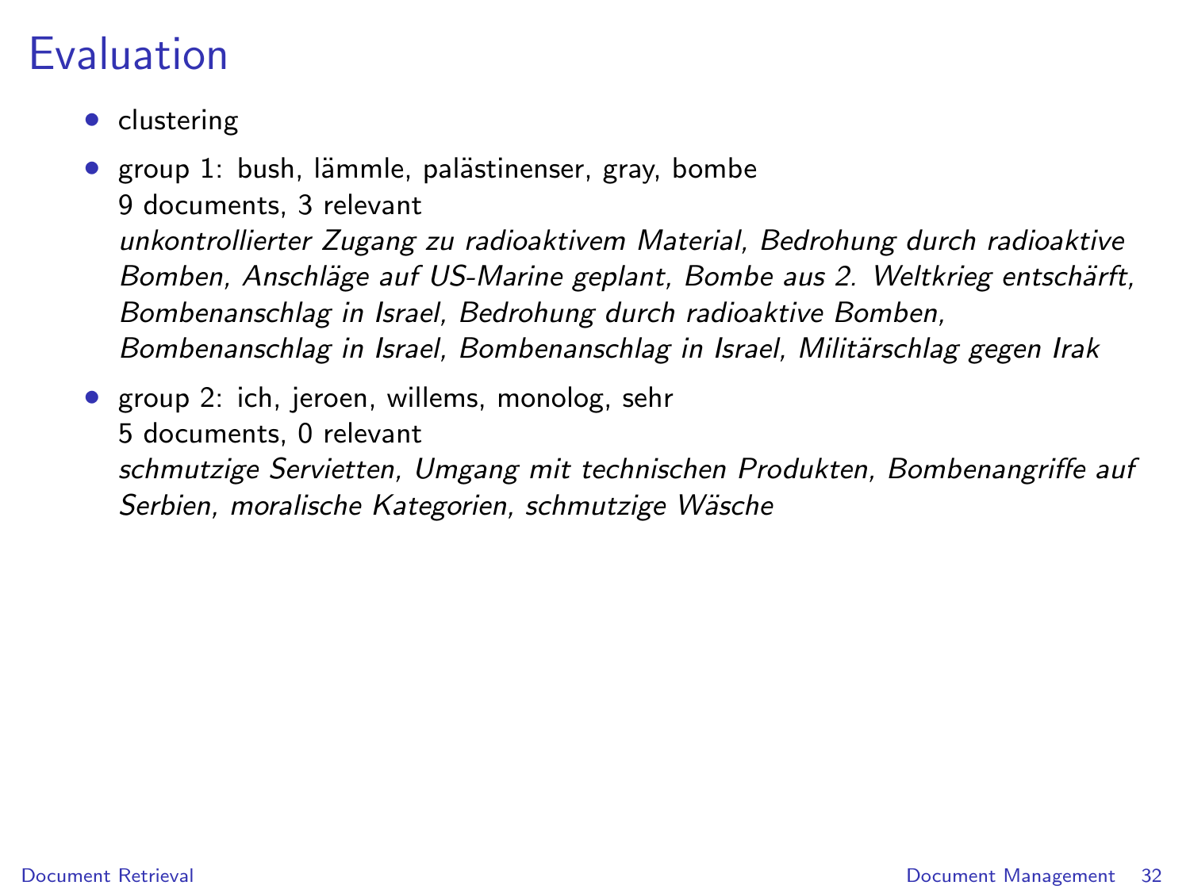# Evaluation

- clustering
- group 1: bush, lämmle, palästinenser, gray, bombe
  9 documents, 3 relevant
  *unkontrollierter Zugang zu radioaktivem Material, Bedrohung durch radioaktive Bomben, Anschläge auf US-Marine geplant, Bombe aus 2. Weltkrieg entschärft, Bombenanschlag in Israel, Bedrohung durch radioaktive Bomben, Bombenanschlag in Israel, Bombenanschlag in Israel, Militärschlag gegen Irak*
- group 2: ich, jeroen, willems, monolog, sehr
  5 documents, 0 relevant
  *schmutzige Servietten, Umgang mit technischen Produkten, Bombenangriffe auf Serbien, moralische Kategorien, schmutzige Wäsche*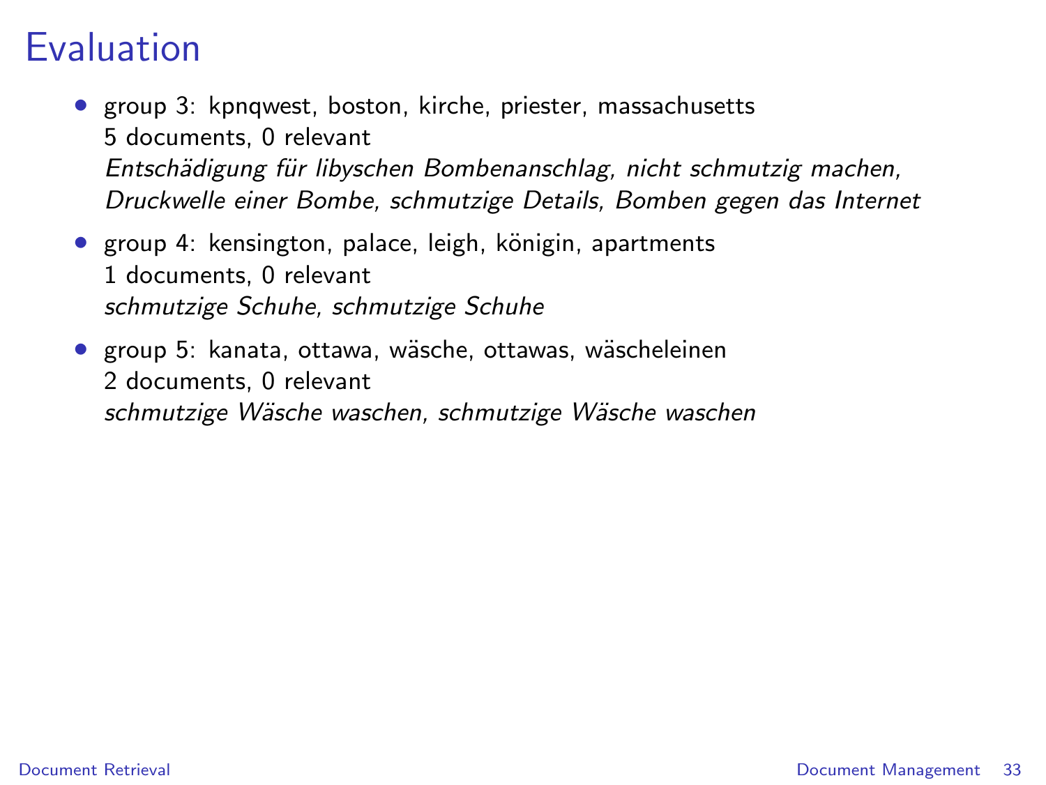# Evaluation

- group 3: kpnqwest, boston, kirche, priester, massachusetts
  5 documents, 0 relevant
  *Entschädigung für libyschen Bombenanschlag, nicht schmutzig machen, Druckwelle einer Bombe, schmutzige Details, Bomben gegen das Internet*
- group 4: kensington, palace, leigh, königin, apartments
  1 documents, 0 relevant
  *schmutzige Schuhe, schmutzige Schuhe*
- group 5: kanata, ottawa, wäsche, ottawas, wäscheleinen
  2 documents, 0 relevant
  *schmutzige Wäsche waschen, schmutzige Wäsche waschen*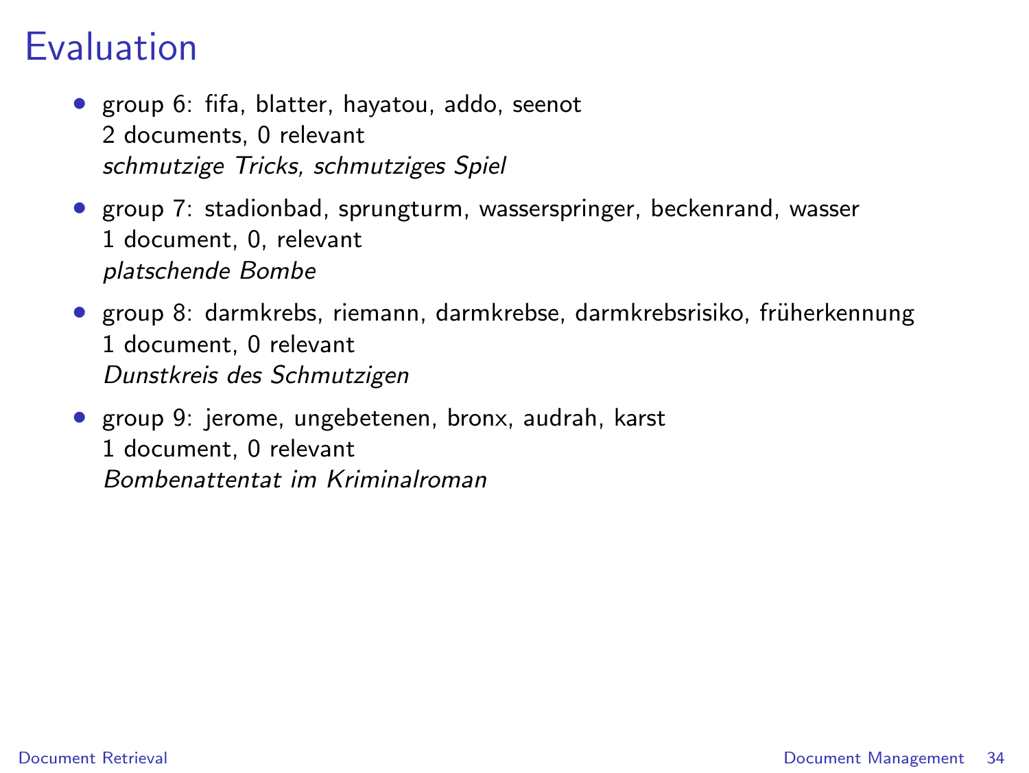# Evaluation

- group 6: fifa, blatter, hayatou, addo, seenot
  2 documents, 0 relevant
  *schmutzige Tricks, schmutziges Spiel*
- group 7: stadionbad, sprungturm, wasserspringer, beckenrand, wasser
  1 document, 0, relevant
  *platschende Bombe*
- group 8: darmkrebs, riemann, darmkrebse, darmkrebsrisiko, früherkennung
  1 document, 0 relevant
  *Dunstkreis des Schmutzigen*
- group 9: jerome, ungebetenen, bronx, audrah, karst
  1 document, 0 relevant
  *Bombenattentat im Kriminalroman*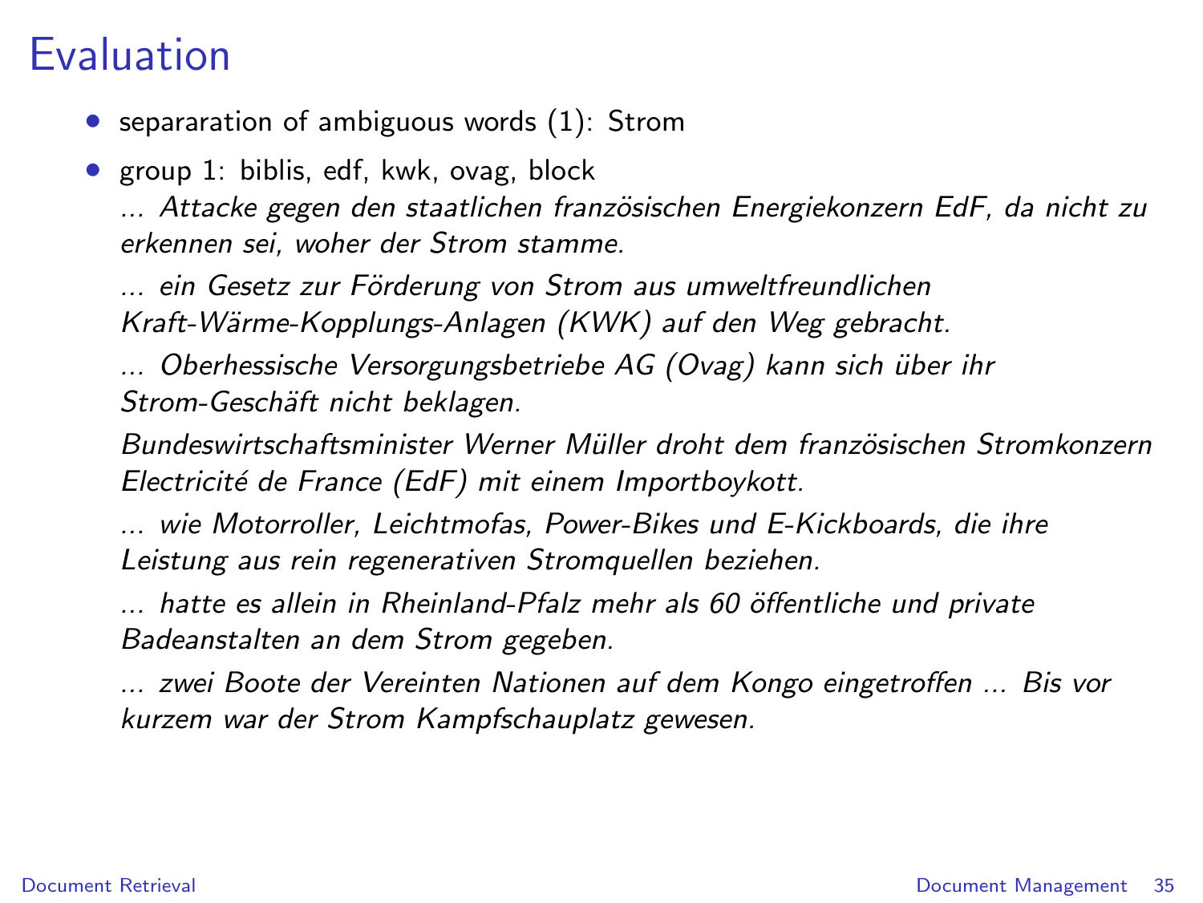# Evaluation

- separaration of ambiguous words (1): Strom
- group 1: biblis, edf, kwk, ovag, block

  *... Attacke gegen den staatlichen französischen Energiekonzern EdF, da nicht zu erkennen sei, woher der Strom stamme.*

  *... ein Gesetz zur Förderung von Strom aus umweltfreundlichen Kraft-Wärme-Kopplungs-Anlagen (KWK) auf den Weg gebracht.*

  *... Oberhessische Versorgungsbetriebe AG (Ovag) kann sich über ihr Strom-Geschäft nicht beklagen.*

  *Bundeswirtschaftsminister Werner Müller droht dem französischen Stromkonzern Electricité de France (EdF) mit einem Importboykott.*

  *... wie Motorroller, Leichtmofas, Power-Bikes und E-Kickboards, die ihre Leistung aus rein regenerativen Stromquellen beziehen.*

  *... hatte es allein in Rheinland-Pfalz mehr als 60 öffentliche und private Badeanstalten an dem Strom gegeben.*

  *... zwei Boote der Vereinten Nationen auf dem Kongo eingetroffen ... Bis vor kurzem war der Strom Kampfschauplatz gewesen.*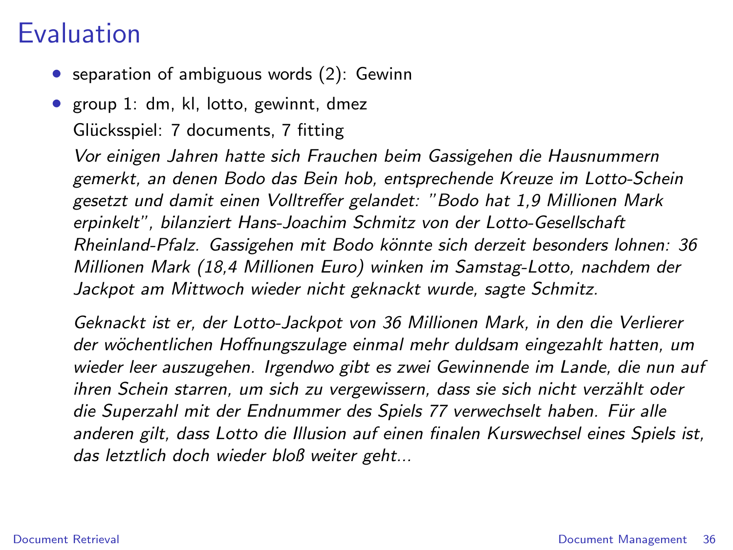# Evaluation

- separation of ambiguous words (2): Gewinn
- group 1: dm, kl, lotto, gewinnt, dmez

  Glücksspiel: 7 documents, 7 fitting

  *Vor einigen Jahren hatte sich Frauchen beim Gassigehen die Hausnummern gemerkt, an denen Bodo das Bein hob, entsprechende Kreuze im Lotto-Schein gesetzt und damit einen Volltreffer gelandet: "Bodo hat 1,9 Millionen Mark erpinkelt", bilanziert Hans-Joachim Schmitz von der Lotto-Gesellschaft Rheinland-Pfalz. Gassigehen mit Bodo könnte sich derzeit besonders lohnen: 36 Millionen Mark (18,4 Millionen Euro) winken im Samstag-Lotto, nachdem der Jackpot am Mittwoch wieder nicht geknackt wurde, sagte Schmitz.*

  *Geknackt ist er, der Lotto-Jackpot von 36 Millionen Mark, in den die Verlierer der wöchentlichen Hoffnungszulage einmal mehr duldsam eingezahlt hatten, um wieder leer auszugehen. Irgendwo gibt es zwei Gewinnende im Lande, die nun auf ihren Schein starren, um sich zu vergewissern, dass sie sich nicht verzählt oder die Superzahl mit der Endnummer des Spiels 77 verwechselt haben. Für alle anderen gilt, dass Lotto die Illusion auf einen finalen Kurswechsel eines Spiels ist, das letztlich doch wieder bloß weiter geht...*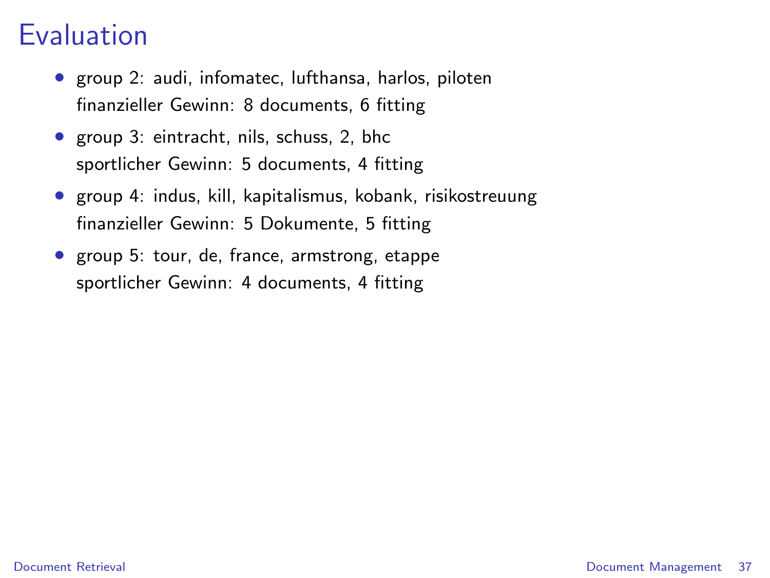# Evaluation

- group 2: audi, infomatec, lufthansa, harlos, piloten
  finanzieller Gewinn: 8 documents, 6 fitting
- group 3: eintracht, nils, schuss, 2, bhc
  sportlicher Gewinn: 5 documents, 4 fitting
- group 4: indus, kill, kapitalismus, kobank, risikostreuung
  finanzieller Gewinn: 5 Dokumente, 5 fitting
- group 5: tour, de, france, armstrong, etappe
  sportlicher Gewinn: 4 documents, 4 fitting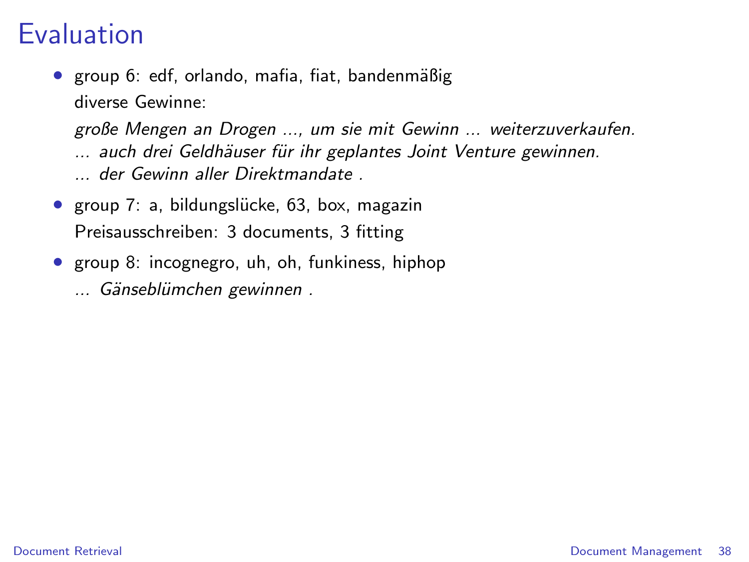# Evaluation

- group 6: edf, orlando, mafia, fiat, bandenmäßig

  diverse Gewinne:

  *große Mengen an Drogen ..., um sie mit Gewinn ... weiterzuverkaufen.*
  *... auch drei Geldhäuser für ihr geplantes Joint Venture gewinnen.*
  *... der Gewinn aller Direktmandate .*

- group 7: a, bildungslücke, 63, box, magazin

  Preisausschreiben: 3 documents, 3 fitting

- group 8: incognegro, uh, oh, funkiness, hiphop

  *... Gänseblümchen gewinnen .*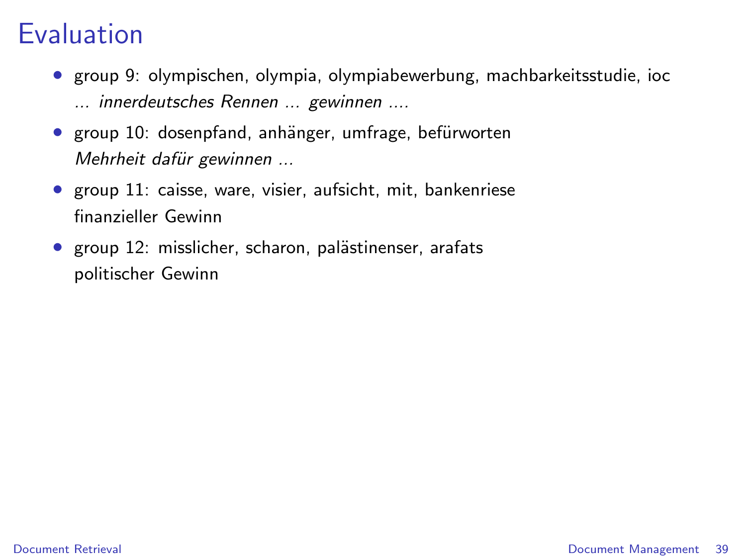# Evaluation

- group 9: olympischen, olympia, olympiabewerbung, machbarkeitsstudie, ioc
  *... innerdeutsches Rennen ... gewinnen ....*
- group 10: dosenpfand, anhänger, umfrage, befürworten
  *Mehrheit dafür gewinnen ...*
- group 11: caisse, ware, visier, aufsicht, mit, bankenriese
  finanzieller Gewinn
- group 12: misslicher, scharon, palästinenser, arafats
  politischer Gewinn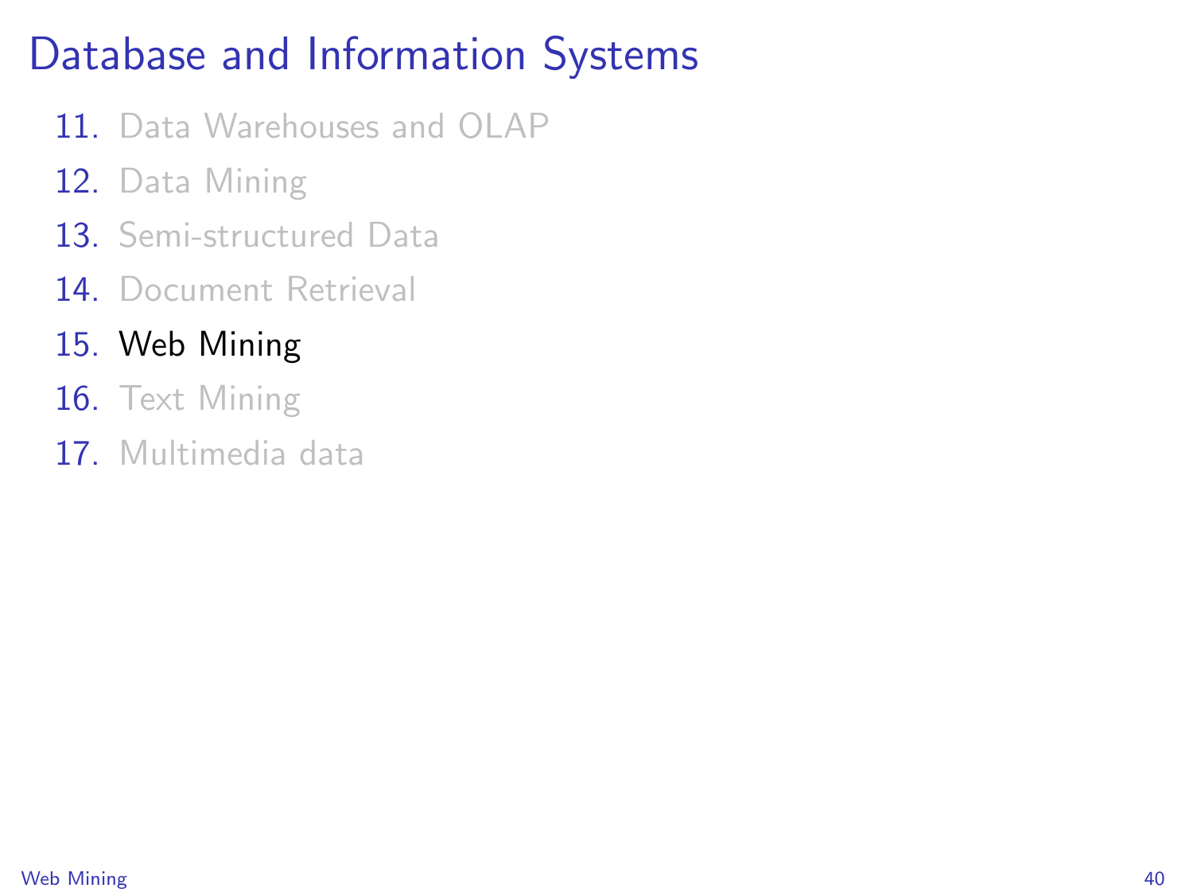# Database and Information Systems

11. Data Warehouses and OLAP
12. Data Mining
13. Semi-structured Data
14. Document Retrieval
15. **Web Mining**
16. Text Mining
17. Multimedia data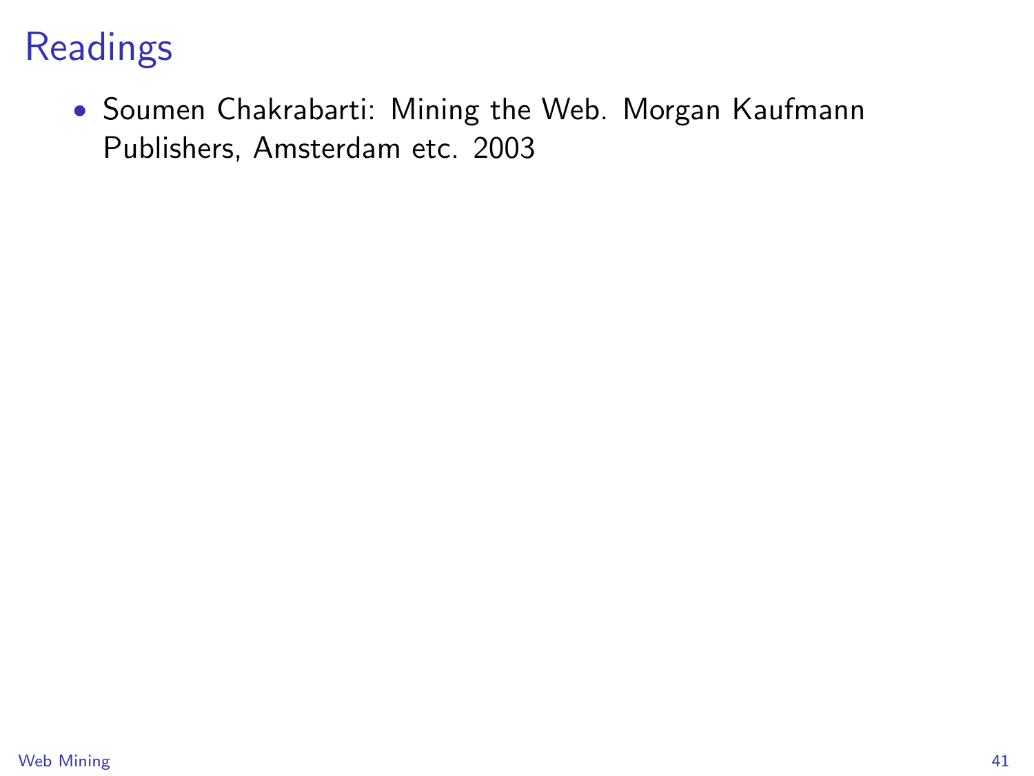# Readings

- Soumen Chakrabarti: Mining the Web. Morgan Kaufmann Publishers, Amsterdam etc. 2003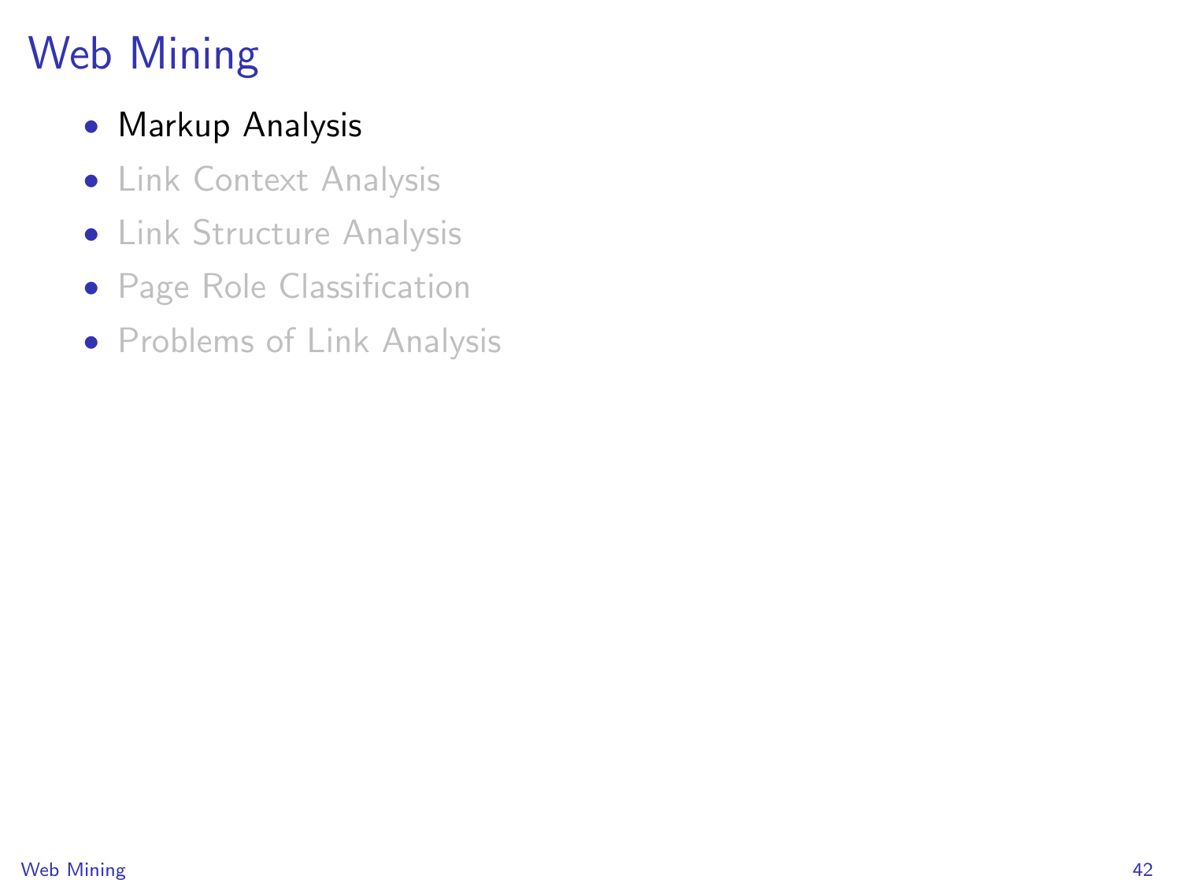# Web Mining

- Markup Analysis
- Link Context Analysis
- Link Structure Analysis
- Page Role Classification
- Problems of Link Analysis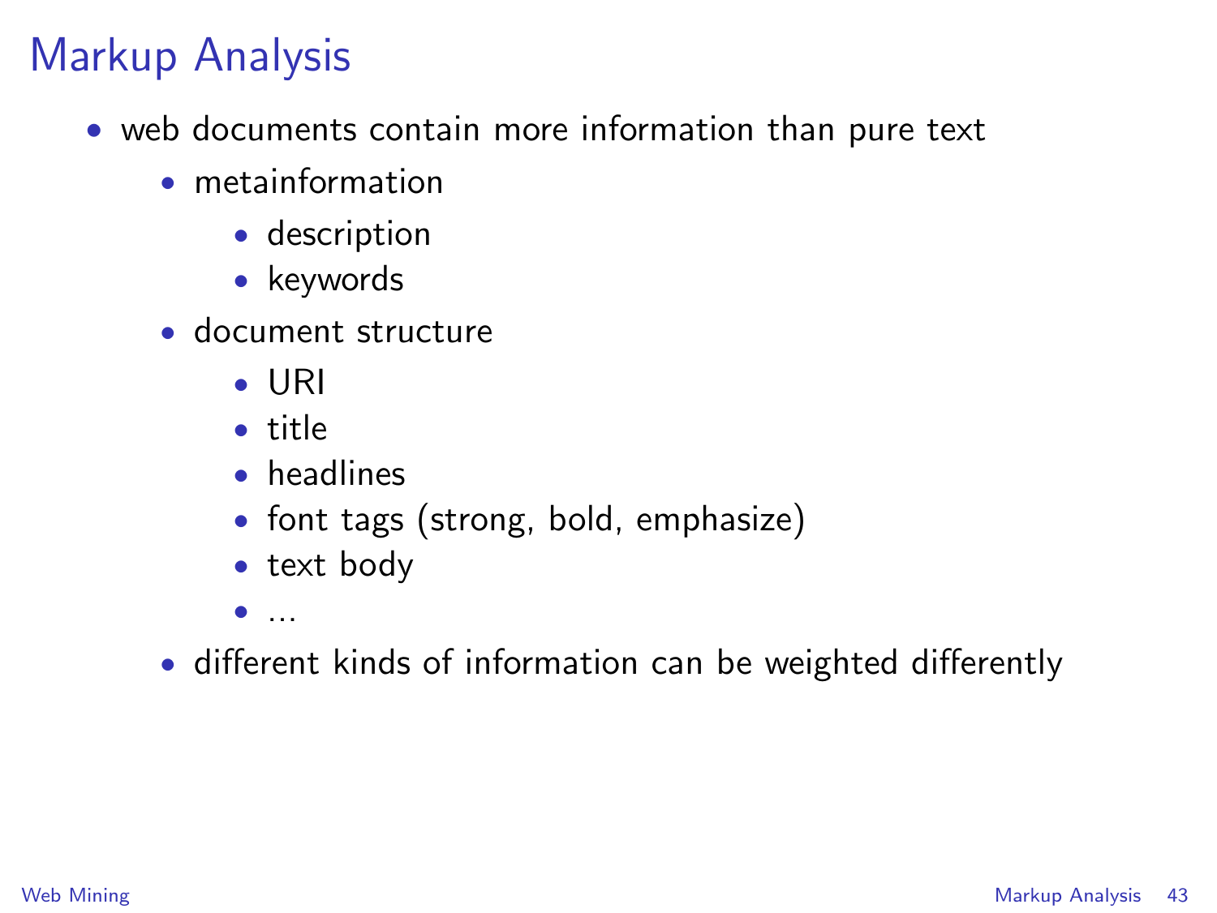# Markup Analysis

- web documents contain more information than pure text
  - metainformation
    - description
    - keywords
  - document structure
    - URI
    - title
    - headlines
    - font tags (strong, bold, emphasize)
    - text body
    - ...
  - different kinds of information can be weighted differently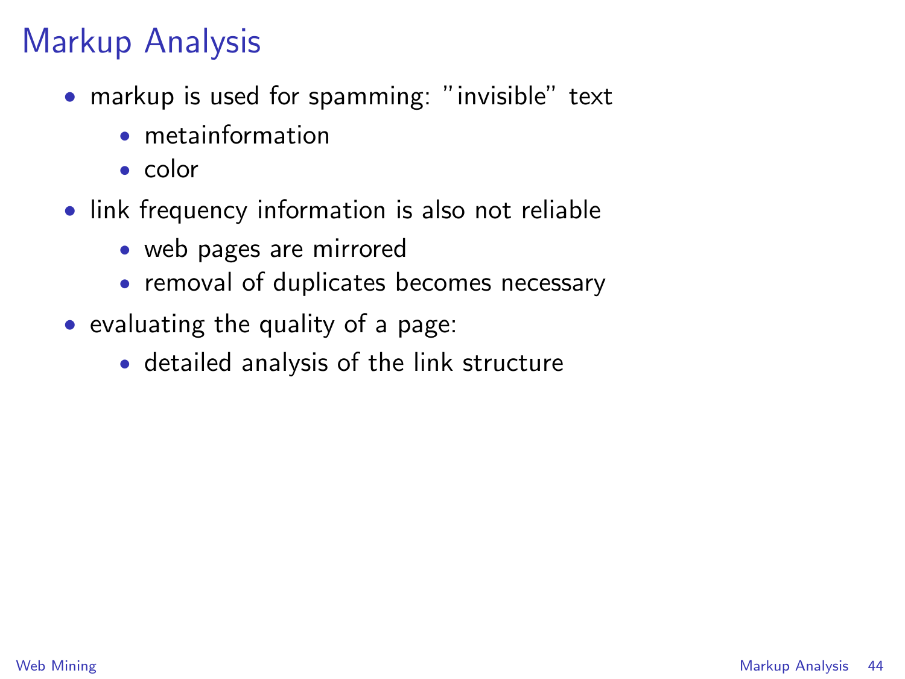# Markup Analysis

- markup is used for spamming: "invisible" text
  - metainformation
  - color
- link frequency information is also not reliable
  - web pages are mirrored
  - removal of duplicates becomes necessary
- evaluating the quality of a page:
  - detailed analysis of the link structure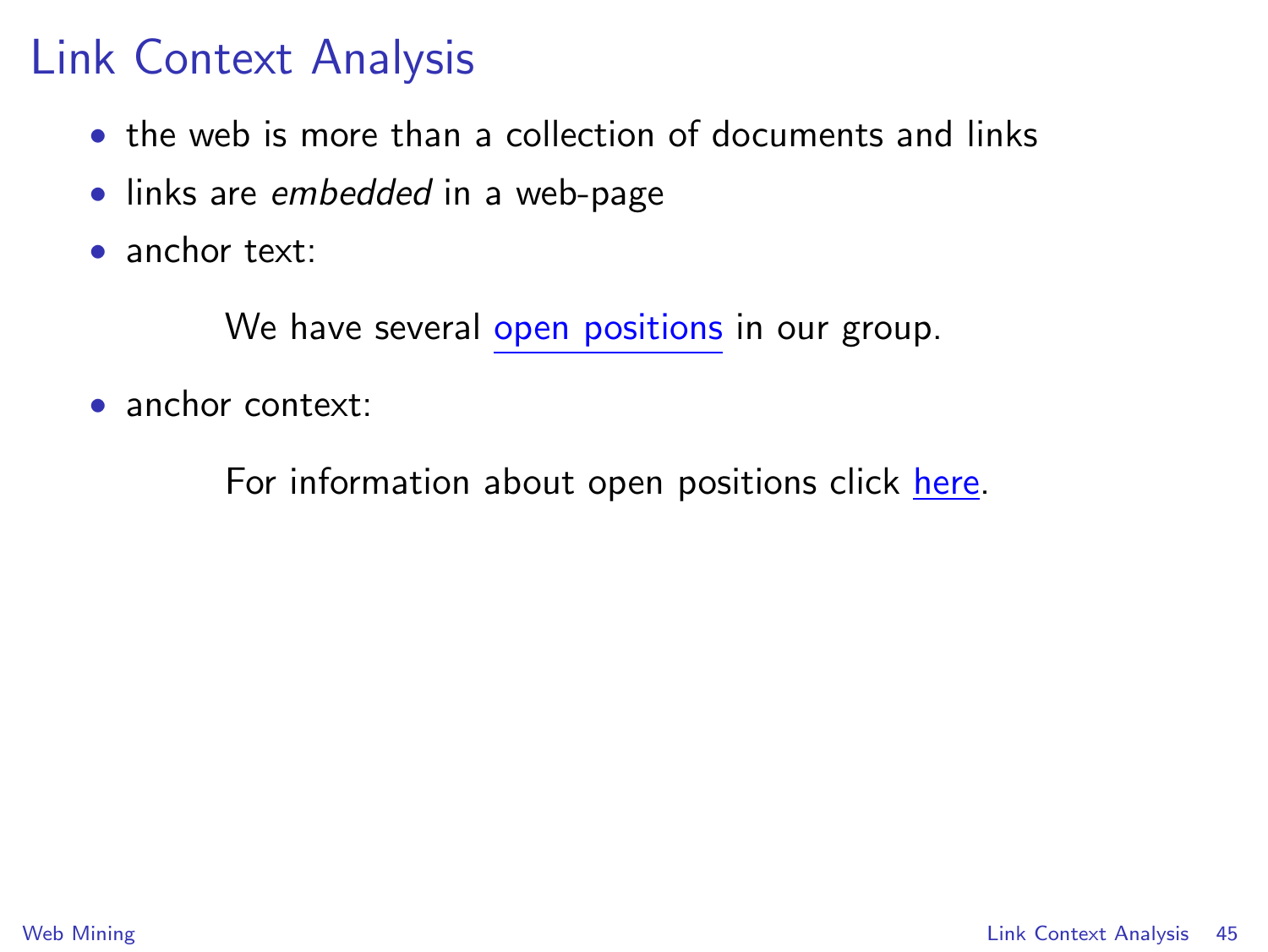# Link Context Analysis

- the web is more than a collection of documents and links
- links are *embedded* in a web-page
- anchor text:

  We have several open positions in our group.

- anchor context:

  For information about open positions click here.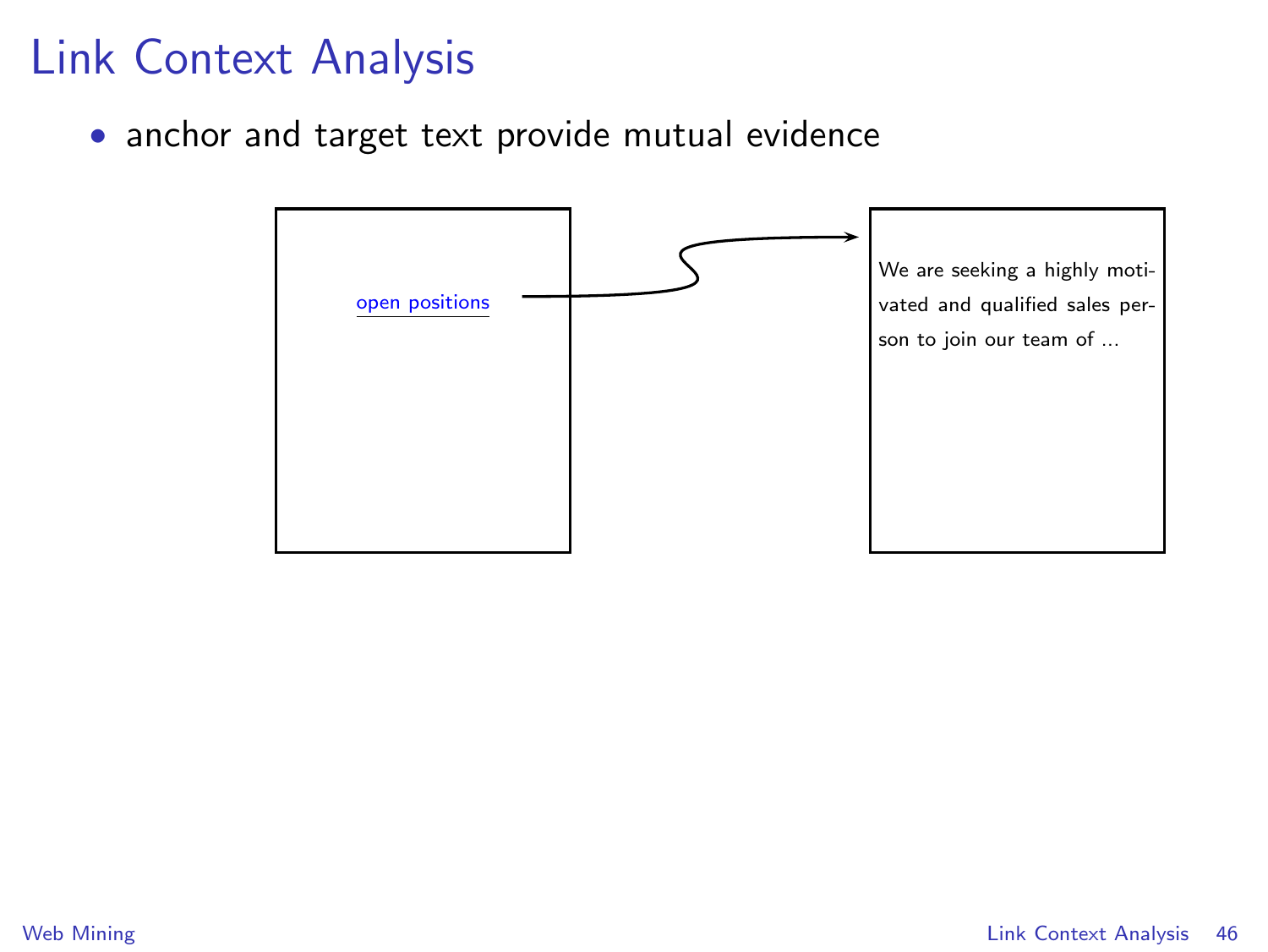# Link Context Analysis

- anchor and target text provide mutual evidence

open positions

We are seeking a highly motivated and qualified sales person to join our team of ...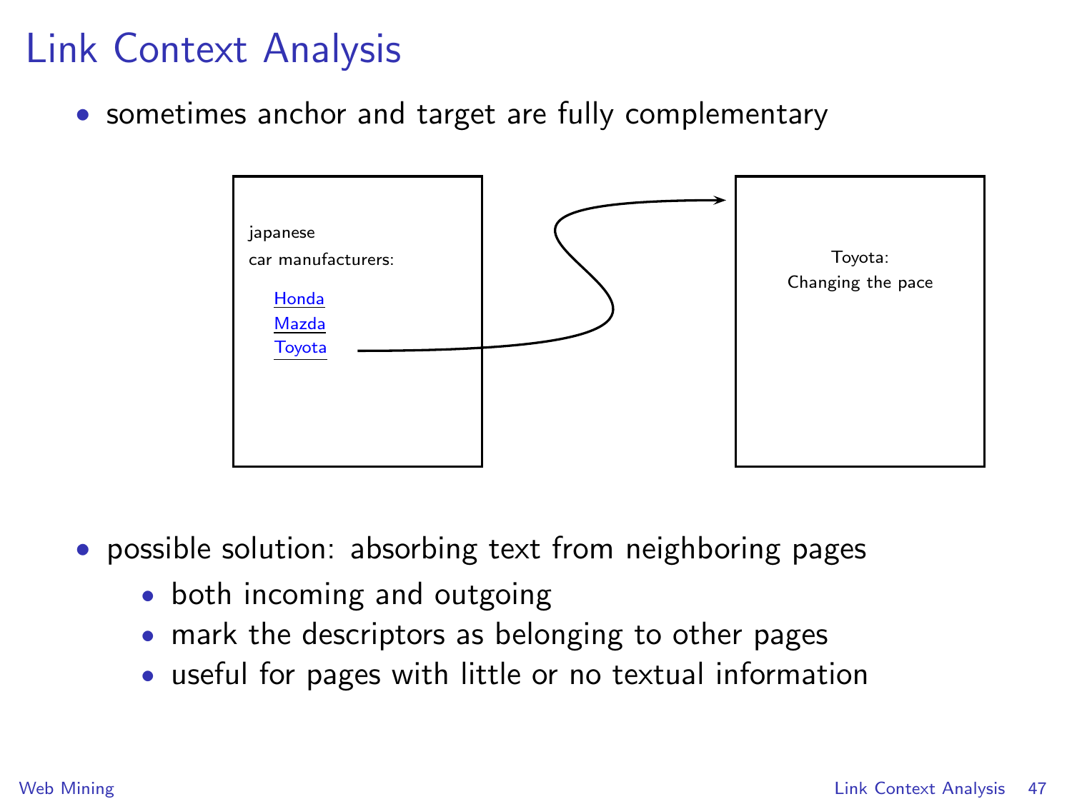# Link Context Analysis

- sometimes anchor and target are fully complementary

japanese
car manufacturers:

[Honda]
[Mazda]
[Toyota]

Toyota:
Changing the pace

- possible solution: absorbing text from neighboring pages
  - both incoming and outgoing
  - mark the descriptors as belonging to other pages
  - useful for pages with little or no textual information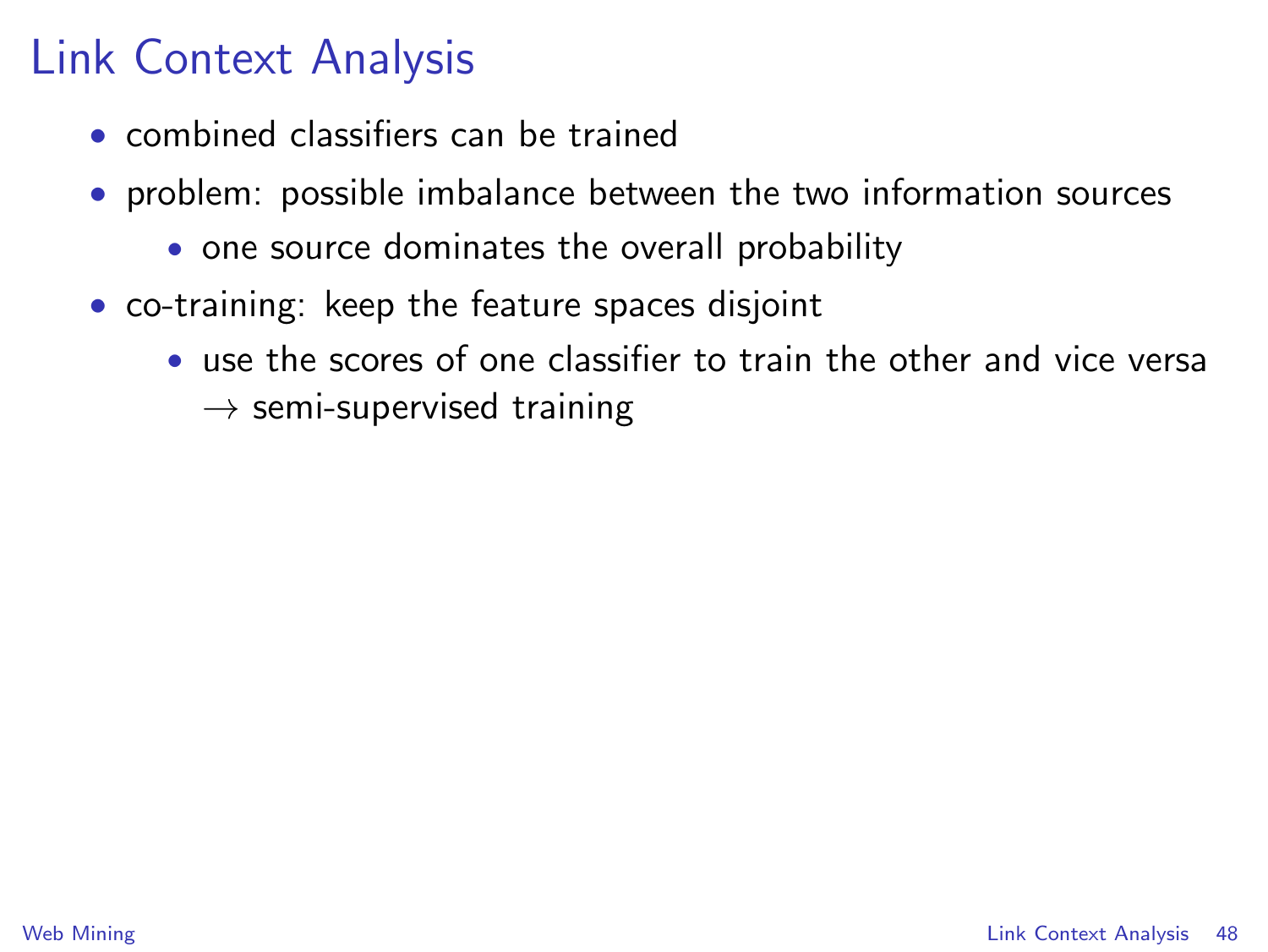# Link Context Analysis

- combined classifiers can be trained
- problem: possible imbalance between the two information sources
  - one source dominates the overall probability
- co-training: keep the feature spaces disjoint
  - use the scores of one classifier to train the other and vice versa $\rightarrow$ semi-supervised training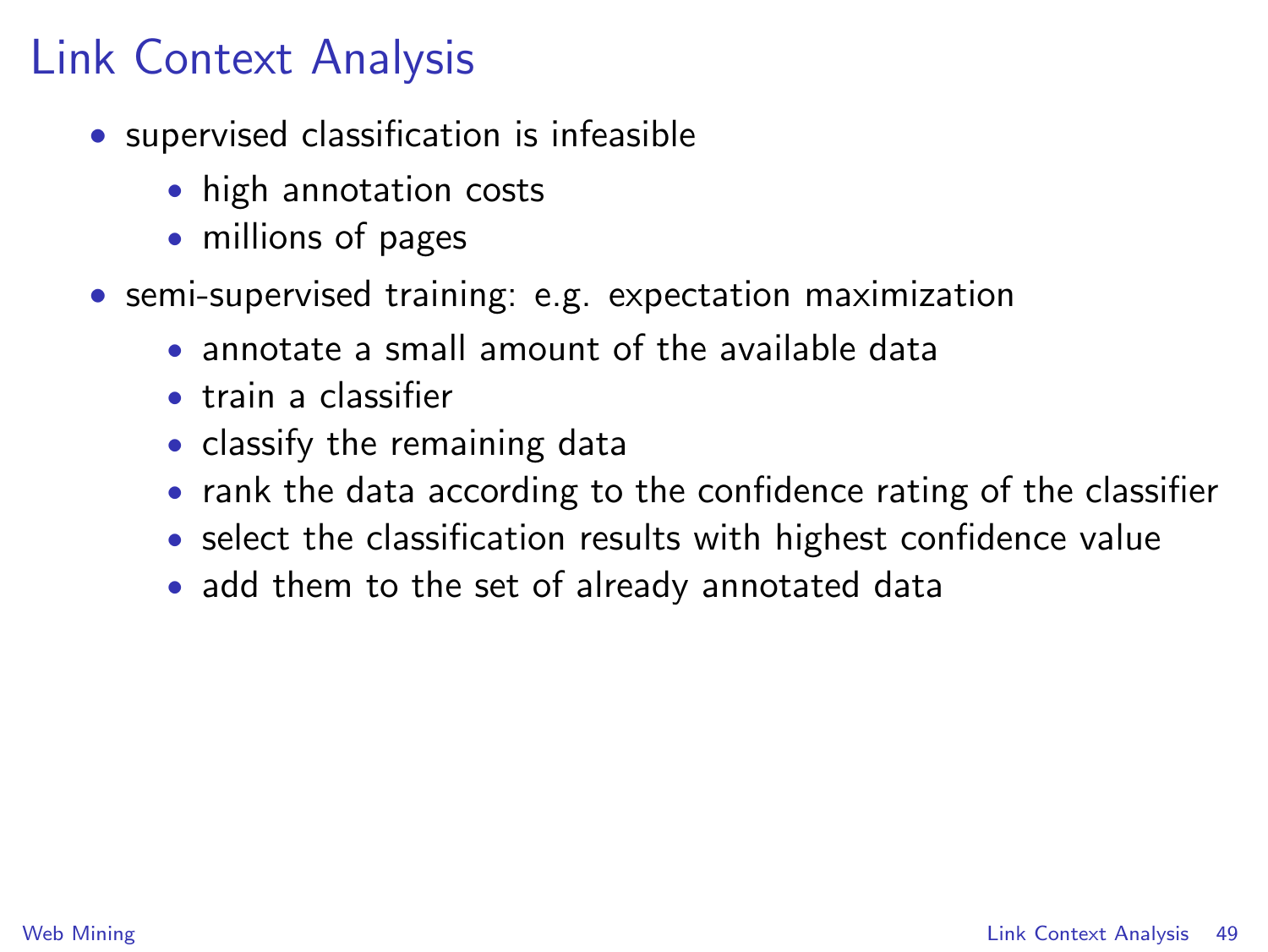# Link Context Analysis

- supervised classification is infeasible
  - high annotation costs
  - millions of pages
- semi-supervised training: e.g. expectation maximization
  - annotate a small amount of the available data
  - train a classifier
  - classify the remaining data
  - rank the data according to the confidence rating of the classifier
  - select the classification results with highest confidence value
  - add them to the set of already annotated data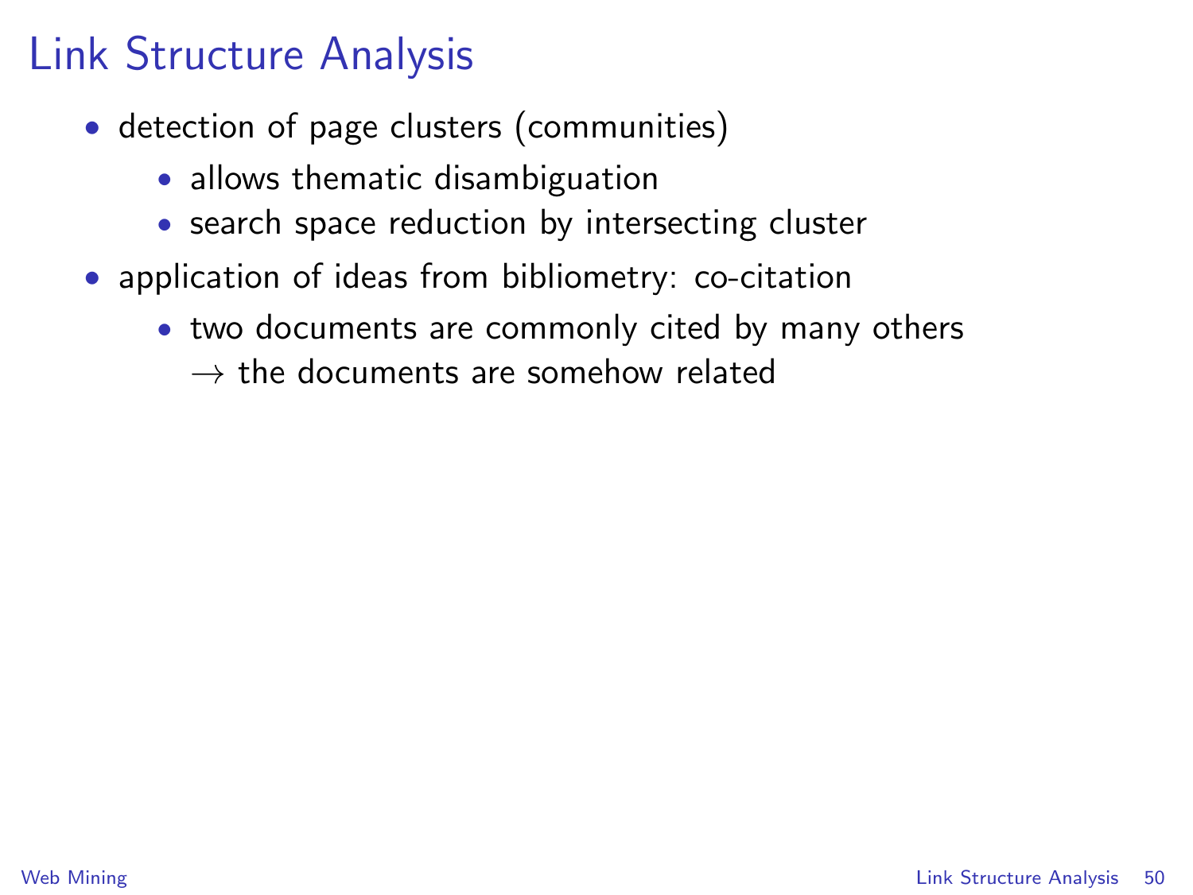# Link Structure Analysis

- detection of page clusters (communities)
  - allows thematic disambiguation
  - search space reduction by intersecting cluster
- application of ideas from bibliometry: co-citation
  - two documents are commonly cited by many others
    $\rightarrow$ the documents are somehow related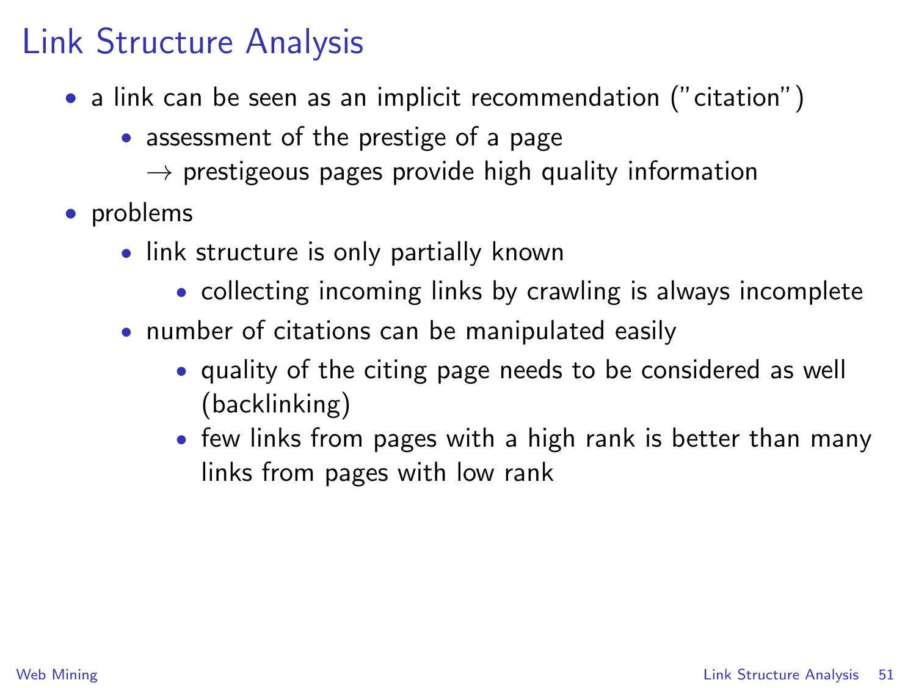# Link Structure Analysis

- a link can be seen as an implicit recommendation ("citation")
  - assessment of the prestige of a page
    → prestigeous pages provide high quality information
- problems
  - link structure is only partially known
    - collecting incoming links by crawling is always incomplete
  - number of citations can be manipulated easily
    - quality of the citing page needs to be considered as well (backlinking)
    - few links from pages with a high rank is better than many links from pages with low rank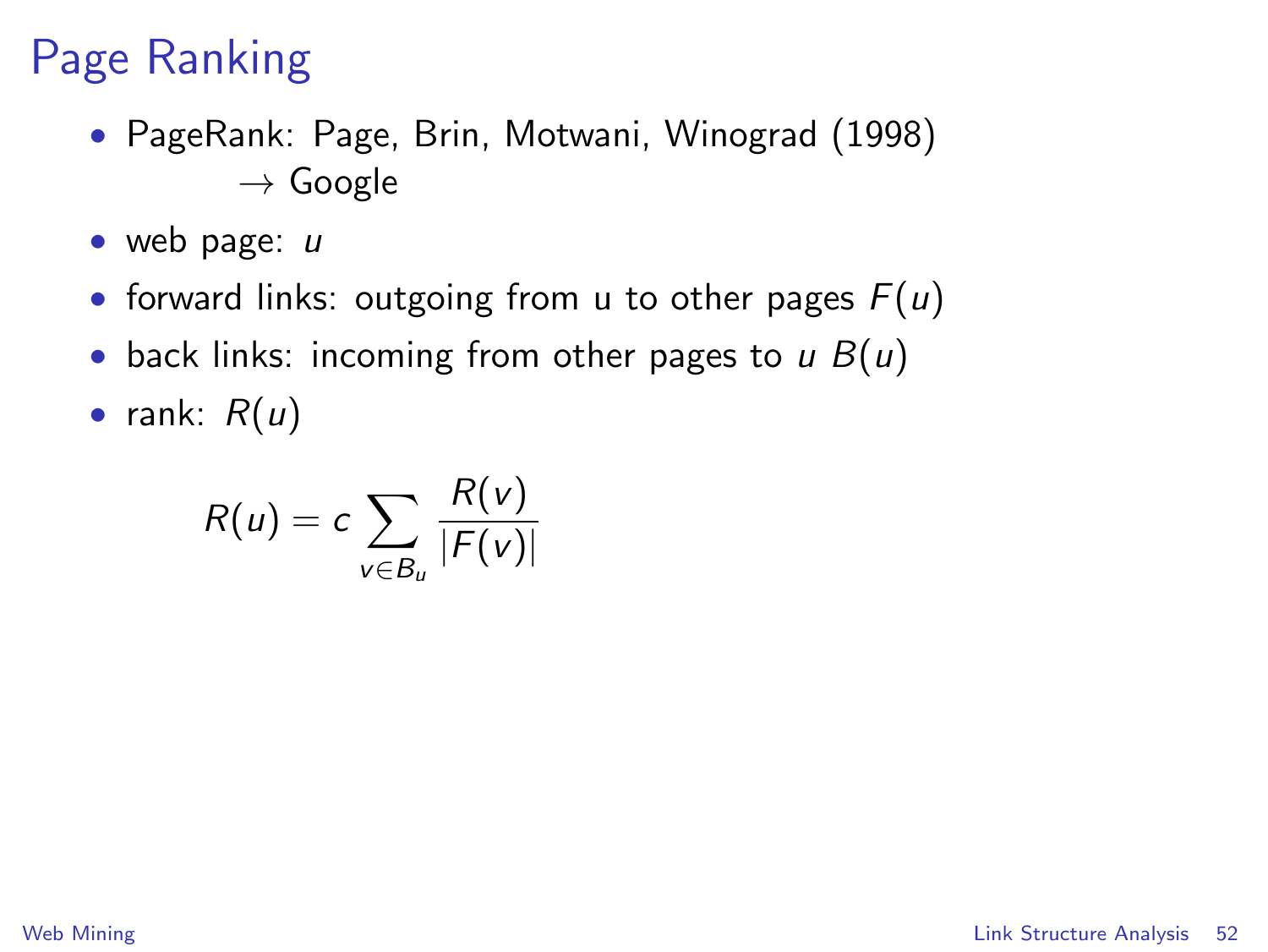# Page Ranking

- PageRank: Page, Brin, Motwani, Winograd (1998)
  $\rightarrow$ Google
- web page: $u$
- forward links: outgoing from u to other pages $F(u)$
- back links: incoming from other pages to $u$ $B(u)$
- rank: $R(u)$

$$R(u) = c \sum_{v \in B_u} \frac{R(v)}{|F(v)|}$$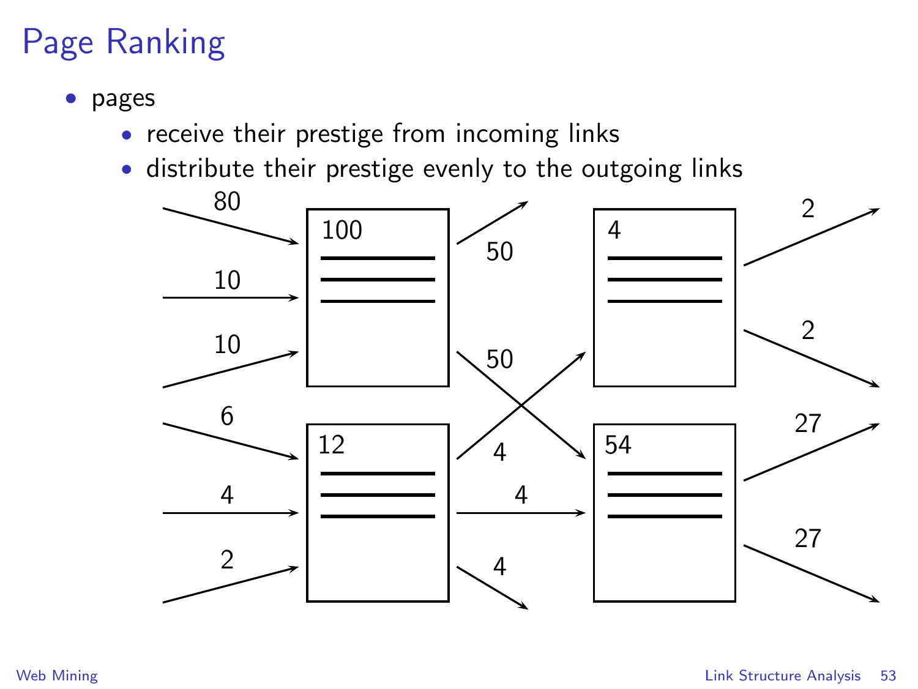# Page Ranking

- pages
  - receive their prestige from incoming links
  - distribute their prestige evenly to the outgoing links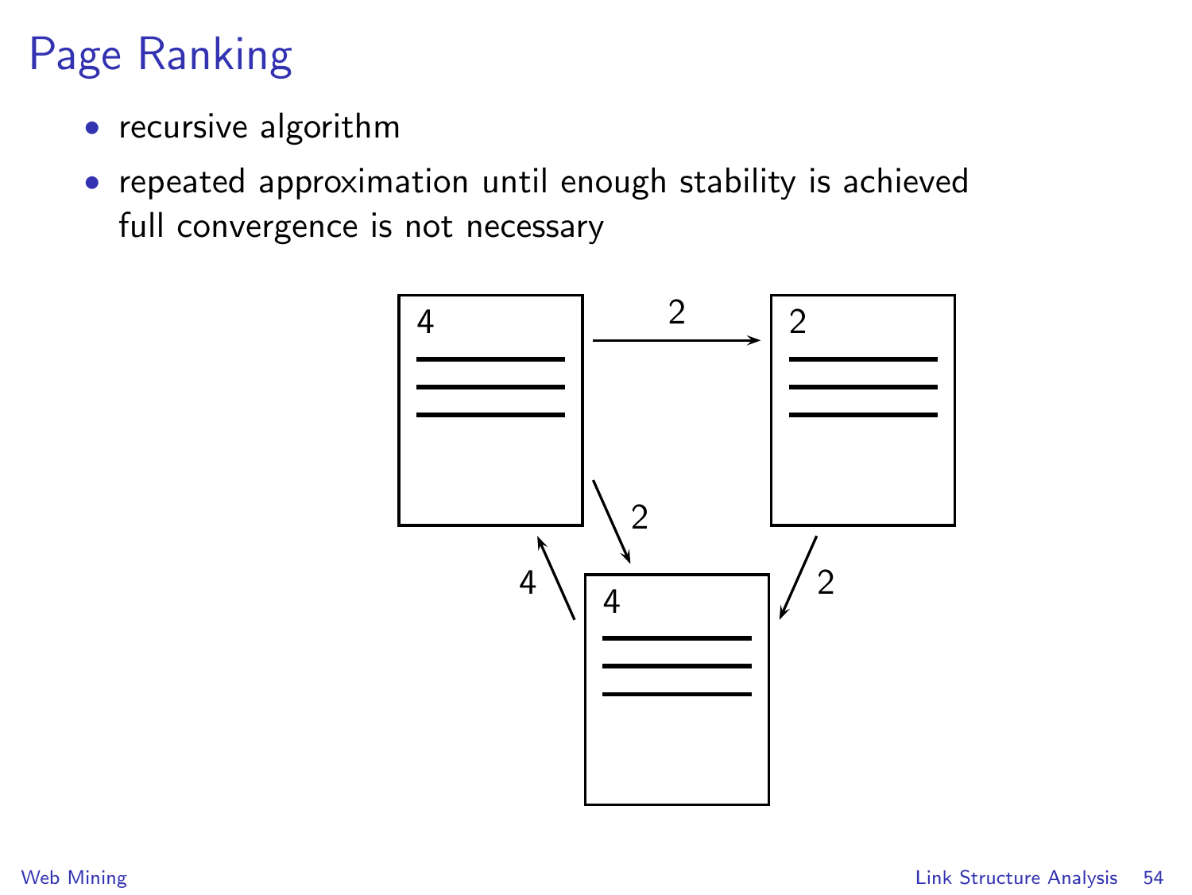# Page Ranking

- recursive algorithm
- repeated approximation until enough stability is achieved
  full convergence is not necessary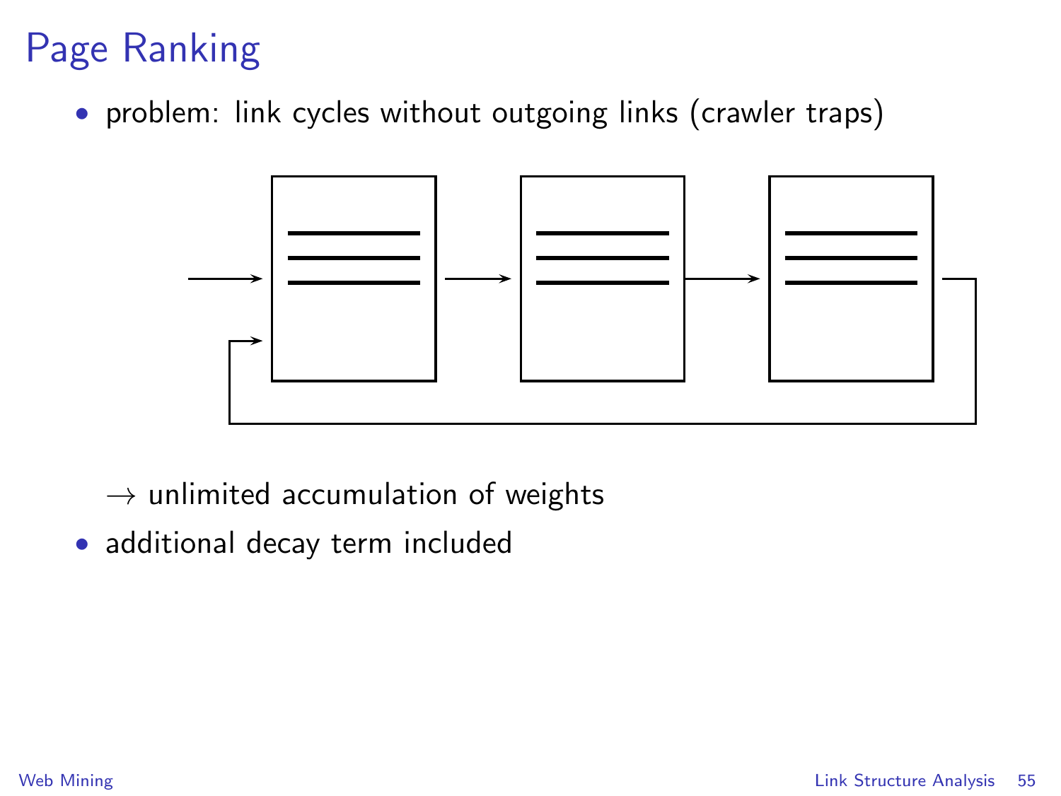# Page Ranking

- problem: link cycles without outgoing links (crawler traps)

  $\rightarrow$ unlimited accumulation of weights

- additional decay term included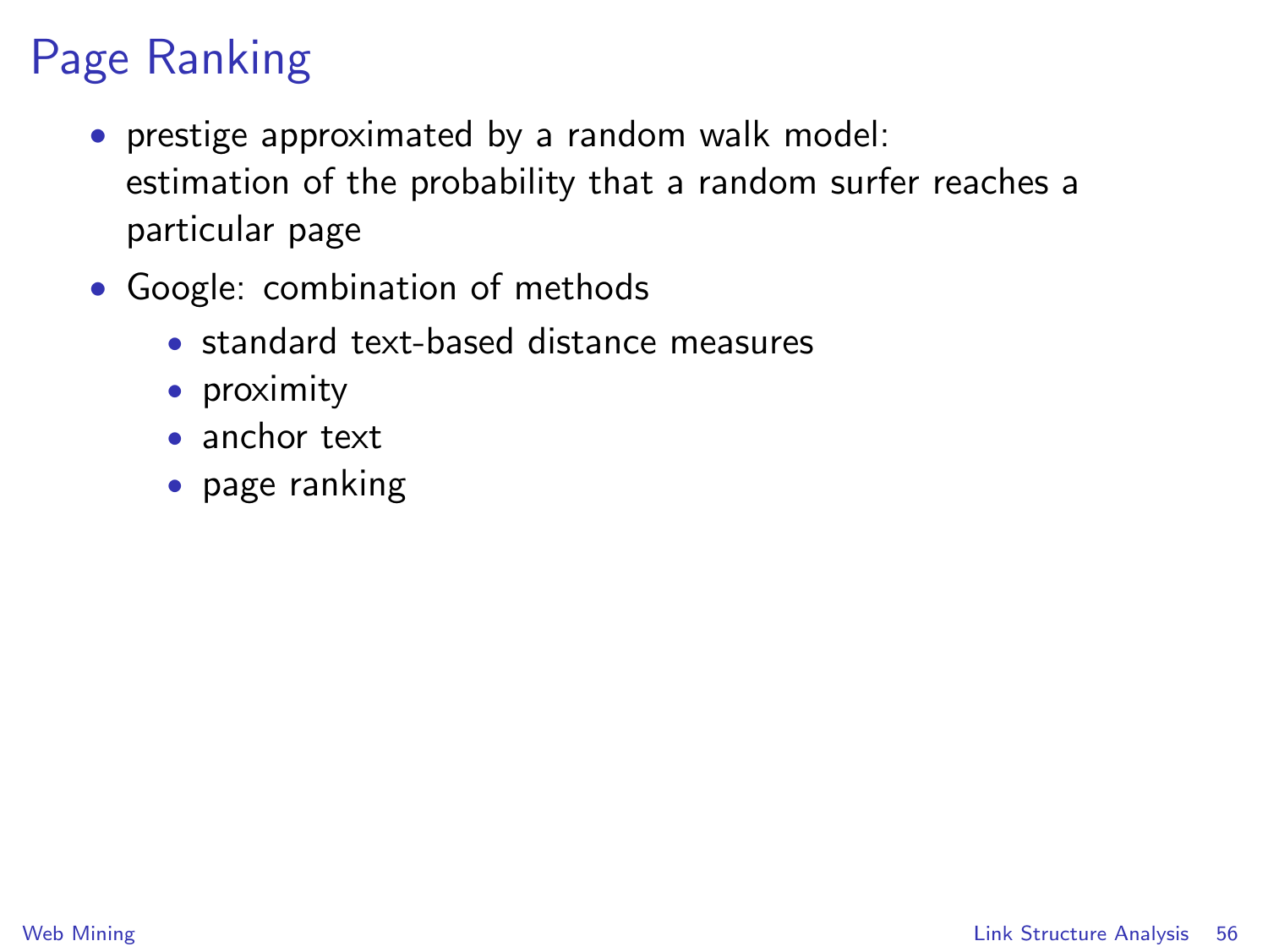# Page Ranking

- prestige approximated by a random walk model:
  estimation of the probability that a random surfer reaches a particular page
- Google: combination of methods
  - standard text-based distance measures
  - proximity
  - anchor text
  - page ranking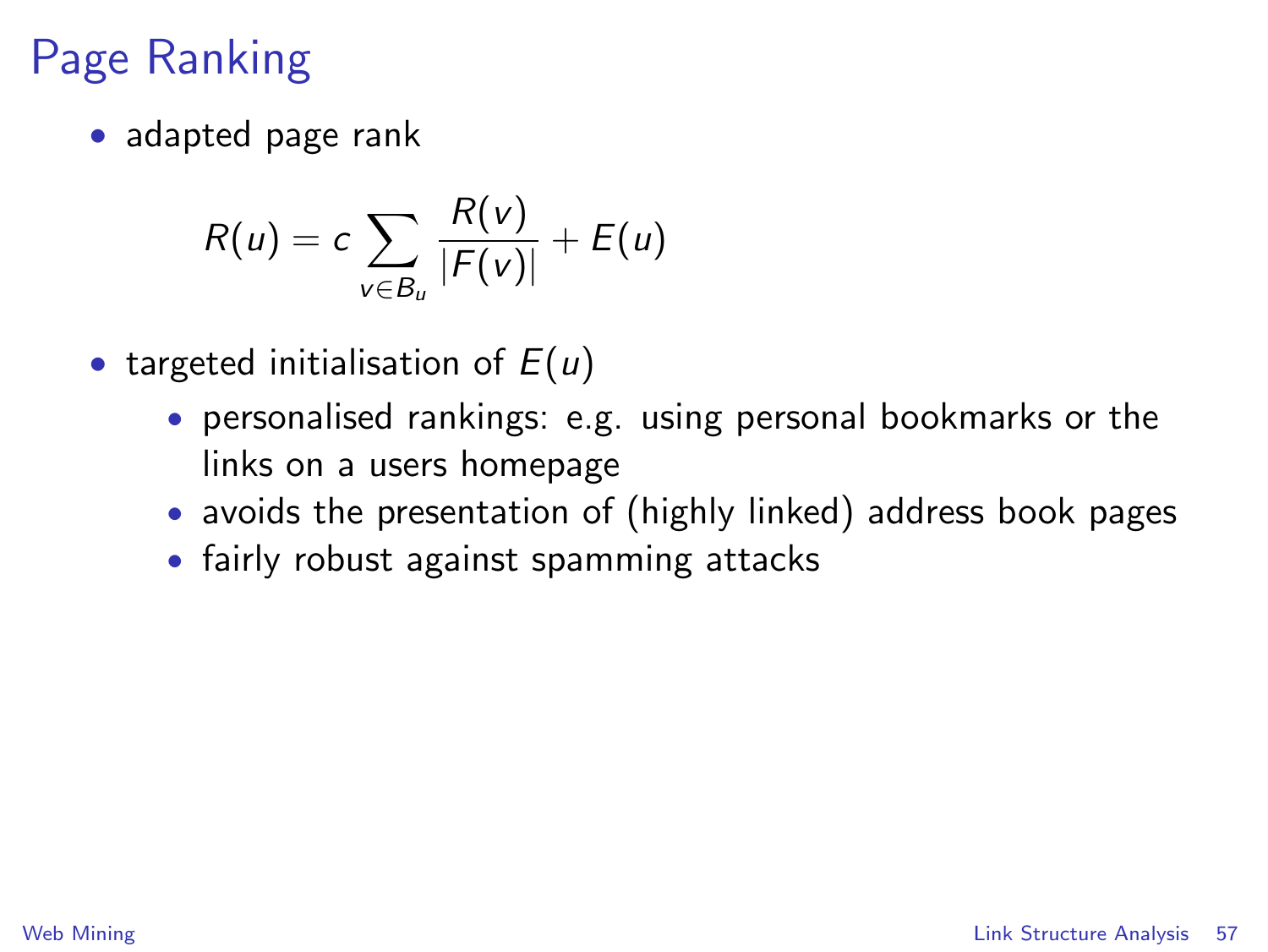# Page Ranking

- adapted page rank

$$R(u) = c \sum_{v \in B_u} \frac{R(v)}{|F(v)|} + E(u)$$

- targeted initialisation of $E(u)$
  - personalised rankings: e.g. using personal bookmarks or the links on a users homepage
  - avoids the presentation of (highly linked) address book pages
  - fairly robust against spamming attacks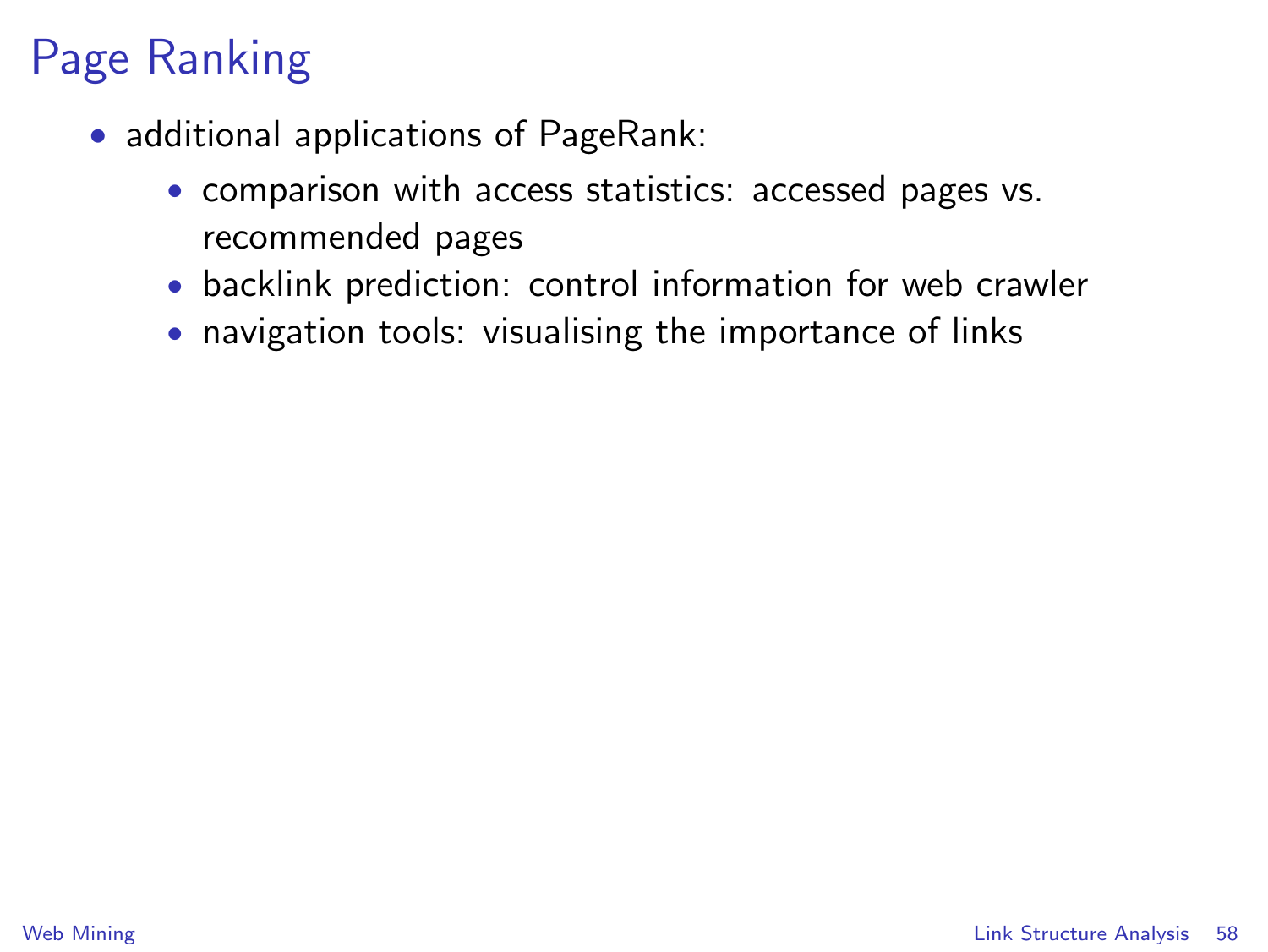# Page Ranking

- additional applications of PageRank:
  - comparison with access statistics: accessed pages vs. recommended pages
  - backlink prediction: control information for web crawler
  - navigation tools: visualising the importance of links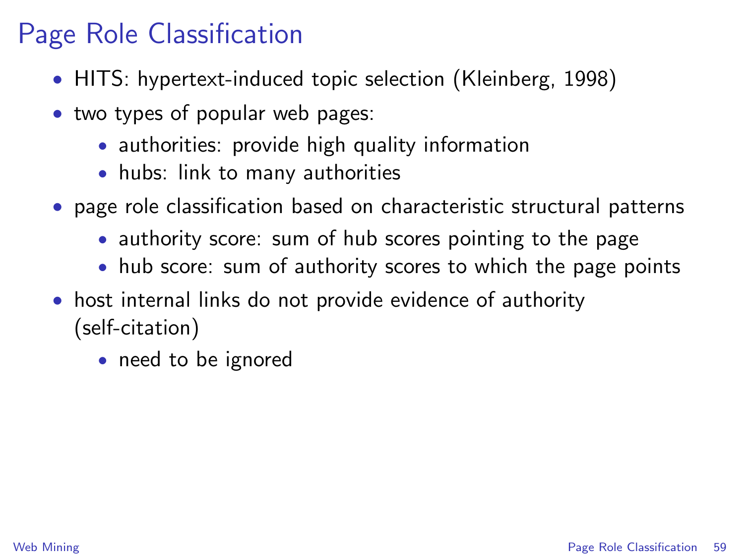# Page Role Classification

- HITS: hypertext-induced topic selection (Kleinberg, 1998)
- two types of popular web pages:
  - authorities: provide high quality information
  - hubs: link to many authorities
- page role classification based on characteristic structural patterns
  - authority score: sum of hub scores pointing to the page
  - hub score: sum of authority scores to which the page points
- host internal links do not provide evidence of authority (self-citation)
  - need to be ignored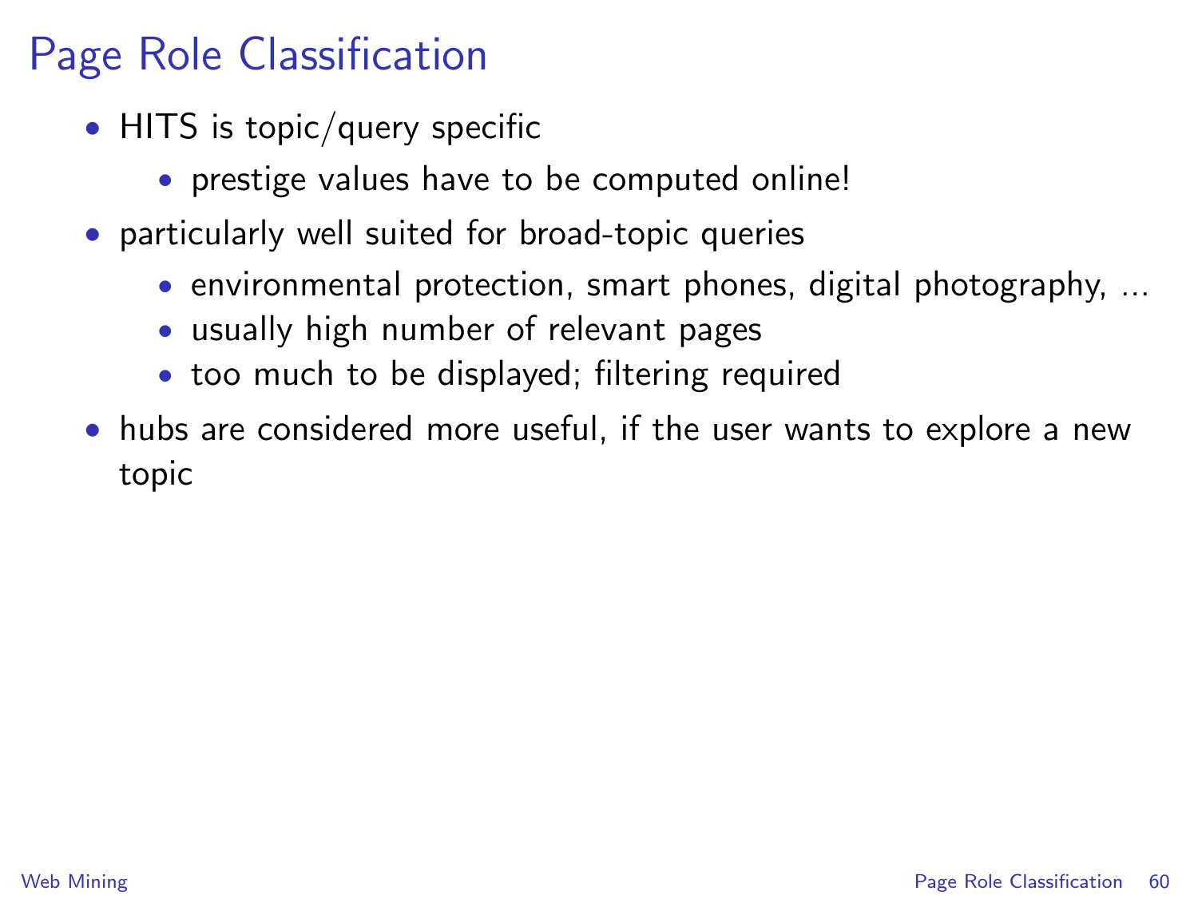# Page Role Classification

- HITS is topic/query specific
  - prestige values have to be computed online!
- particularly well suited for broad-topic queries
  - environmental protection, smart phones, digital photography, ...
  - usually high number of relevant pages
  - too much to be displayed; filtering required
- hubs are considered more useful, if the user wants to explore a new topic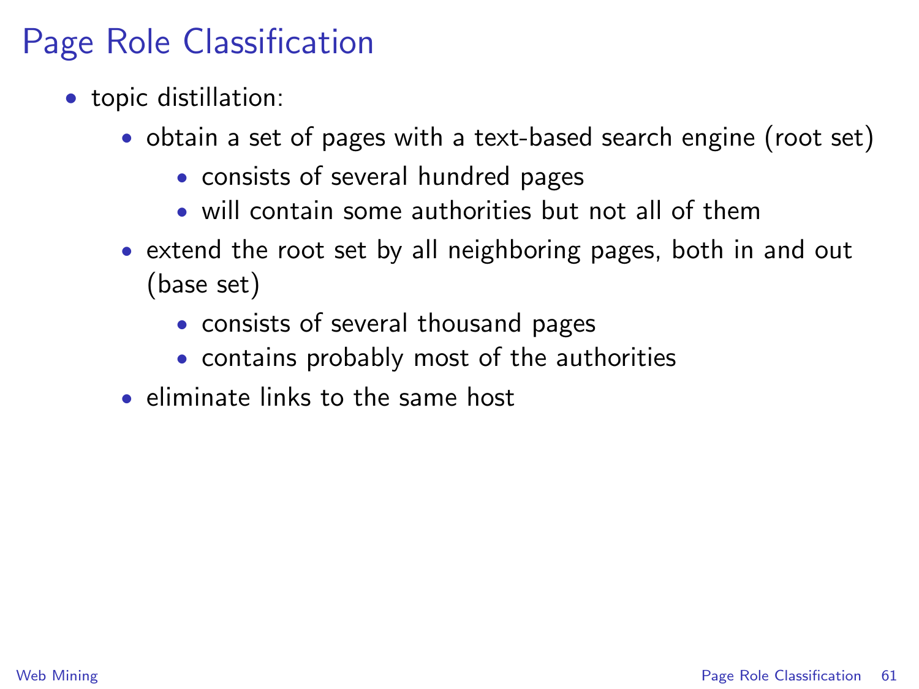# Page Role Classification

- topic distillation:
  - obtain a set of pages with a text-based search engine (root set)
    - consists of several hundred pages
    - will contain some authorities but not all of them
  - extend the root set by all neighboring pages, both in and out (base set)
    - consists of several thousand pages
    - contains probably most of the authorities
  - eliminate links to the same host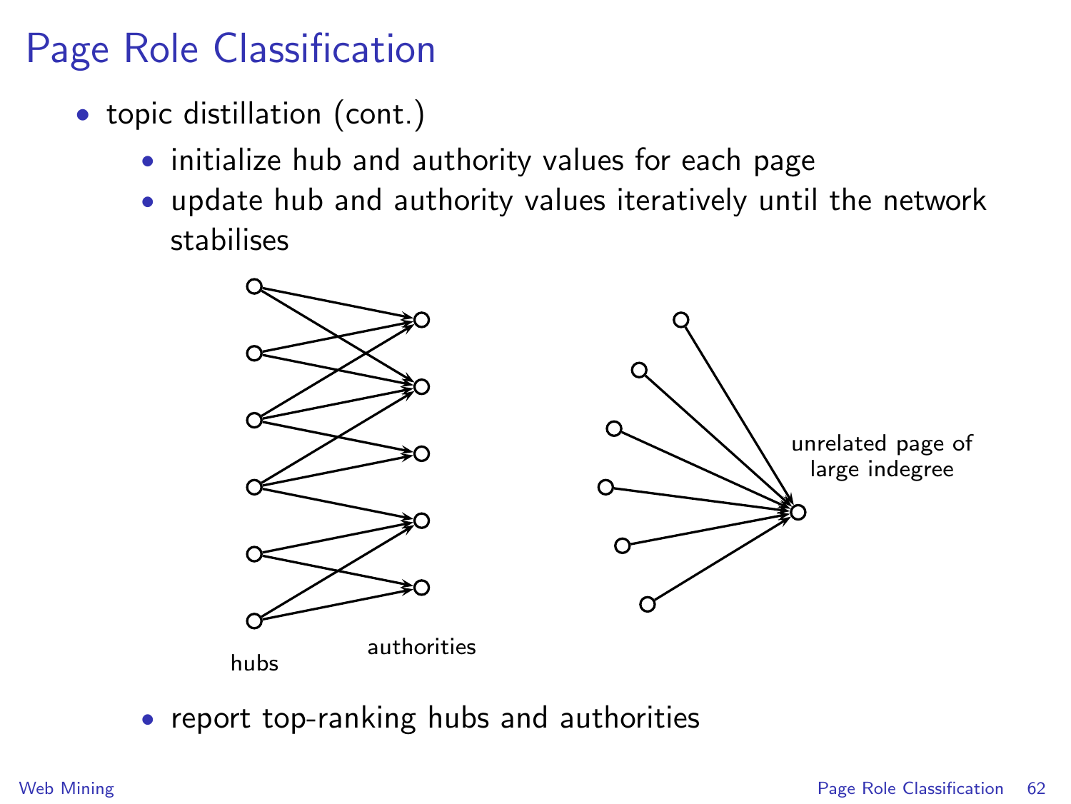# Page Role Classification

- topic distillation (cont.)
  - initialize hub and authority values for each page
  - update hub and authority values iteratively until the network stabilises

hubs

authorities

unrelated page of large indegree

- report top-ranking hubs and authorities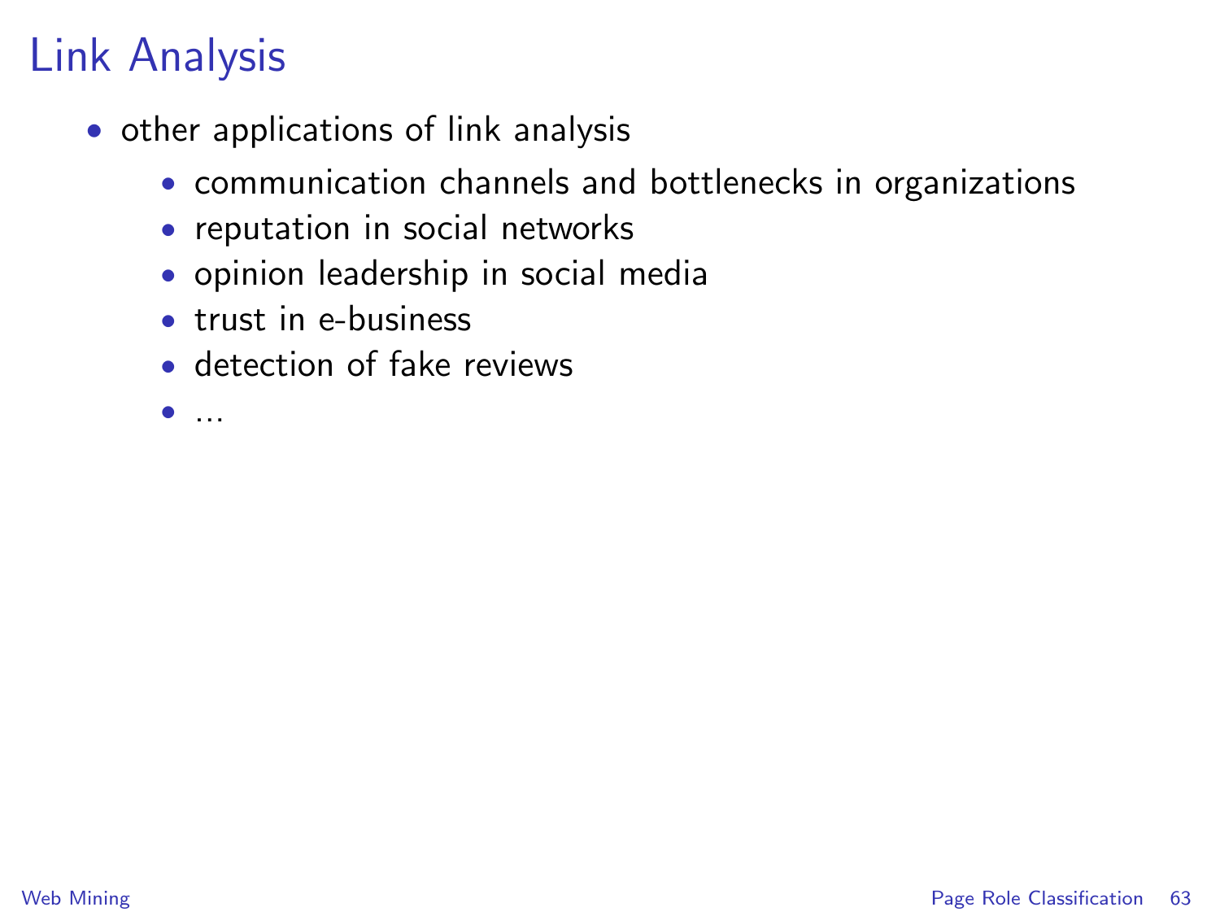# Link Analysis

- other applications of link analysis
  - communication channels and bottlenecks in organizations
  - reputation in social networks
  - opinion leadership in social media
  - trust in e-business
  - detection of fake reviews
  - ...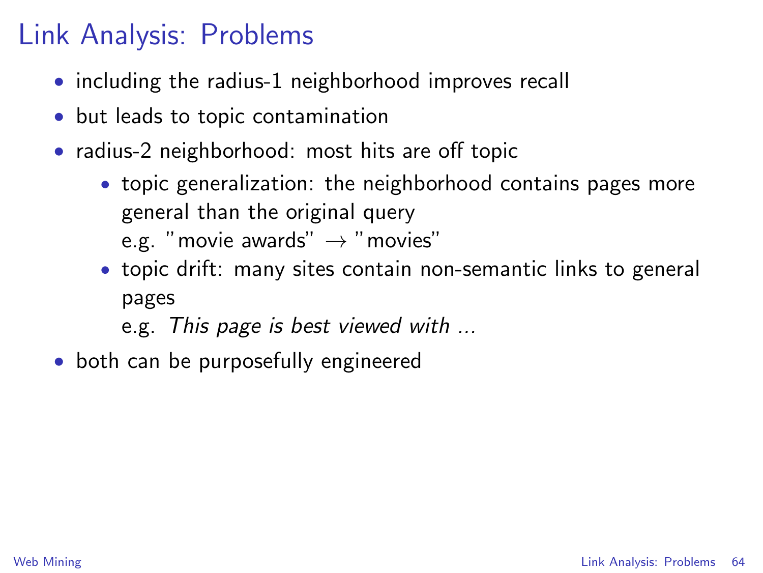# Link Analysis: Problems

- including the radius-1 neighborhood improves recall
- but leads to topic contamination
- radius-2 neighborhood: most hits are off topic
  - topic generalization: the neighborhood contains pages more general than the original query
    e.g. "movie awards" → "movies"
  - topic drift: many sites contain non-semantic links to general pages
    e.g. *This page is best viewed with ...*
- both can be purposefully engineered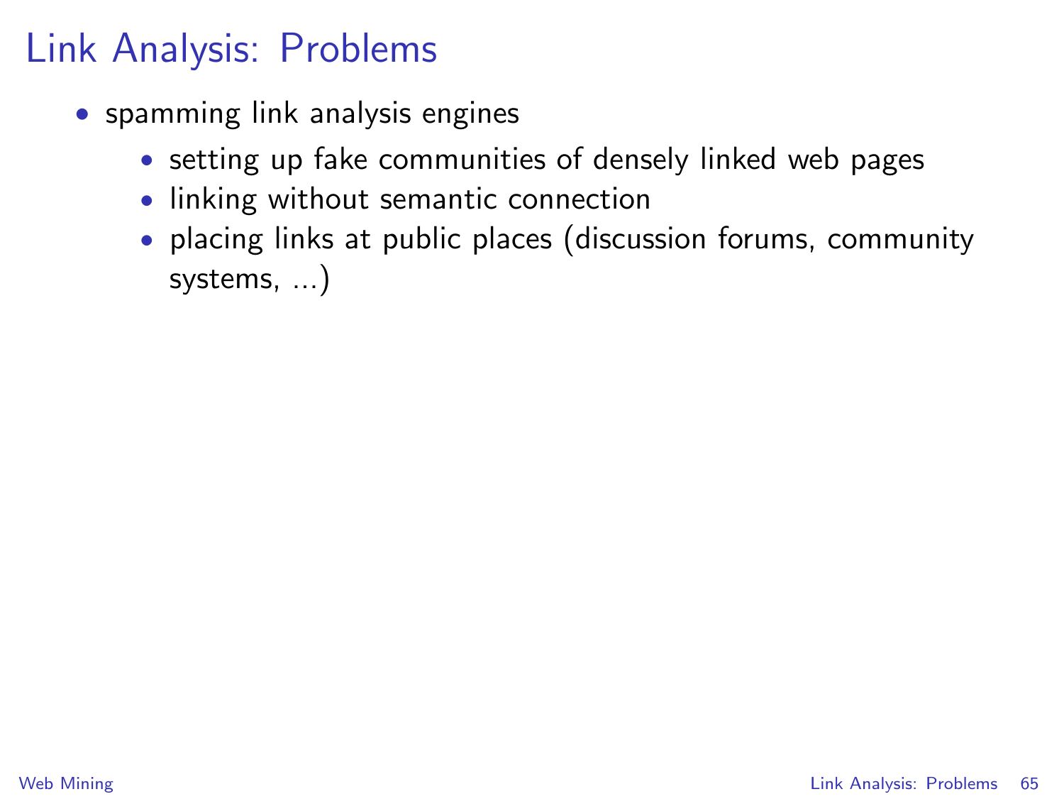# Link Analysis: Problems

- spamming link analysis engines
  - setting up fake communities of densely linked web pages
  - linking without semantic connection
  - placing links at public places (discussion forums, community systems, ...)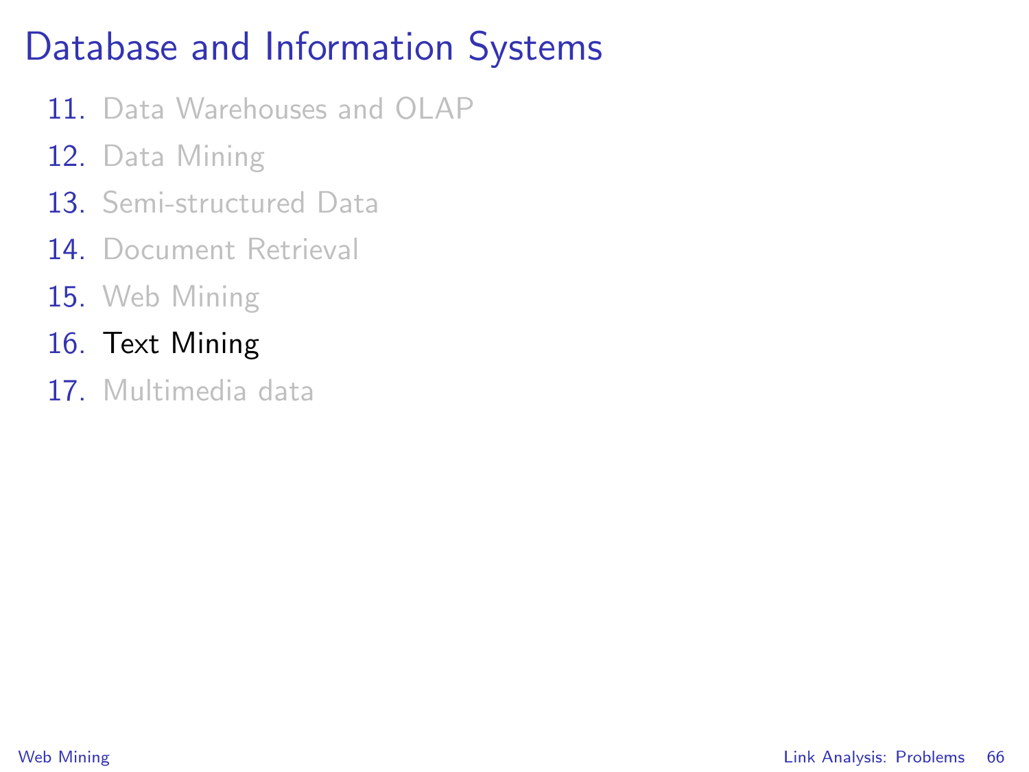# Database and Information Systems

11. Data Warehouses and OLAP
12. Data Mining
13. Semi-structured Data
14. Document Retrieval
15. Web Mining
16. Text Mining
17. Multimedia data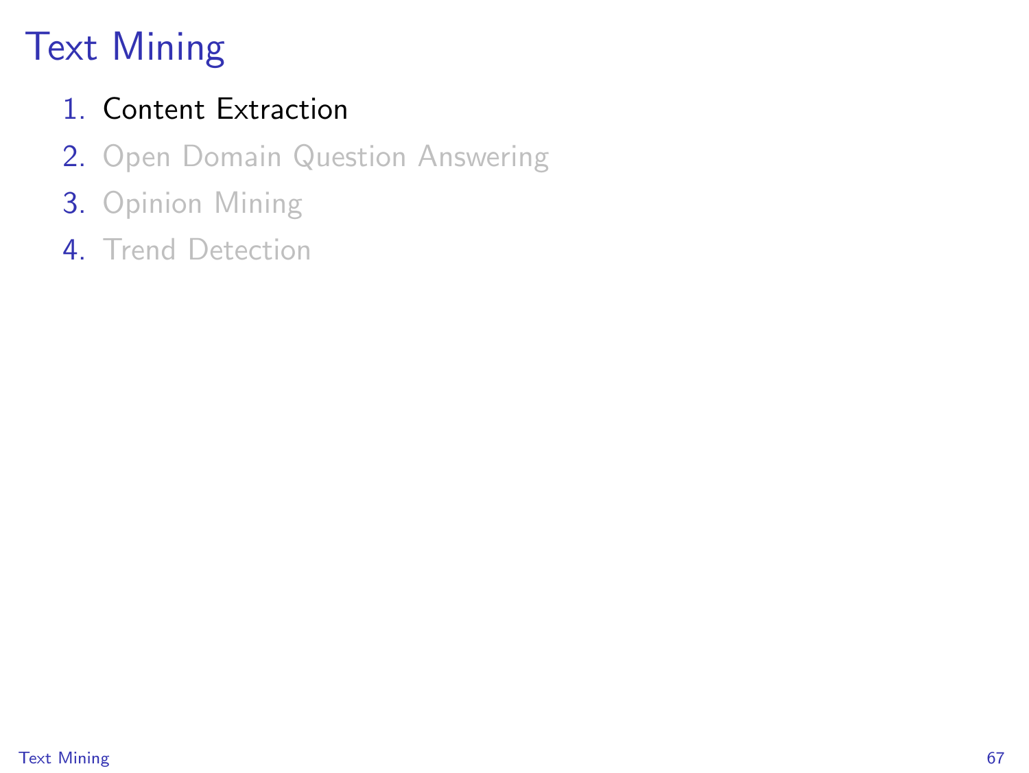# Text Mining

1. Content Extraction
2. Open Domain Question Answering
3. Opinion Mining
4. Trend Detection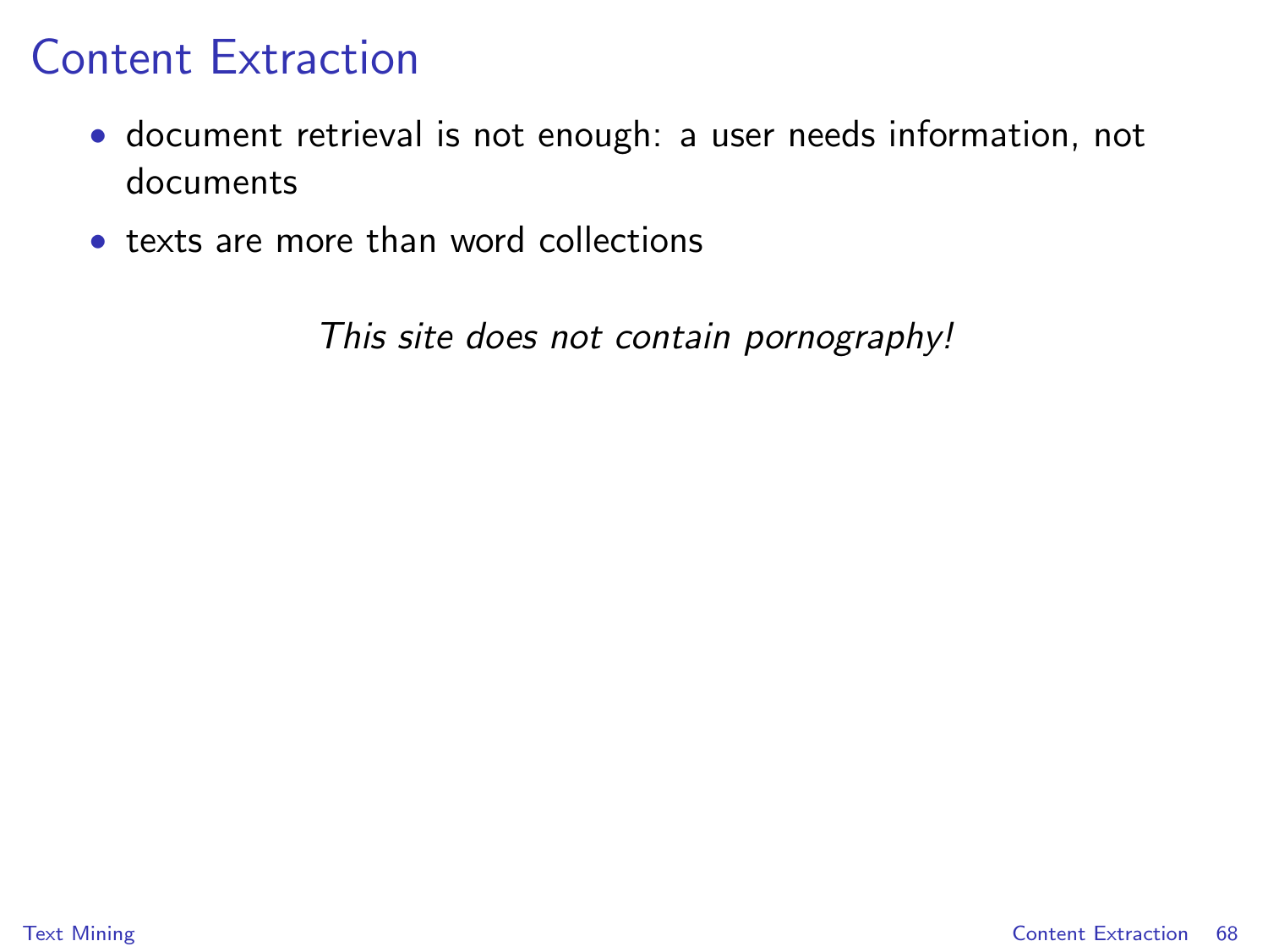# Content Extraction

- document retrieval is not enough: a user needs information, not documents
- texts are more than word collections

*This site does not contain pornography!*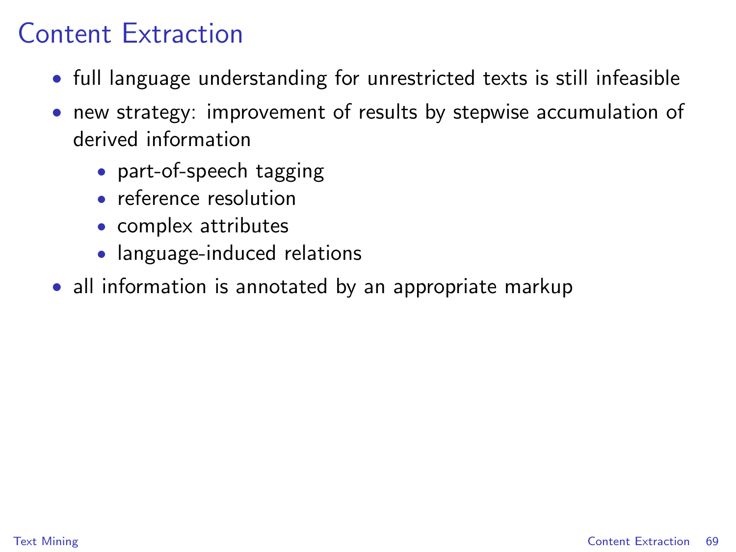# Content Extraction

- full language understanding for unrestricted texts is still infeasible
- new strategy: improvement of results by stepwise accumulation of derived information
  - part-of-speech tagging
  - reference resolution
  - complex attributes
  - language-induced relations
- all information is annotated by an appropriate markup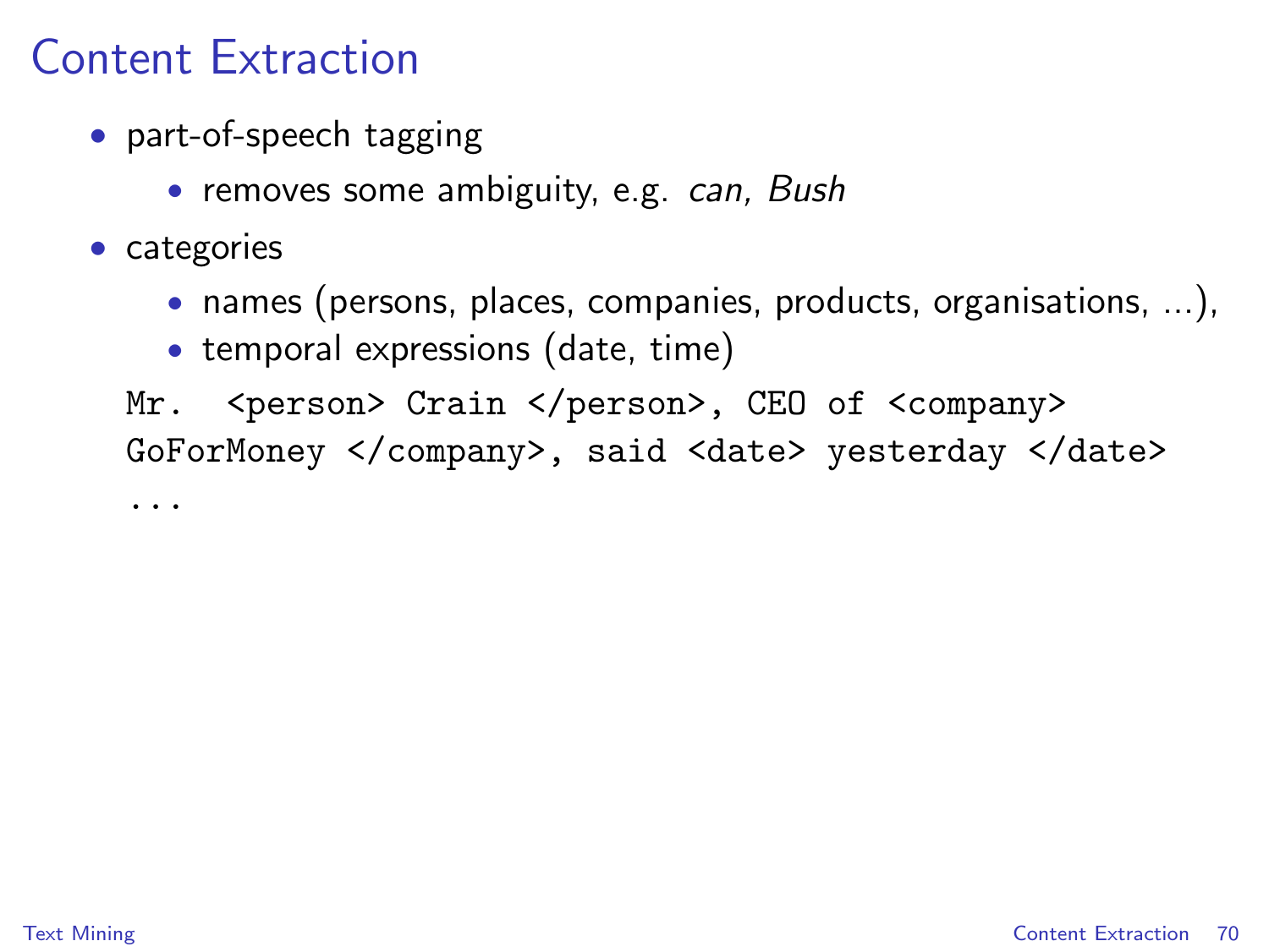# Content Extraction

- part-of-speech tagging
  - removes some ambiguity, e.g. *can, Bush*
- categories
  - names (persons, places, companies, products, organisations, ...),
  - temporal expressions (date, time)

```
Mr.  <person> Crain </person>, CEO of <company>
GoForMoney </company>, said <date> yesterday </date>
...
```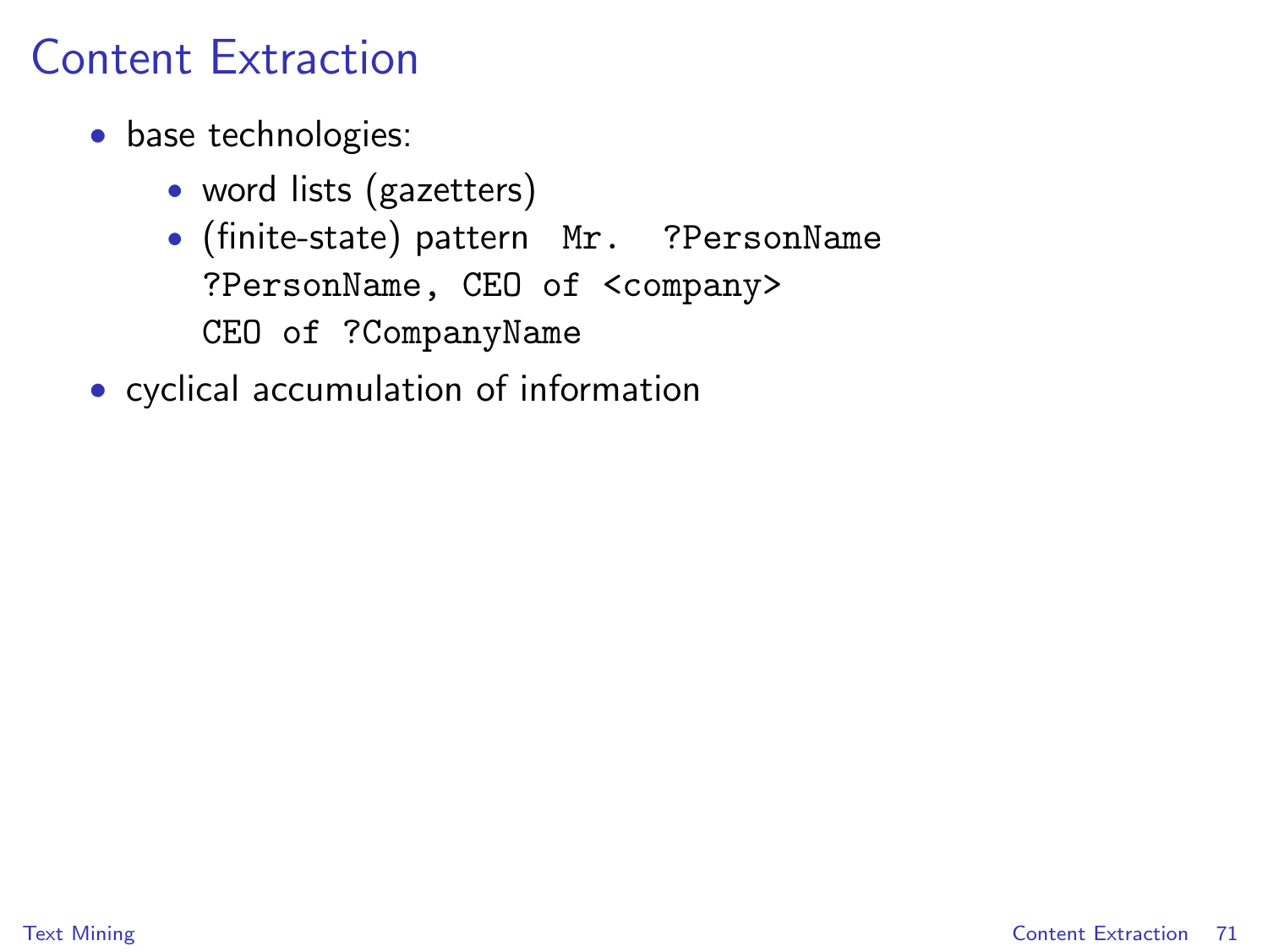# Content Extraction

- base technologies:
  - word lists (gazetters)
  - (finite-state) pattern `Mr. ?PersonName`
    `?PersonName, CEO of <company>`
    `CEO of ?CompanyName`
- cyclical accumulation of information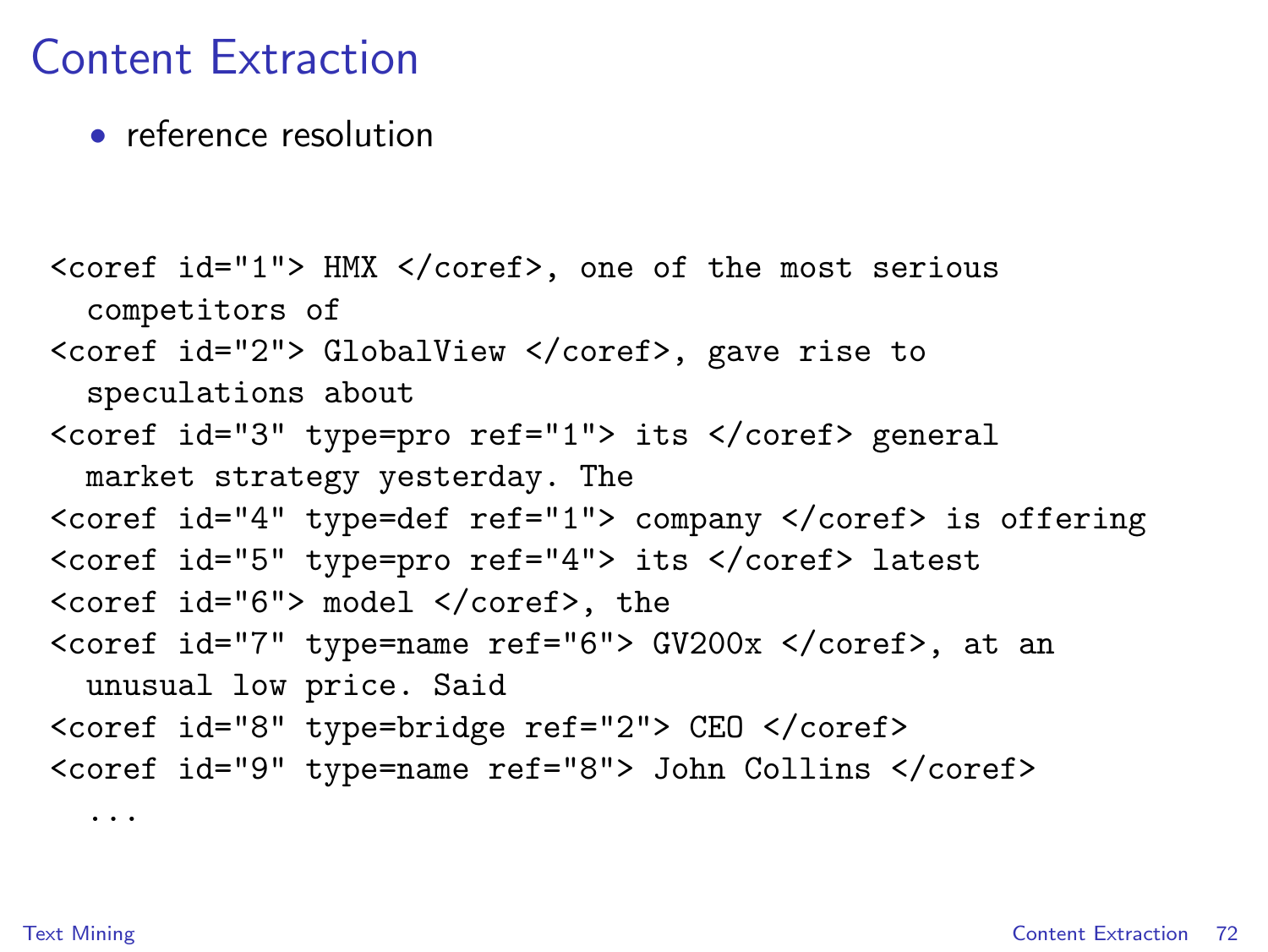# Content Extraction

- reference resolution

```
<coref id="1"> HMX </coref>, one of the most serious
  competitors of
<coref id="2"> GlobalView </coref>, gave rise to
  speculations about
<coref id="3" type=pro ref="1"> its </coref> general
  market strategy yesterday. The
<coref id="4" type=def ref="1"> company </coref> is offering
<coref id="5" type=pro ref="4"> its </coref> latest
<coref id="6"> model </coref>, the
<coref id="7" type=name ref="6"> GV200x </coref>, at an
  unusual low price. Said
<coref id="8" type=bridge ref="2"> CEO </coref>
<coref id="9" type=name ref="8"> John Collins </coref>
  ...
```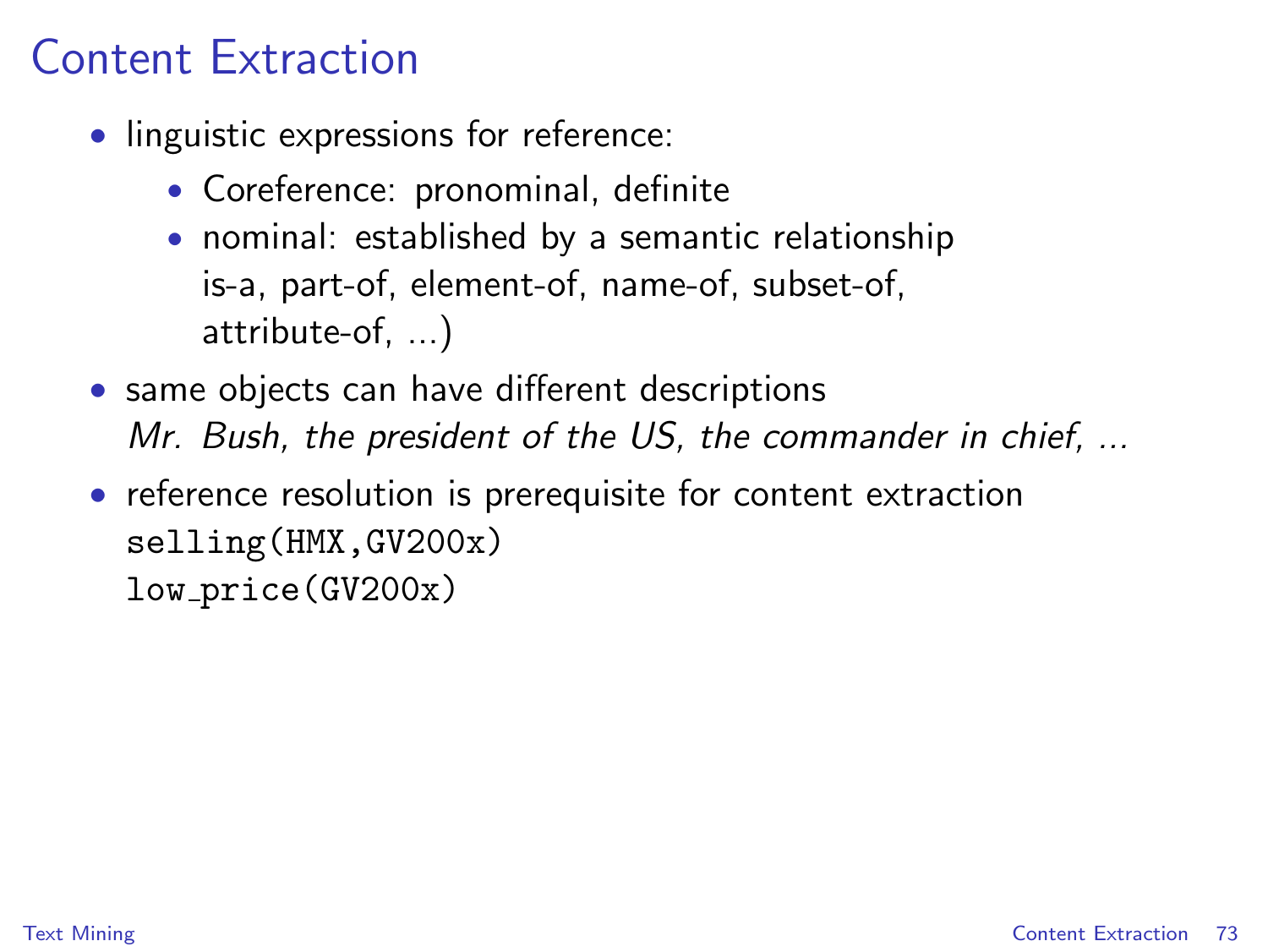# Content Extraction

- linguistic expressions for reference:
  - Coreference: pronominal, definite
  - nominal: established by a semantic relationship is-a, part-of, element-of, name-of, subset-of, attribute-of, ...)
- same objects can have different descriptions
  *Mr. Bush, the president of the US, the commander in chief, ...*
- reference resolution is prerequisite for content extraction

```
selling(HMX,GV200x)
low_price(GV200x)
```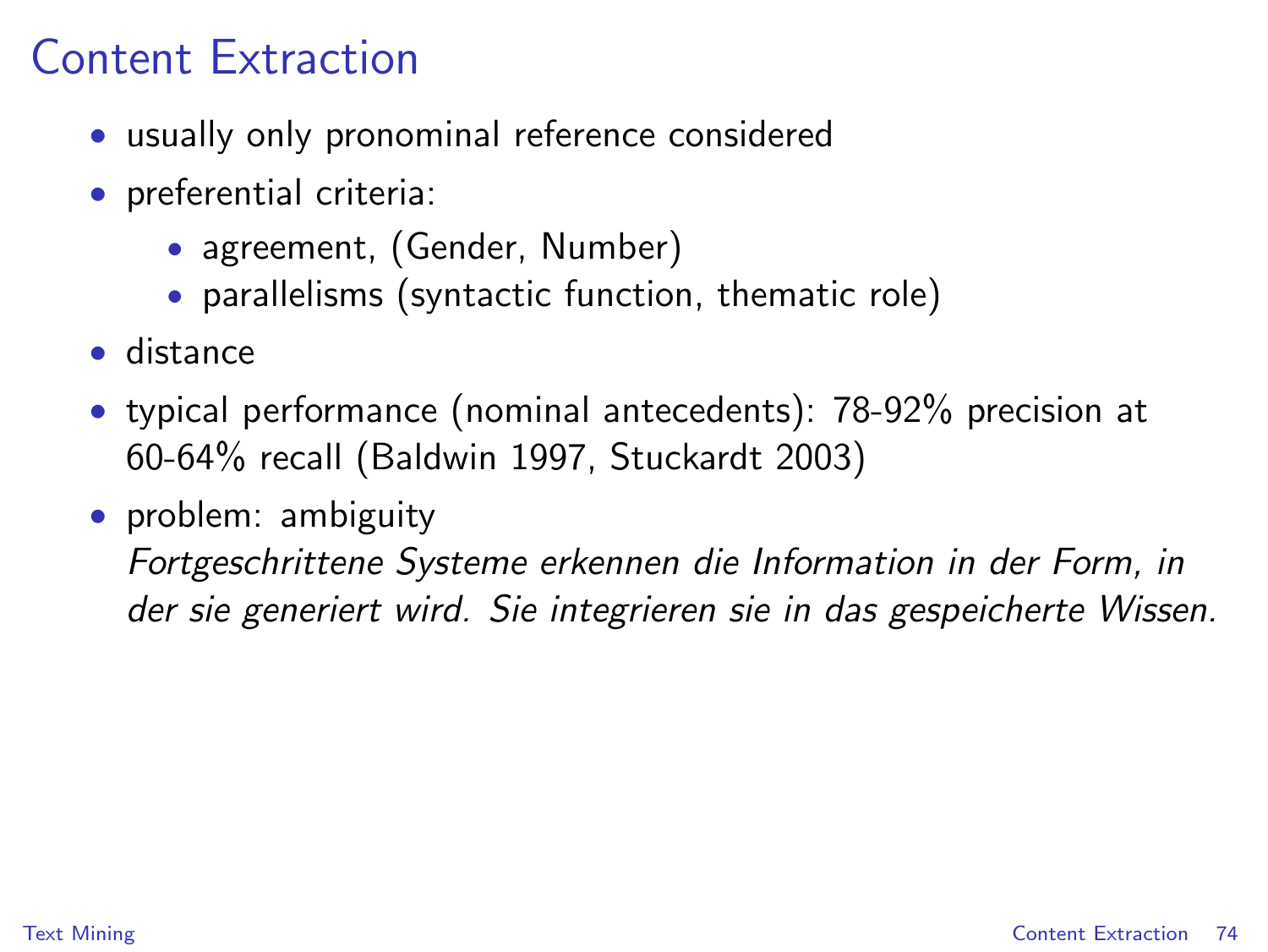# Content Extraction

- usually only pronominal reference considered
- preferential criteria:
  - agreement, (Gender, Number)
  - parallelisms (syntactic function, thematic role)
- distance
- typical performance (nominal antecedents): 78-92% precision at 60-64% recall (Baldwin 1997, Stuckardt 2003)
- problem: ambiguity
  *Fortgeschrittene Systeme erkennen die Information in der Form, in der sie generiert wird. Sie integrieren sie in das gespeicherte Wissen.*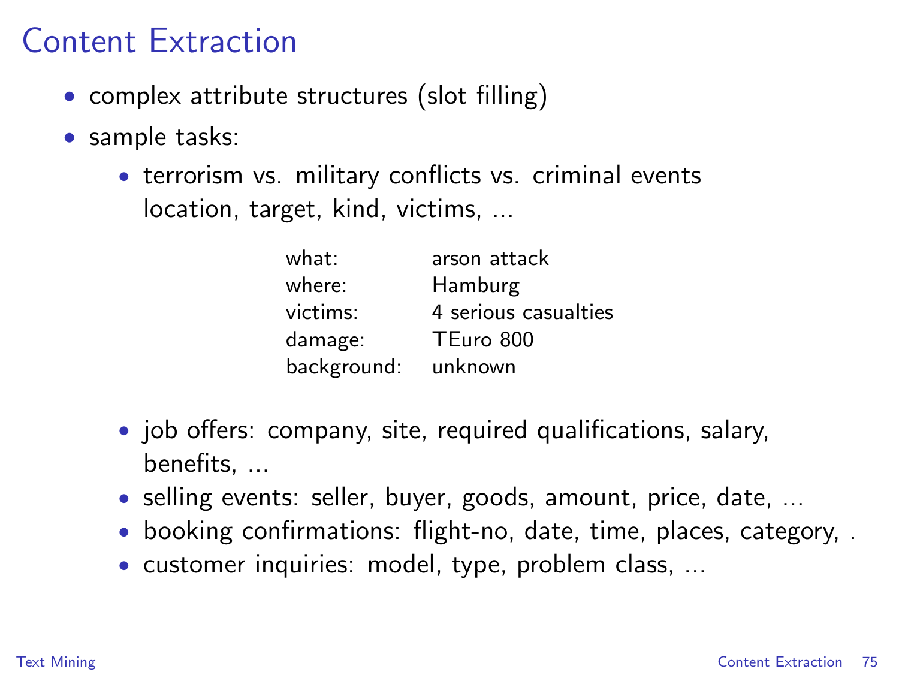# Content Extraction

- complex attribute structures (slot filling)
- sample tasks:
  - terrorism vs. military conflicts vs. criminal events
    location, target, kind, victims, ...

    | | |
    |---|---|
    | what: | arson attack |
    | where: | Hamburg |
    | victims: | 4 serious casualties |
    | damage: | TEuro 800 |
    | background: | unknown |

  - job offers: company, site, required qualifications, salary, benefits, ...
  - selling events: seller, buyer, goods, amount, price, date, ...
  - booking confirmations: flight-no, date, time, places, category, .
  - customer inquiries: model, type, problem class, ...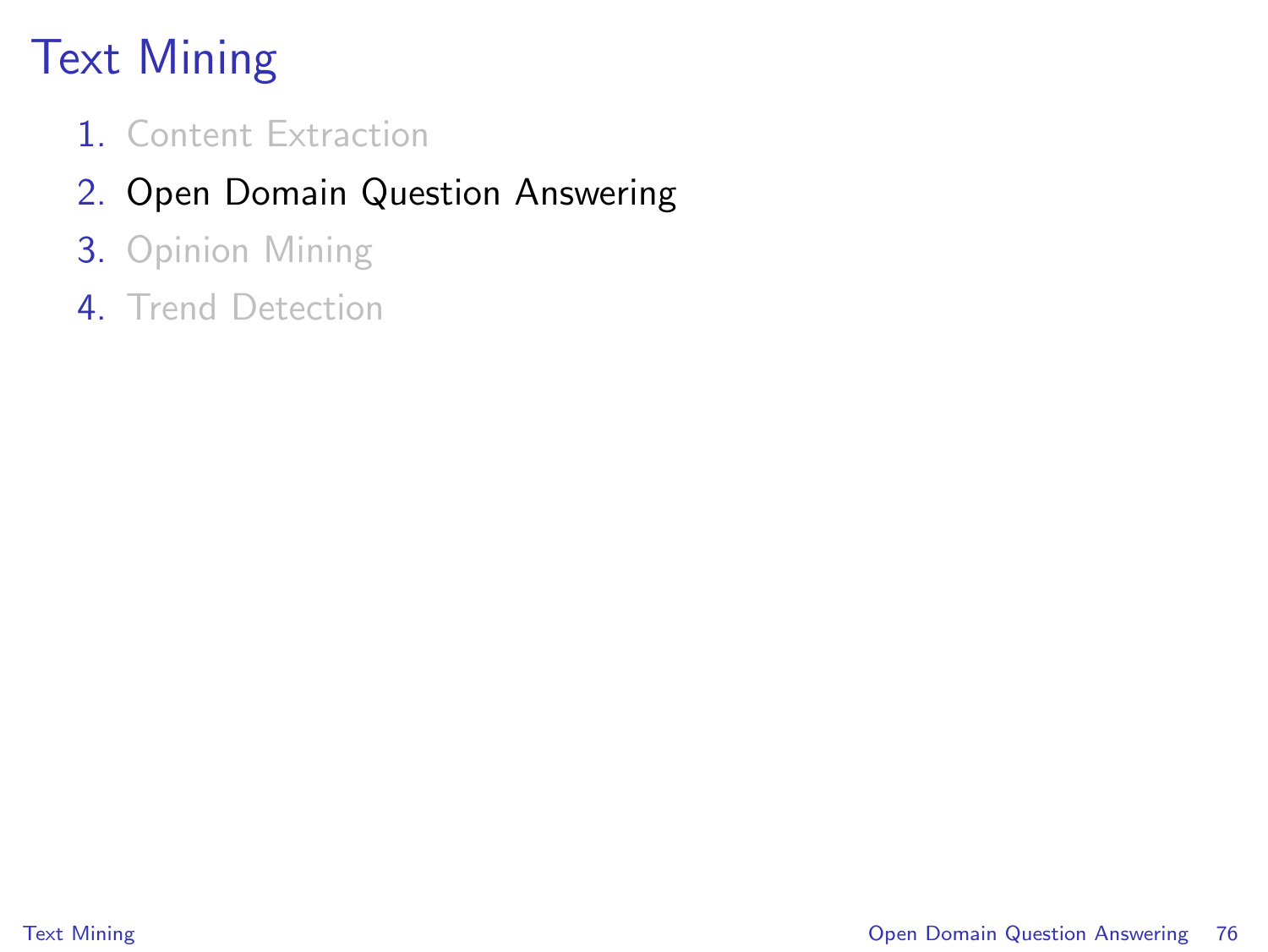# Text Mining

1. Content Extraction
2. Open Domain Question Answering
3. Opinion Mining
4. Trend Detection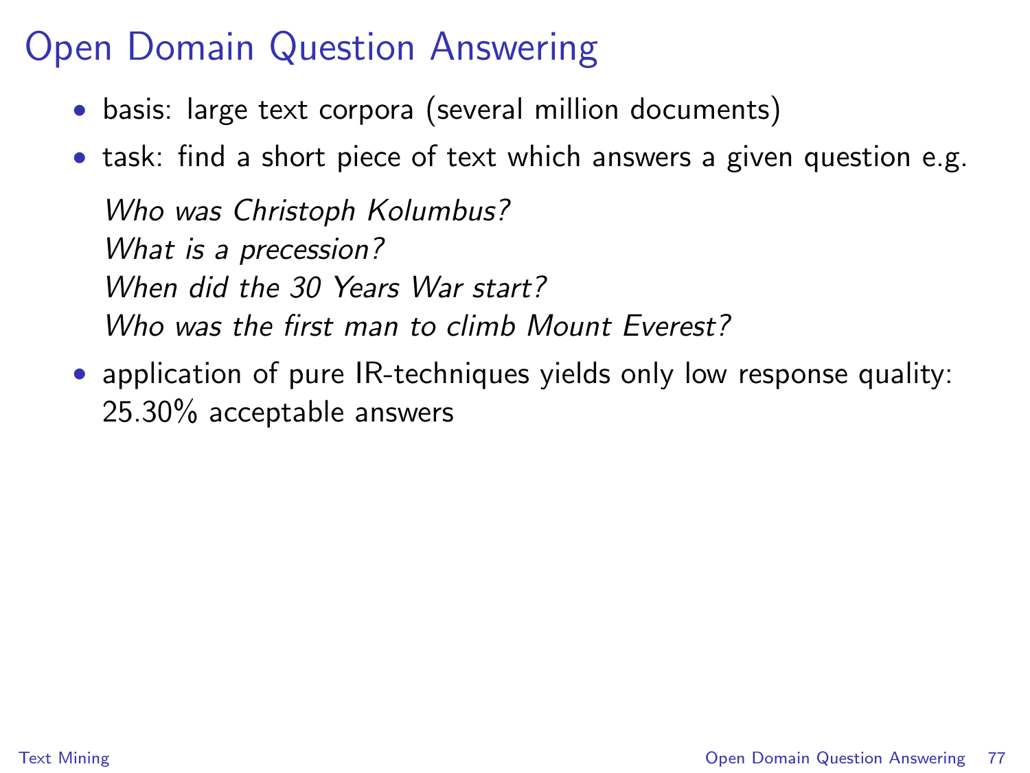# Open Domain Question Answering

- basis: large text corpora (several million documents)
- task: find a short piece of text which answers a given question e.g.

  *Who was Christoph Kolumbus?*
  *What is a precession?*
  *When did the 30 Years War start?*
  *Who was the first man to climb Mount Everest?*

- application of pure IR-techniques yields only low response quality: 25.30% acceptable answers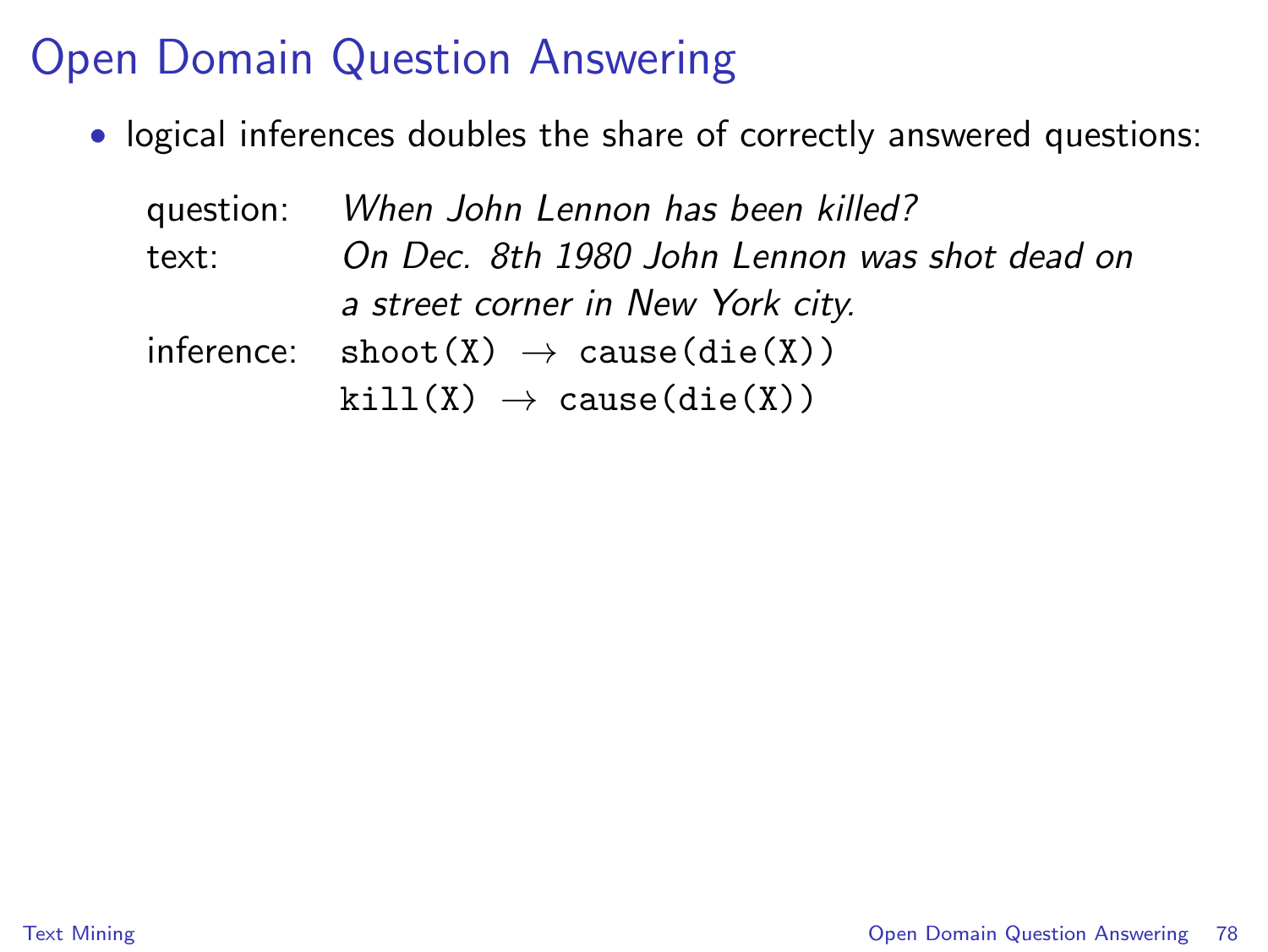# Open Domain Question Answering

- logical inferences doubles the share of correctly answered questions:

question: *When John Lennon has been killed?*
text: *On Dec. 8th 1980 John Lennon was shot dead on a street corner in New York city.*
inference: `shoot(X)` $\rightarrow$ `cause(die(X))`
`kill(X)` $\rightarrow$ `cause(die(X))`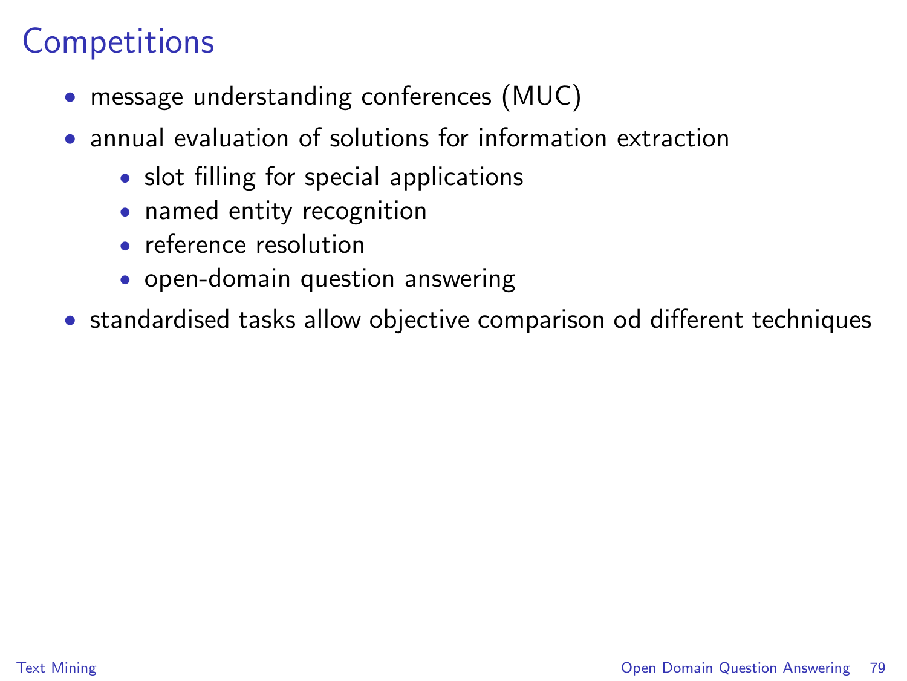# Competitions

- message understanding conferences (MUC)
- annual evaluation of solutions for information extraction
  - slot filling for special applications
  - named entity recognition
  - reference resolution
  - open-domain question answering
- standardised tasks allow objective comparison od different techniques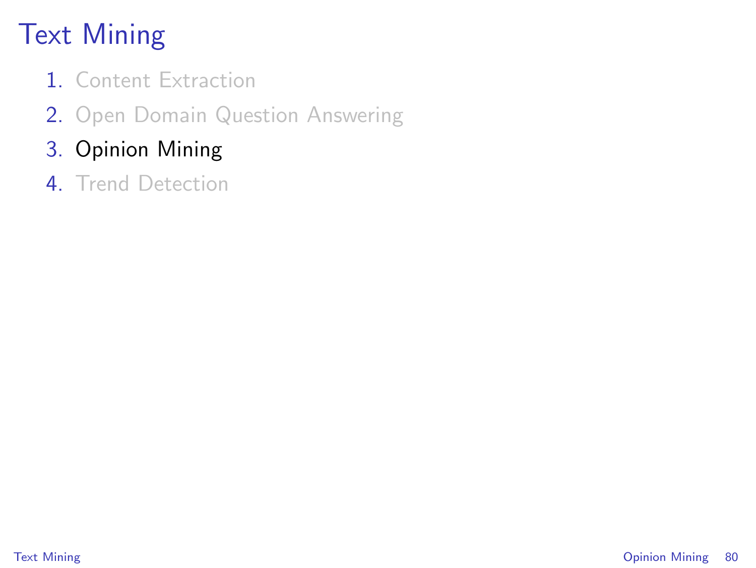# Text Mining

1. Content Extraction
2. Open Domain Question Answering
3. Opinion Mining
4. Trend Detection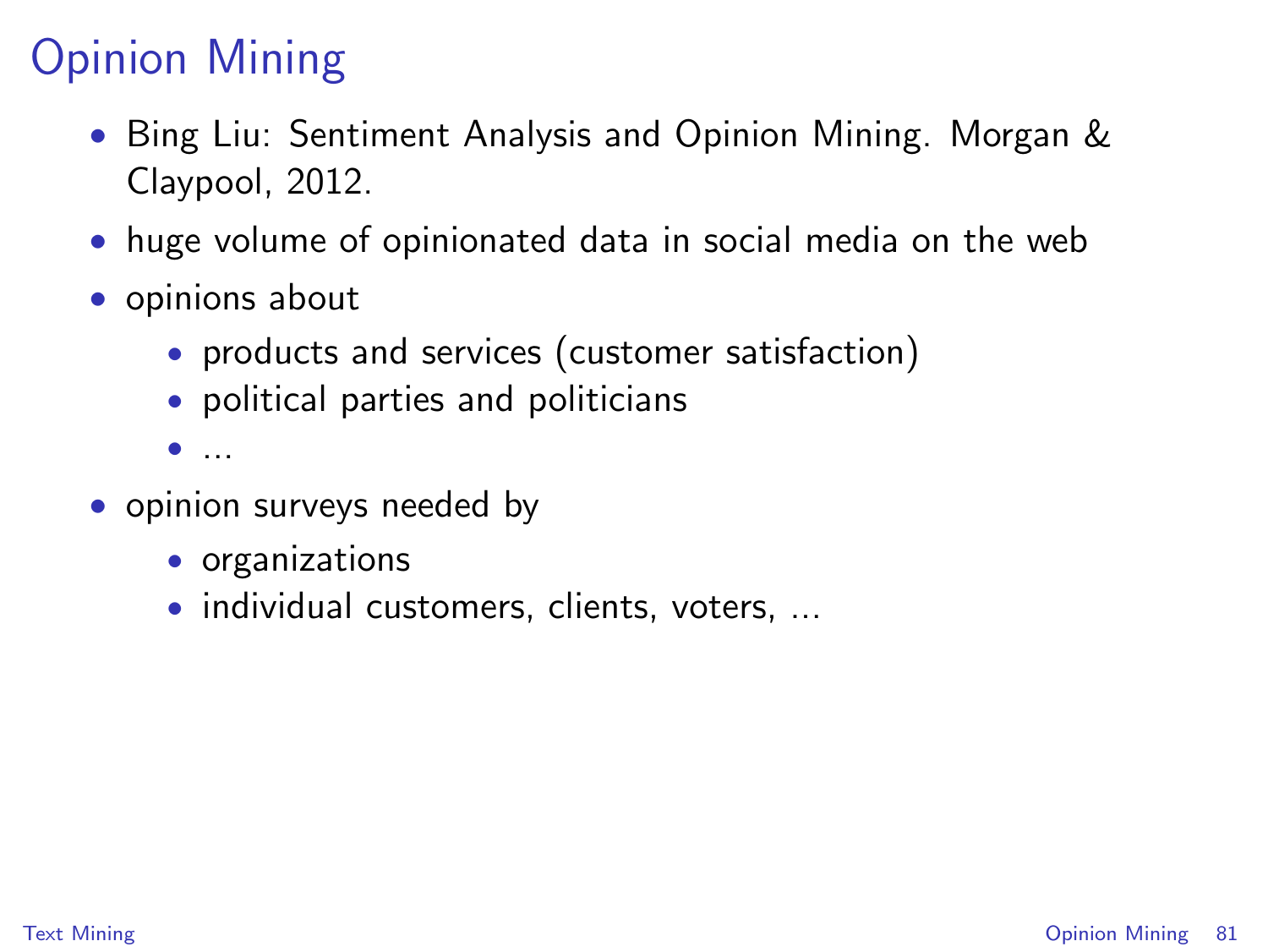# Opinion Mining

- Bing Liu: Sentiment Analysis and Opinion Mining. Morgan & Claypool, 2012.
- huge volume of opinionated data in social media on the web
- opinions about
  - products and services (customer satisfaction)
  - political parties and politicians
  - ...
- opinion surveys needed by
  - organizations
  - individual customers, clients, voters, ...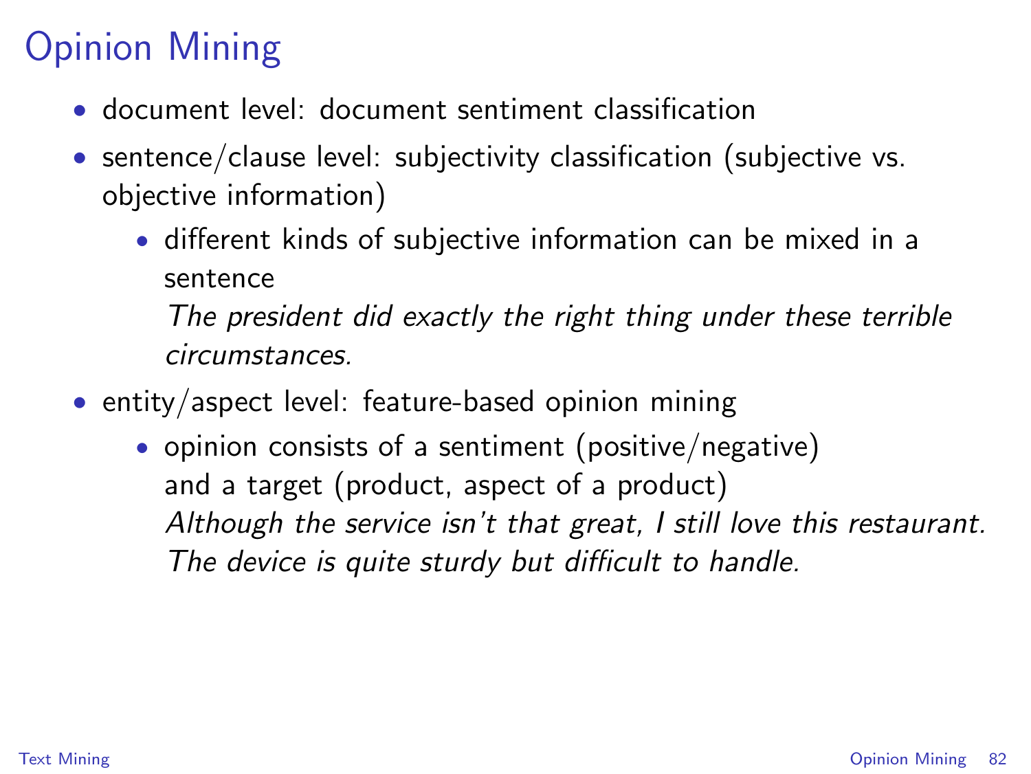# Opinion Mining

- document level: document sentiment classification
- sentence/clause level: subjectivity classification (subjective vs. objective information)
  - different kinds of subjective information can be mixed in a sentence
    *The president did exactly the right thing under these terrible circumstances.*
- entity/aspect level: feature-based opinion mining
  - opinion consists of a sentiment (positive/negative) and a target (product, aspect of a product)
    *Although the service isn't that great, I still love this restaurant.*
    *The device is quite sturdy but difficult to handle.*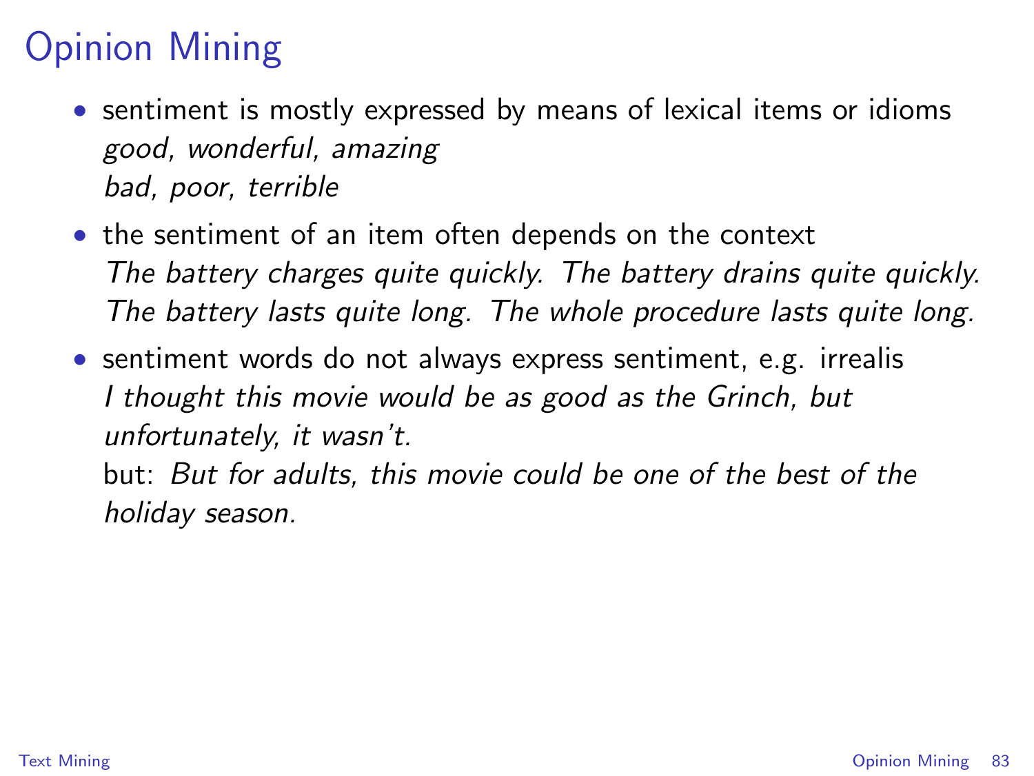# Opinion Mining

- sentiment is mostly expressed by means of lexical items or idioms
  *good, wonderful, amazing*
  *bad, poor, terrible*
- the sentiment of an item often depends on the context
  *The battery charges quite quickly. The battery drains quite quickly.*
  *The battery lasts quite long. The whole procedure lasts quite long.*
- sentiment words do not always express sentiment, e.g. irrealis
  *I thought this movie would be as good as the Grinch, but unfortunately, it wasn't.*
  but: *But for adults, this movie could be one of the best of the holiday season.*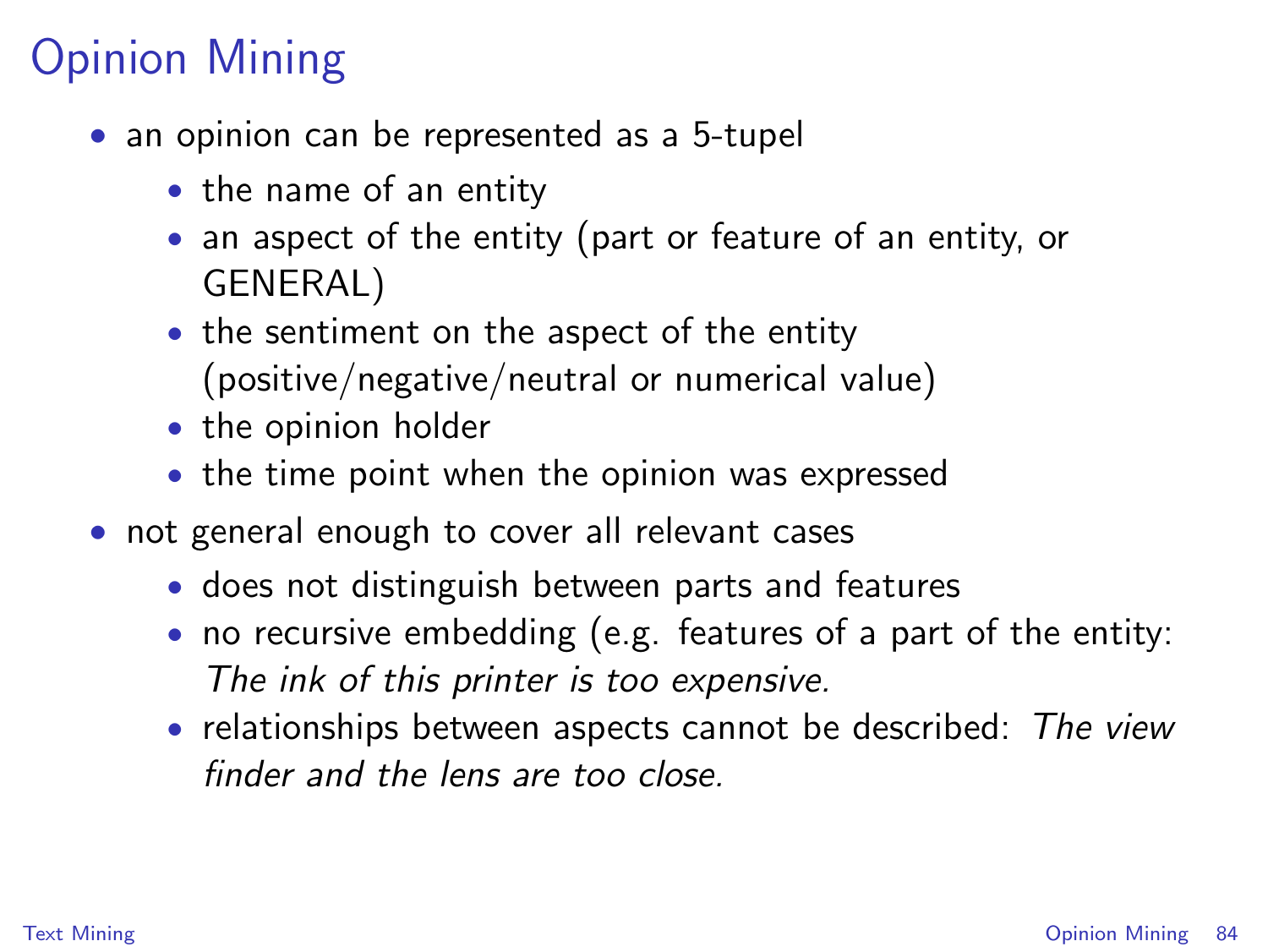# Opinion Mining

- an opinion can be represented as a 5-tupel
  - the name of an entity
  - an aspect of the entity (part or feature of an entity, or GENERAL)
  - the sentiment on the aspect of the entity (positive/negative/neutral or numerical value)
  - the opinion holder
  - the time point when the opinion was expressed
- not general enough to cover all relevant cases
  - does not distinguish between parts and features
  - no recursive embedding (e.g. features of a part of the entity: *The ink of this printer is too expensive.*
  - relationships between aspects cannot be described: *The view finder and the lens are too close.*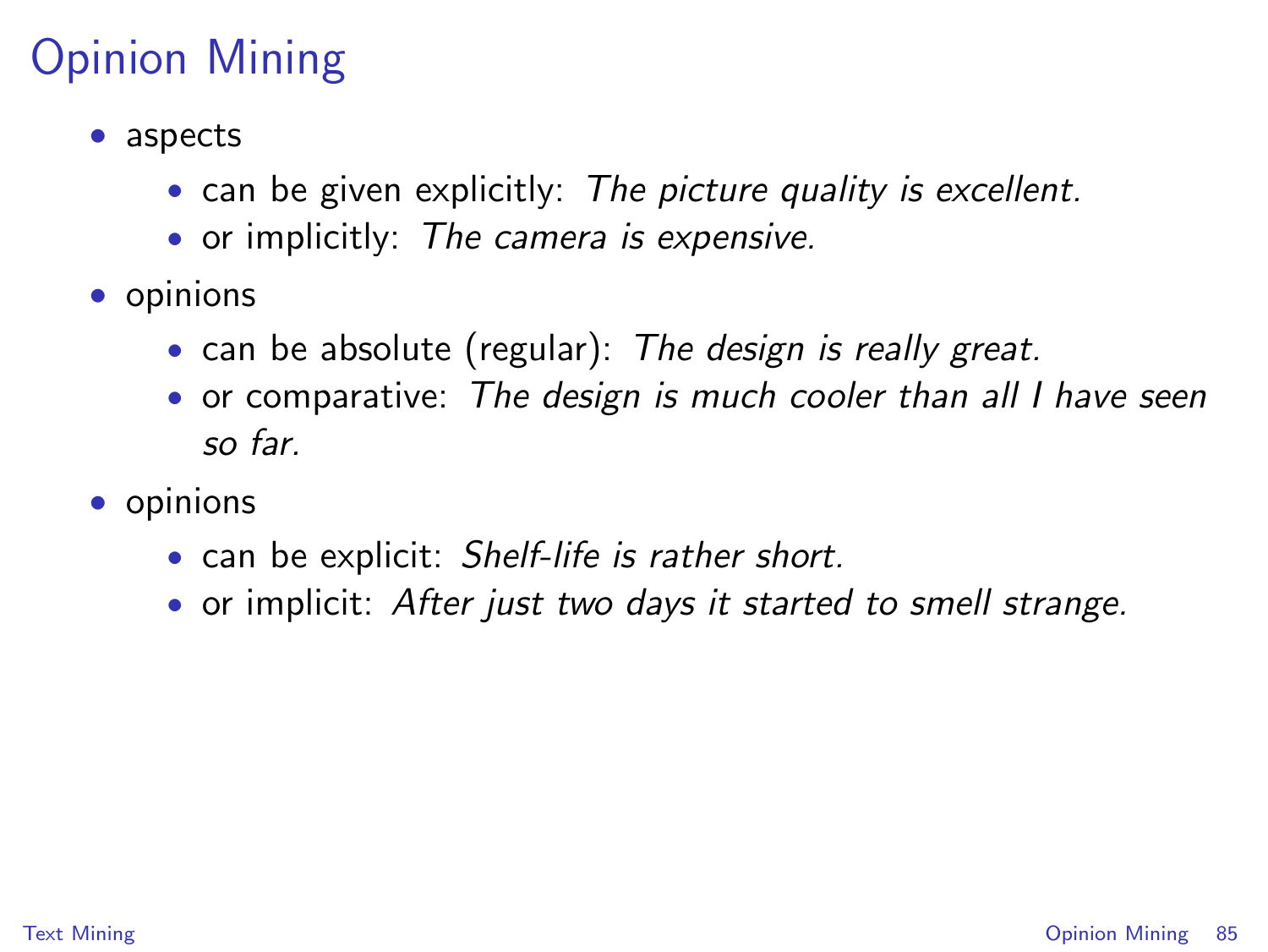# Opinion Mining

- aspects
  - can be given explicitly: *The picture quality is excellent.*
  - or implicitly: *The camera is expensive.*
- opinions
  - can be absolute (regular): *The design is really great.*
  - or comparative: *The design is much cooler than all I have seen so far.*
- opinions
  - can be explicit: *Shelf-life is rather short.*
  - or implicit: *After just two days it started to smell strange.*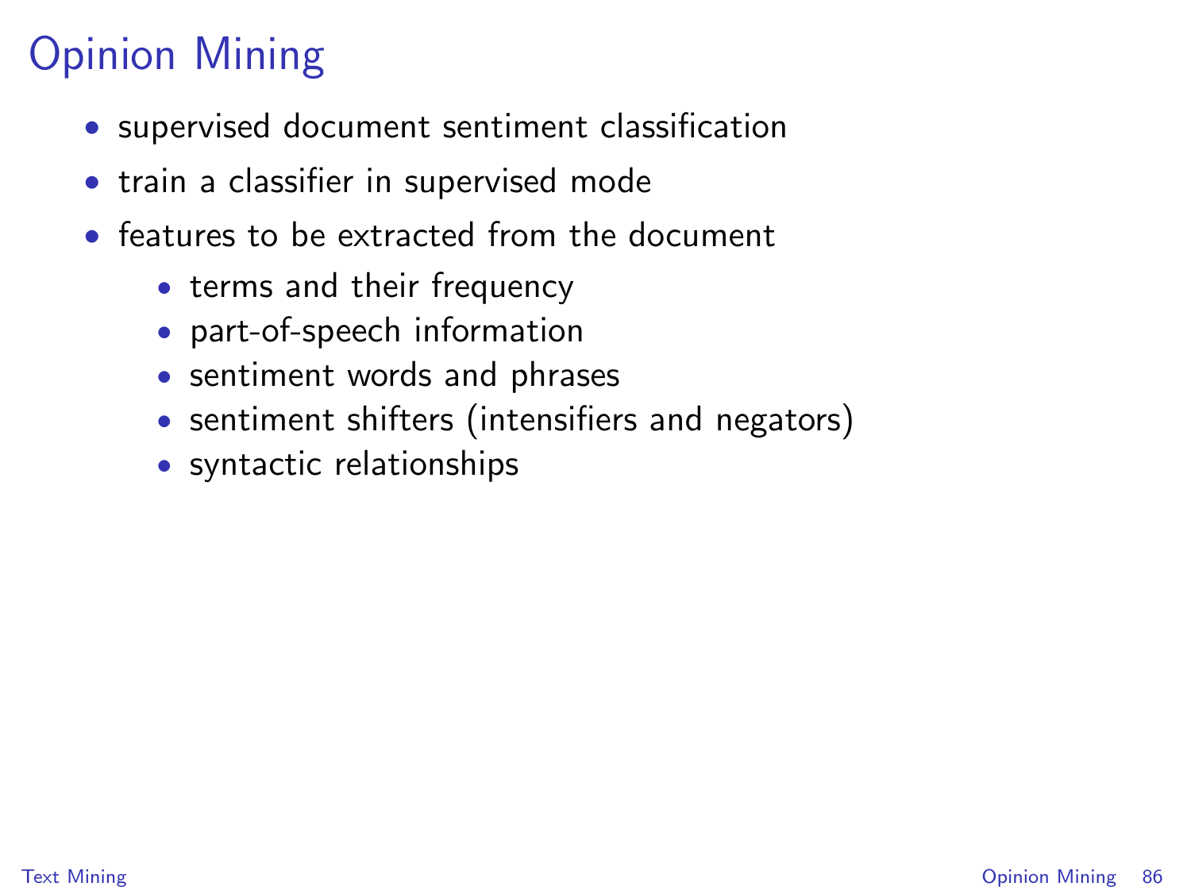# Opinion Mining

- supervised document sentiment classification
- train a classifier in supervised mode
- features to be extracted from the document
  - terms and their frequency
  - part-of-speech information
  - sentiment words and phrases
  - sentiment shifters (intensifiers and negators)
  - syntactic relationships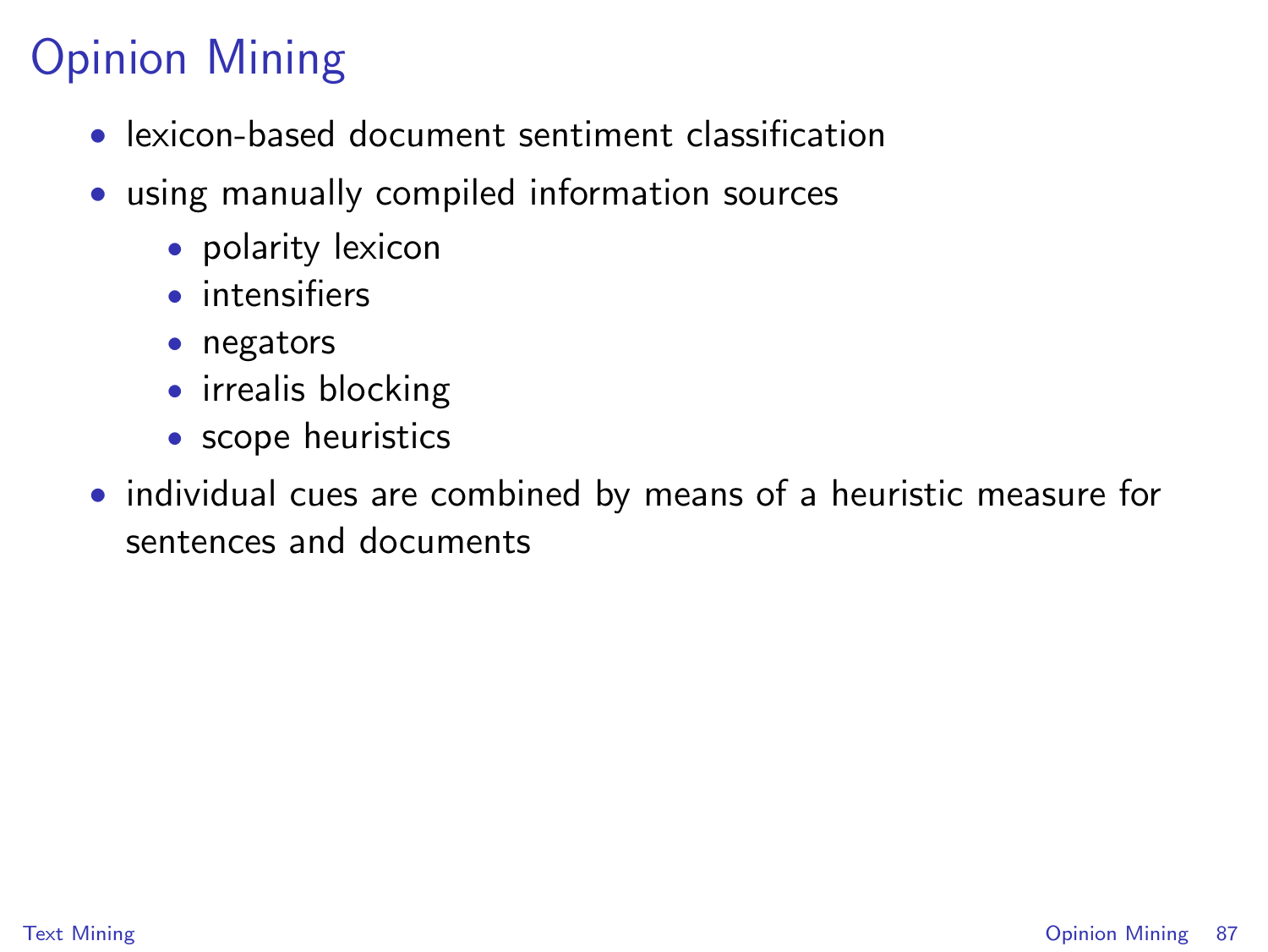# Opinion Mining

- lexicon-based document sentiment classification
- using manually compiled information sources
  - polarity lexicon
  - intensifiers
  - negators
  - irrealis blocking
  - scope heuristics
- individual cues are combined by means of a heuristic measure for sentences and documents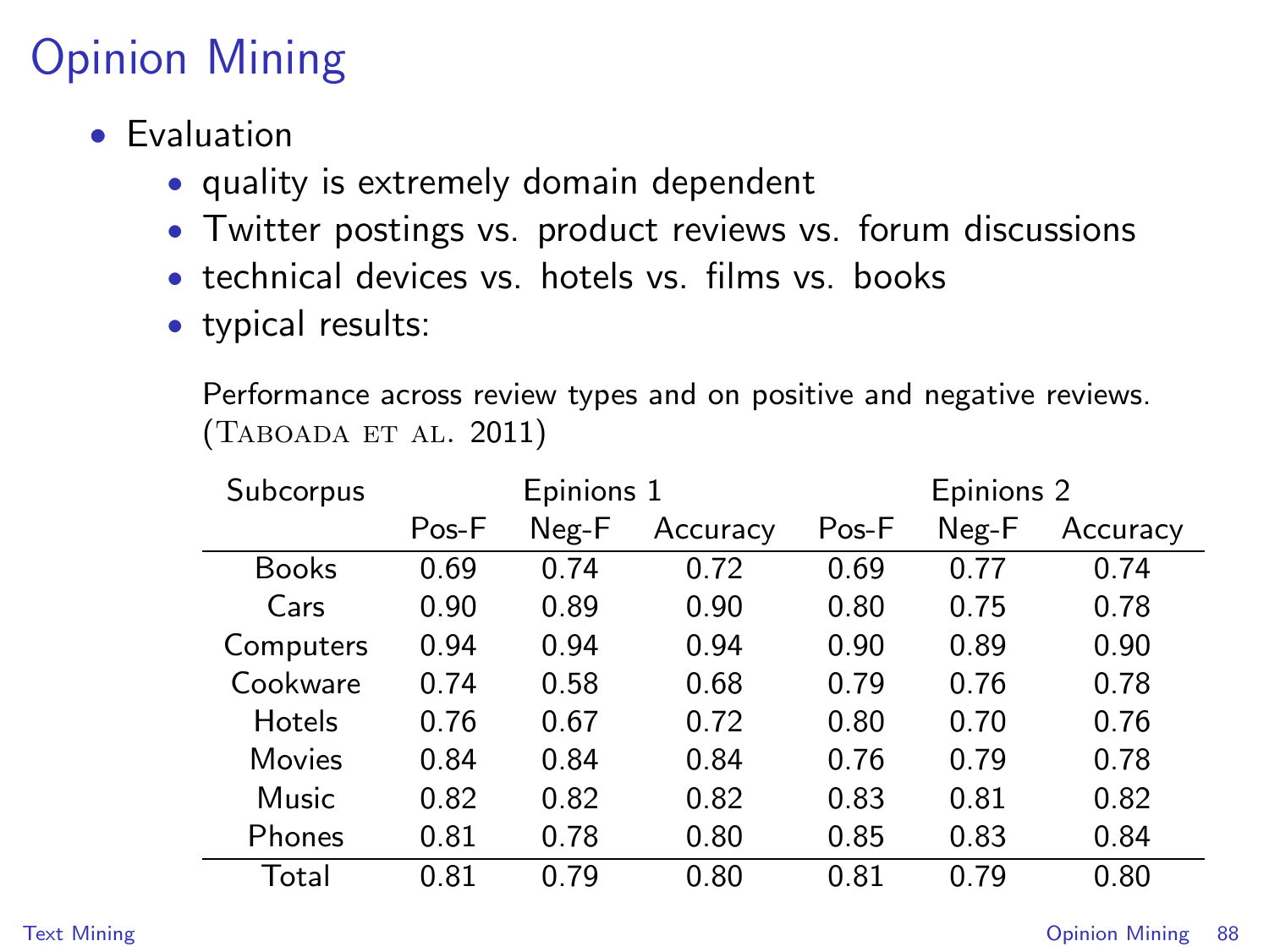# Opinion Mining

- Evaluation
  - quality is extremely domain dependent
  - Twitter postings vs. product reviews vs. forum discussions
  - technical devices vs. hotels vs. films vs. books
  - typical results:

Performance across review types and on positive and negative reviews. (Taboada et al. 2011)

| Subcorpus | Epinions 1 | | | Epinions 2 | | |
|---|---|---|---|---|---|---|
| | Pos-F | Neg-F | Accuracy | Pos-F | Neg-F | Accuracy |
| Books | 0.69 | 0.74 | 0.72 | 0.69 | 0.77 | 0.74 |
| Cars | 0.90 | 0.89 | 0.90 | 0.80 | 0.75 | 0.78 |
| Computers | 0.94 | 0.94 | 0.94 | 0.90 | 0.89 | 0.90 |
| Cookware | 0.74 | 0.58 | 0.68 | 0.79 | 0.76 | 0.78 |
| Hotels | 0.76 | 0.67 | 0.72 | 0.80 | 0.70 | 0.76 |
| Movies | 0.84 | 0.84 | 0.84 | 0.76 | 0.79 | 0.78 |
| Music | 0.82 | 0.82 | 0.82 | 0.83 | 0.81 | 0.82 |
| Phones | 0.81 | 0.78 | 0.80 | 0.85 | 0.83 | 0.84 |
| Total | 0.81 | 0.79 | 0.80 | 0.81 | 0.79 | 0.80 |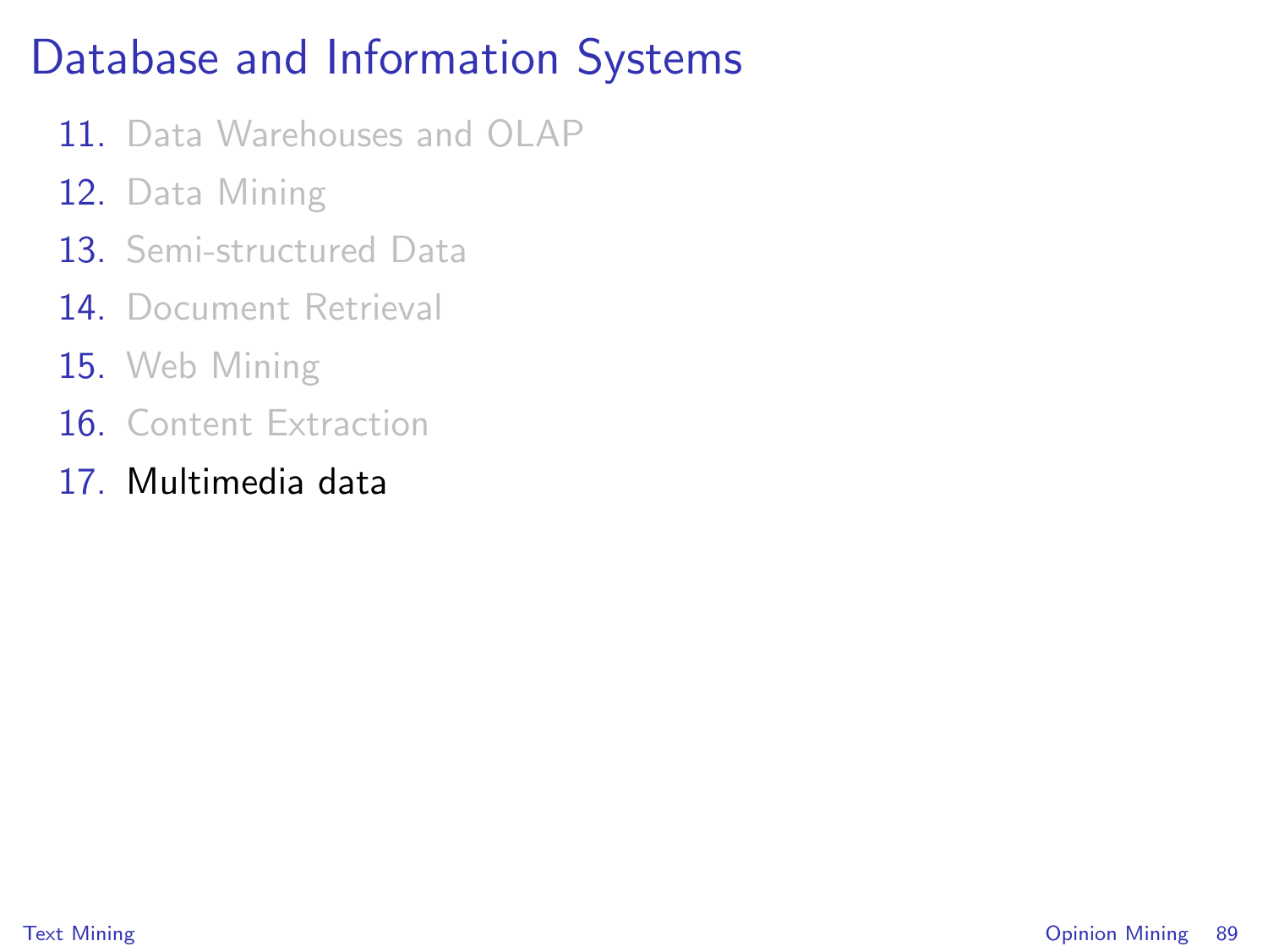# Database and Information Systems

11. Data Warehouses and OLAP
12. Data Mining
13. Semi-structured Data
14. Document Retrieval
15. Web Mining
16. Content Extraction
17. Multimedia data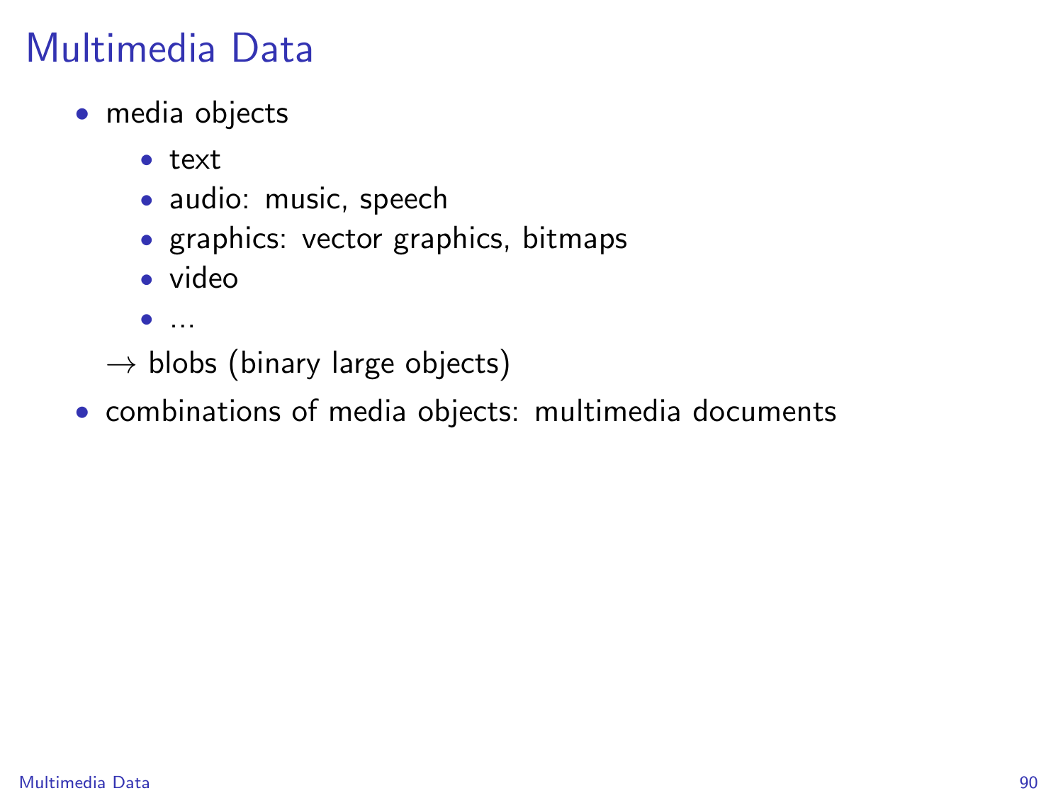# Multimedia Data

- media objects
  - text
  - audio: music, speech
  - graphics: vector graphics, bitmaps
  - video
  - ...

  $\rightarrow$ blobs (binary large objects)
- combinations of media objects: multimedia documents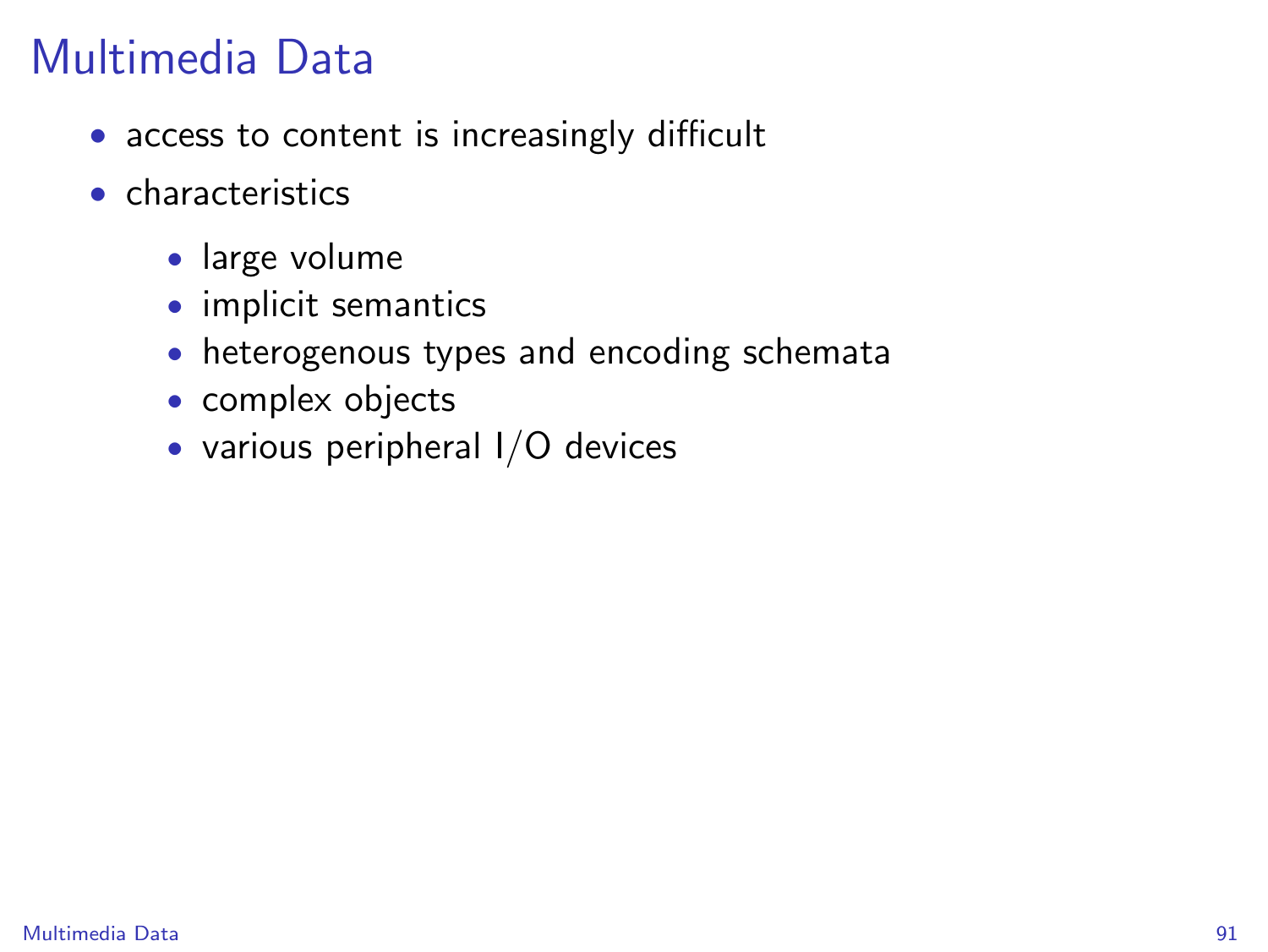# Multimedia Data

- access to content is increasingly difficult
- characteristics
  - large volume
  - implicit semantics
  - heterogenous types and encoding schemata
  - complex objects
  - various peripheral I/O devices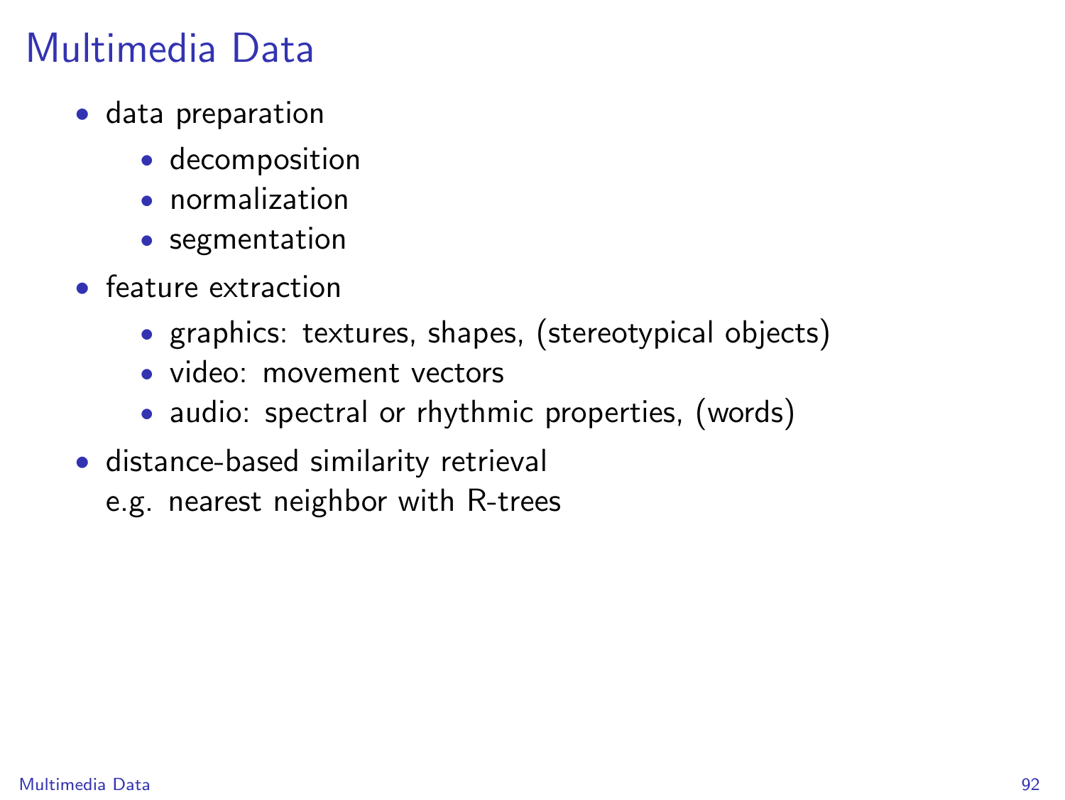# Multimedia Data

- data preparation
  - decomposition
  - normalization
  - segmentation
- feature extraction
  - graphics: textures, shapes, (stereotypical objects)
  - video: movement vectors
  - audio: spectral or rhythmic properties, (words)
- distance-based similarity retrieval
  e.g. nearest neighbor with R-trees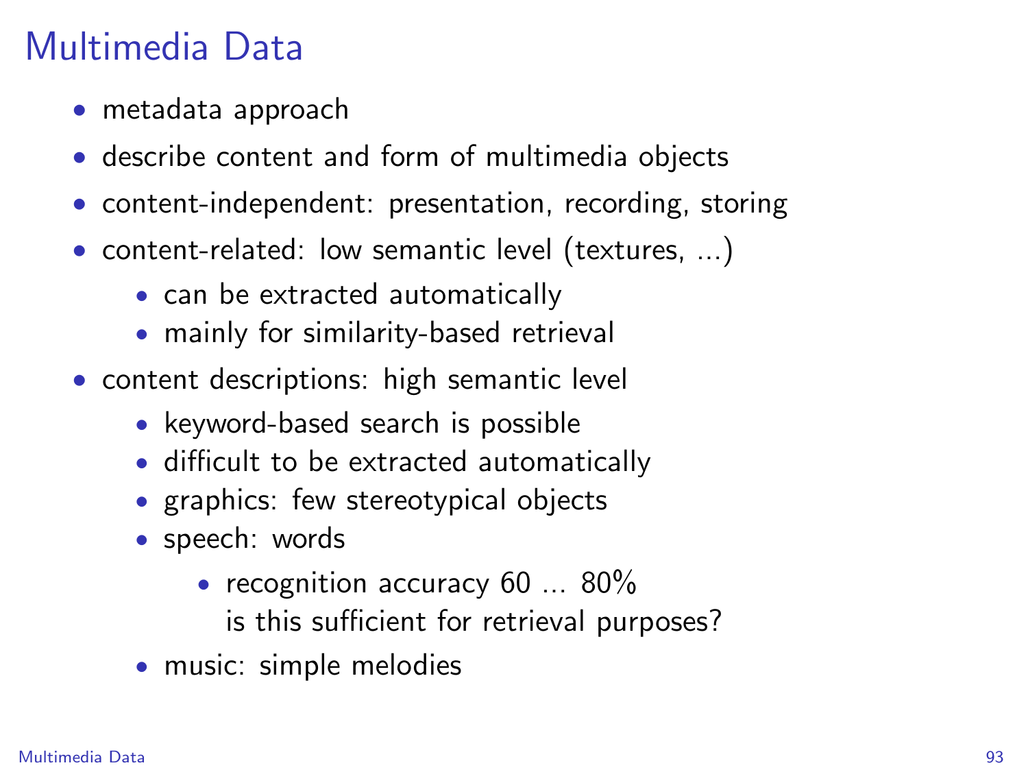# Multimedia Data

- metadata approach
- describe content and form of multimedia objects
- content-independent: presentation, recording, storing
- content-related: low semantic level (textures, ...)
  - can be extracted automatically
  - mainly for similarity-based retrieval
- content descriptions: high semantic level
  - keyword-based search is possible
  - difficult to be extracted automatically
  - graphics: few stereotypical objects
  - speech: words
    - recognition accuracy 60 ... 80%
      is this sufficient for retrieval purposes?
  - music: simple melodies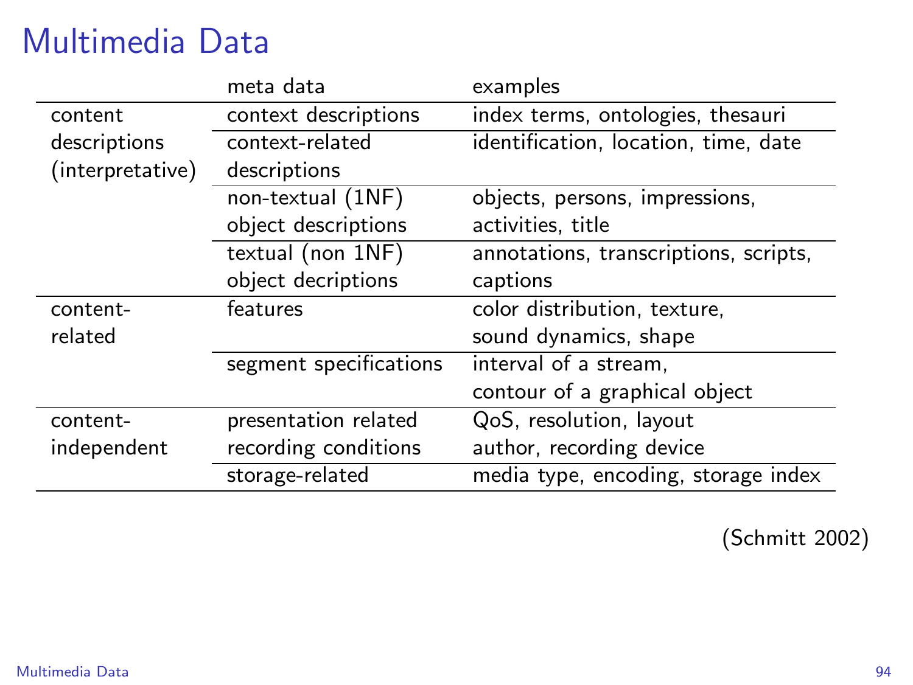# Multimedia Data

| | meta data | examples |
|---|---|---|
| content descriptions (interpretative) | context descriptions | index terms, ontologies, thesauri |
| | context-related descriptions | identification, location, time, date |
| | non-textual (1NF) object descriptions | objects, persons, impressions, activities, title |
| | textual (non 1NF) object decriptions | annotations, transcriptions, scripts, captions |
| content-related | features | color distribution, texture, sound dynamics, shape |
| | segment specifications | interval of a stream, contour of a graphical object |
| content-independent | presentation related recording conditions | QoS, resolution, layout author, recording device |
| | storage-related | media type, encoding, storage index |

(Schmitt 2002)